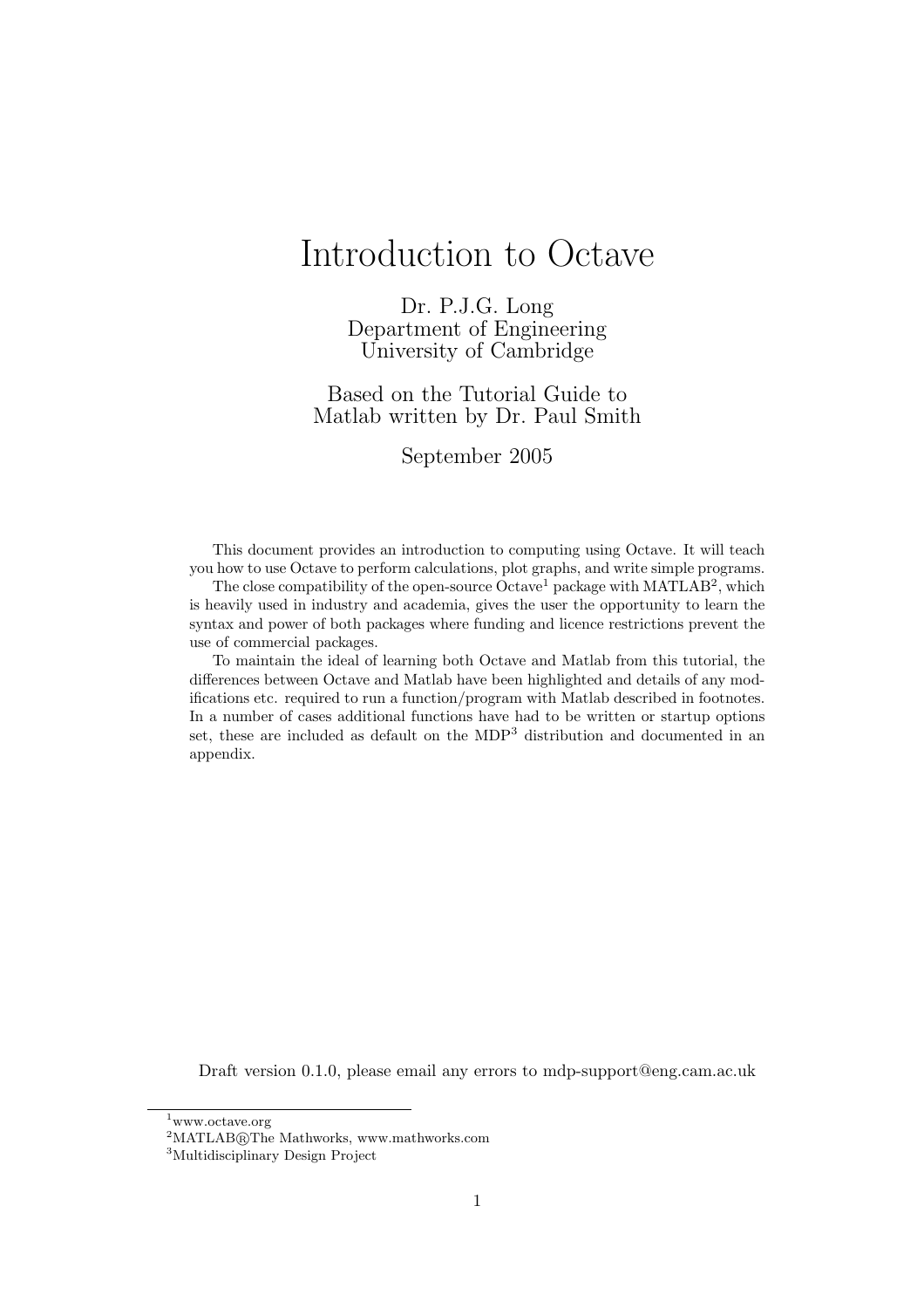# Introduction to Octave

Dr. P.J.G. Long
Department of Engineering
University of Cambridge

Based on the Tutorial Guide to
Matlab written by Dr. Paul Smith

September 2005

This document provides an introduction to computing using Octave. It will teach you how to use Octave to perform calculations, plot graphs, and write simple programs.

The close compatibility of the open-source Octave[1] package with MATLAB[2], which is heavily used in industry and academia, gives the user the opportunity to learn the syntax and power of both packages where funding and licence restrictions prevent the use of commercial packages.

To maintain the ideal of learning both Octave and Matlab from this tutorial, the differences between Octave and Matlab have been highlighted and details of any modifications etc. required to run a function/program with Matlab described in footnotes. In a number of cases additional functions have had to be written or startup options set, these are included as default on the MDP[3] distribution and documented in an appendix.

Draft version 0.1.0, please email any errors to mdp-support@eng.cam.ac.uk

[1] www.octave.org

[2] MATLAB®The Mathworks, www.mathworks.com

[3] Multidisciplinary Design Project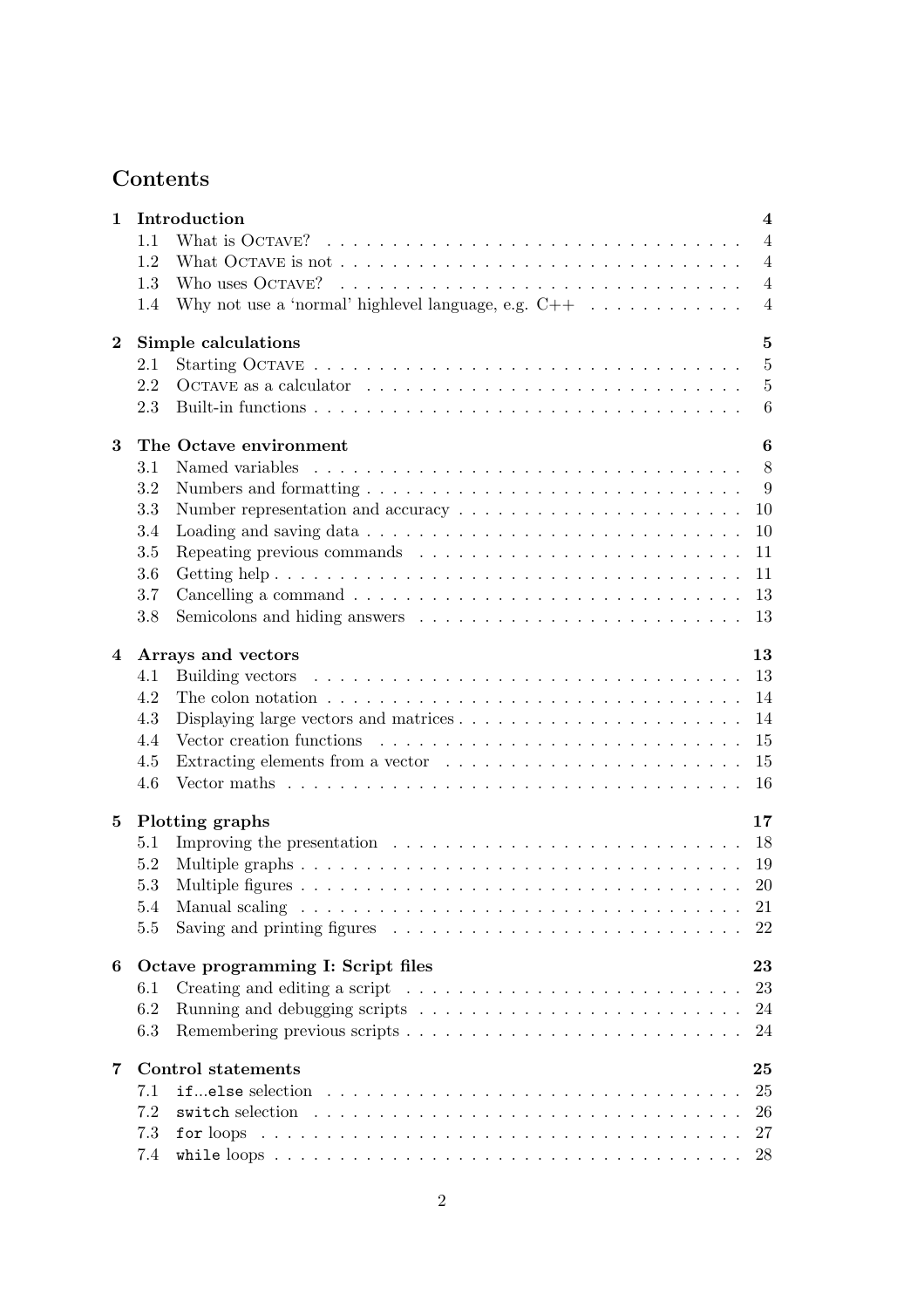# Contents

**1 Introduction** **4**
- 1.1 What is OCTAVE? . . . 4
- 1.2 What OCTAVE is not . . . 4
- 1.3 Who uses OCTAVE? . . . 4
- 1.4 Why not use a 'normal' highlevel language, e.g. C++ . . . 4

**2 Simple calculations** **5**
- 2.1 Starting OCTAVE . . . 5
- 2.2 OCTAVE as a calculator . . . 5
- 2.3 Built-in functions . . . 6

**3 The Octave environment** **6**
- 3.1 Named variables . . . 8
- 3.2 Numbers and formatting . . . 9
- 3.3 Number representation and accuracy . . . 10
- 3.4 Loading and saving data . . . 10
- 3.5 Repeating previous commands . . . 11
- 3.6 Getting help . . . 11
- 3.7 Cancelling a command . . . 13
- 3.8 Semicolons and hiding answers . . . 13

**4 Arrays and vectors** **13**
- 4.1 Building vectors . . . 13
- 4.2 The colon notation . . . 14
- 4.3 Displaying large vectors and matrices . . . 14
- 4.4 Vector creation functions . . . 15
- 4.5 Extracting elements from a vector . . . 15
- 4.6 Vector maths . . . 16

**5 Plotting graphs** **17**
- 5.1 Improving the presentation . . . 18
- 5.2 Multiple graphs . . . 19
- 5.3 Multiple figures . . . 20
- 5.4 Manual scaling . . . 21
- 5.5 Saving and printing figures . . . 22

**6 Octave programming I: Script files** **23**
- 6.1 Creating and editing a script . . . 23
- 6.2 Running and debugging scripts . . . 24
- 6.3 Remembering previous scripts . . . 24

**7 Control statements** **25**
- 7.1 `if...else` selection . . . 25
- 7.2 `switch` selection . . . 26
- 7.3 `for` loops . . . 27
- 7.4 `while` loops . . . 28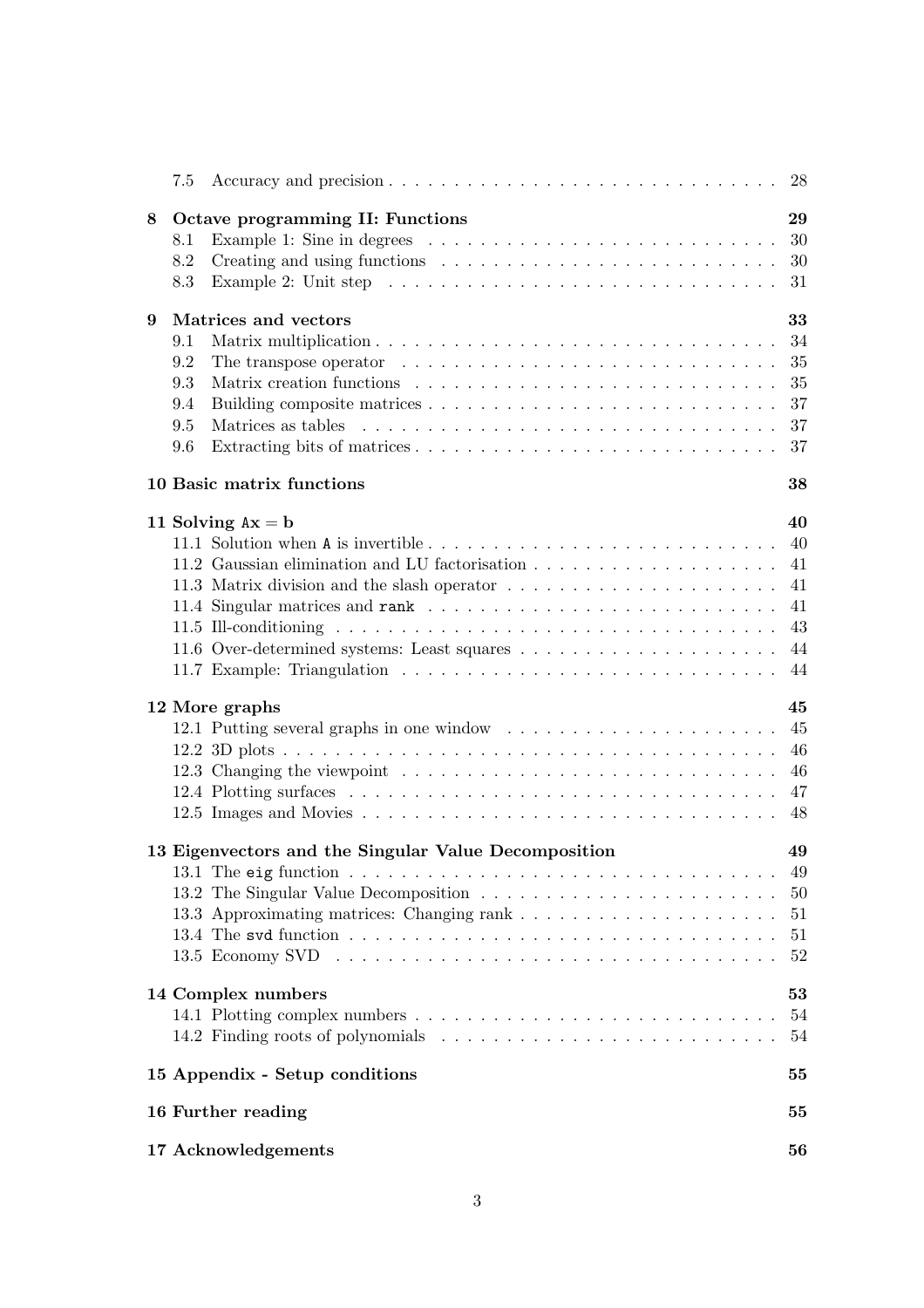| | | |
|---|---|---|
| 7.5 | Accuracy and precision | 28 |
| **8** | **Octave programming II: Functions** | **29** |
| 8.1 | Example 1: Sine in degrees | 30 |
| 8.2 | Creating and using functions | 30 |
| 8.3 | Example 2: Unit step | 31 |
| **9** | **Matrices and vectors** | **33** |
| 9.1 | Matrix multiplication | 34 |
| 9.2 | The transpose operator | 35 |
| 9.3 | Matrix creation functions | 35 |
| 9.4 | Building composite matrices | 37 |
| 9.5 | Matrices as tables | 37 |
| 9.6 | Extracting bits of matrices | 37 |
| **10** | **Basic matrix functions** | **38** |
| **11** | **Solving `Ax` = b** | **40** |
| 11.1 | Solution when `A` is invertible | 40 |
| 11.2 | Gaussian elimination and LU factorisation | 41 |
| 11.3 | Matrix division and the slash operator | 41 |
| 11.4 | Singular matrices and `rank` | 41 |
| 11.5 | Ill-conditioning | 43 |
| 11.6 | Over-determined systems: Least squares | 44 |
| 11.7 | Example: Triangulation | 44 |
| **12** | **More graphs** | **45** |
| 12.1 | Putting several graphs in one window | 45 |
| 12.2 | 3D plots | 46 |
| 12.3 | Changing the viewpoint | 46 |
| 12.4 | Plotting surfaces | 47 |
| 12.5 | Images and Movies | 48 |
| **13** | **Eigenvectors and the Singular Value Decomposition** | **49** |
| 13.1 | The `eig` function | 49 |
| 13.2 | The Singular Value Decomposition | 50 |
| 13.3 | Approximating matrices: Changing rank | 51 |
| 13.4 | The `svd` function | 51 |
| 13.5 | Economy SVD | 52 |
| **14** | **Complex numbers** | **53** |
| 14.1 | Plotting complex numbers | 54 |
| 14.2 | Finding roots of polynomials | 54 |
| **15** | **Appendix - Setup conditions** | **55** |
| **16** | **Further reading** | **55** |
| **17** | **Acknowledgements** | **56** |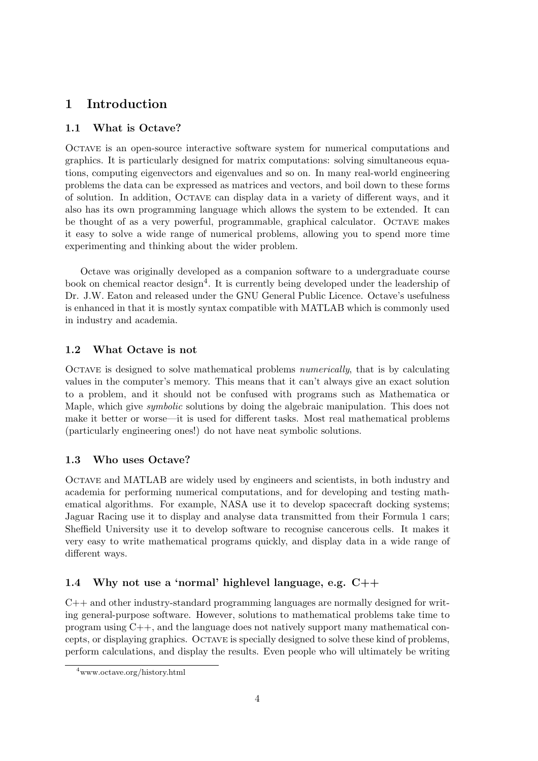# 1 Introduction

## 1.1 What is Octave?

Octave is an open-source interactive software system for numerical computations and graphics. It is particularly designed for matrix computations: solving simultaneous equations, computing eigenvectors and eigenvalues and so on. In many real-world engineering problems the data can be expressed as matrices and vectors, and boil down to these forms of solution. In addition, Octave can display data in a variety of different ways, and it also has its own programming language which allows the system to be extended. It can be thought of as a very powerful, programmable, graphical calculator. Octave makes it easy to solve a wide range of numerical problems, allowing you to spend more time experimenting and thinking about the wider problem.

Octave was originally developed as a companion software to a undergraduate course book on chemical reactor design[4]. It is currently being developed under the leadership of Dr. J.W. Eaton and released under the GNU General Public Licence. Octave's usefulness is enhanced in that it is mostly syntax compatible with MATLAB which is commonly used in industry and academia.

## 1.2 What Octave is not

Octave is designed to solve mathematical problems *numerically*, that is by calculating values in the computer's memory. This means that it can't always give an exact solution to a problem, and it should not be confused with programs such as Mathematica or Maple, which give *symbolic* solutions by doing the algebraic manipulation. This does not make it better or worse—it is used for different tasks. Most real mathematical problems (particularly engineering ones!) do not have neat symbolic solutions.

## 1.3 Who uses Octave?

Octave and MATLAB are widely used by engineers and scientists, in both industry and academia for performing numerical computations, and for developing and testing mathematical algorithms. For example, NASA use it to develop spacecraft docking systems; Jaguar Racing use it to display and analyse data transmitted from their Formula 1 cars; Sheffield University use it to develop software to recognise cancerous cells. It makes it very easy to write mathematical programs quickly, and display data in a wide range of different ways.

## 1.4 Why not use a 'normal' highlevel language, e.g. C++

C++ and other industry-standard programming languages are normally designed for writing general-purpose software. However, solutions to mathematical problems take time to program using C++, and the language does not natively support many mathematical concepts, or displaying graphics. Octave is specially designed to solve these kind of problems, perform calculations, and display the results. Even people who will ultimately be writing

[4] www.octave.org/history.html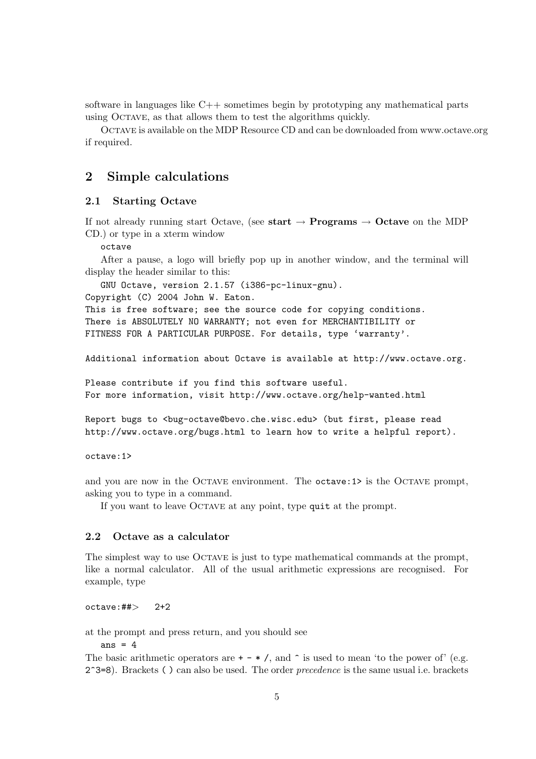software in languages like C++ sometimes begin by prototyping any mathematical parts using Octave, as that allows them to test the algorithms quickly.

Octave is available on the MDP Resource CD and can be downloaded from www.octave.org if required.

## 2 Simple calculations

### 2.1 Starting Octave

If not already running start Octave, (see **start → Programs → Octave** on the MDP CD.) or type in a xterm window

```
octave
```

After a pause, a logo will briefly pop up in another window, and the terminal will display the header similar to this:

```
GNU Octave, version 2.1.57 (i386-pc-linux-gnu).
Copyright (C) 2004 John W. Eaton.
This is free software; see the source code for copying conditions.
There is ABSOLUTELY NO WARRANTY; not even for MERCHANTIBILITY or
FITNESS FOR A PARTICULAR PURPOSE. For details, type 'warranty'.

Additional information about Octave is available at http://www.octave.org.

Please contribute if you find this software useful.
For more information, visit http://www.octave.org/help-wanted.html

Report bugs to <bug-octave@bevo.che.wisc.edu> (but first, please read
http://www.octave.org/bugs.html to learn how to write a helpful report).

octave:1>
```

and you are now in the Octave environment. The `octave:1>` is the Octave prompt, asking you to type in a command.

If you want to leave Octave at any point, type `quit` at the prompt.

### 2.2 Octave as a calculator

The simplest way to use Octave is just to type mathematical commands at the prompt, like a normal calculator. All of the usual arithmetic expressions are recognised. For example, type

```
octave:##>   2+2
```

at the prompt and press return, and you should see

```
ans = 4
```

The basic arithmetic operators are `+ - * /`, and `^` is used to mean 'to the power of' (e.g. `2^3=8`). Brackets `( )` can also be used. The order *precedence* is the same usual i.e. brackets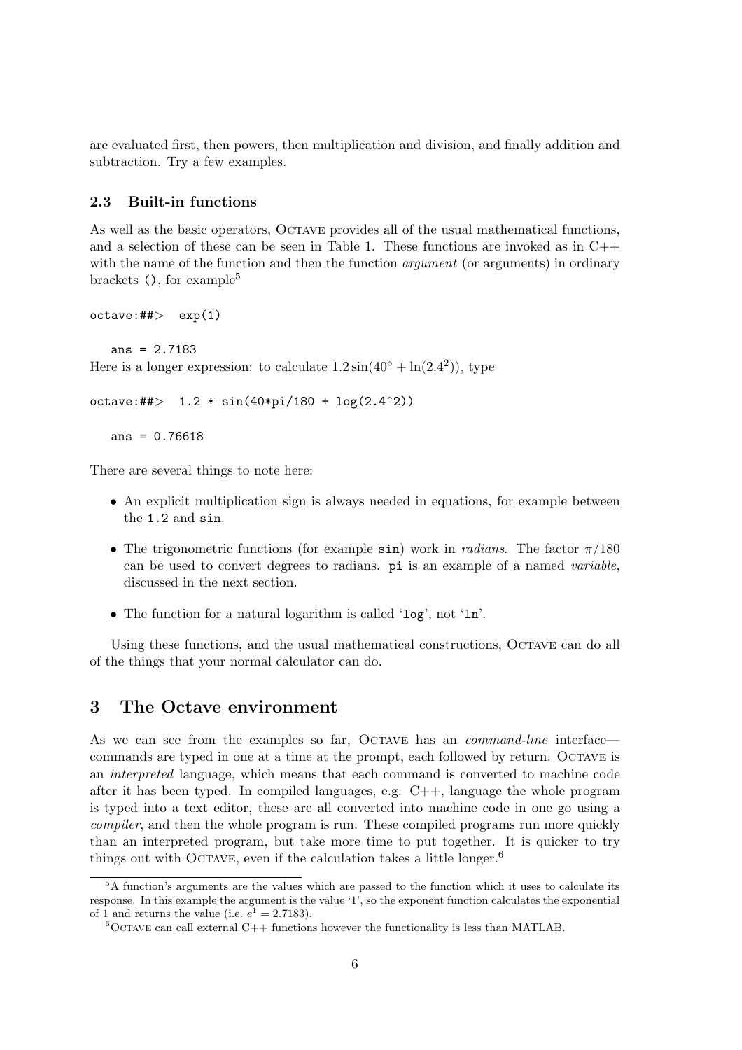are evaluated first, then powers, then multiplication and division, and finally addition and subtraction. Try a few examples.

### 2.3 Built-in functions

As well as the basic operators, Octave provides all of the usual mathematical functions, and a selection of these can be seen in Table 1. These functions are invoked as in C++ with the name of the function and then the function *argument* (or arguments) in ordinary brackets `()`, for example[5]

```
octave:##>  exp(1)

   ans = 2.7183
```

Here is a longer expression: to calculate $1.2\sin(40^\circ + \ln(2.4^2))$, type

```
octave:##>  1.2 * sin(40*pi/180 + log(2.4^2))

   ans = 0.76618
```

There are several things to note here:

- An explicit multiplication sign is always needed in equations, for example between the `1.2` and `sin`.
- The trigonometric functions (for example `sin`) work in *radians*. The factor $\pi/180$ can be used to convert degrees to radians. `pi` is an example of a named *variable*, discussed in the next section.
- The function for a natural logarithm is called '`log`', not '`ln`'.

Using these functions, and the usual mathematical constructions, Octave can do all of the things that your normal calculator can do.

## 3 The Octave environment

As we can see from the examples so far, Octave has an *command-line* interface—commands are typed in one at a time at the prompt, each followed by return. Octave is an *interpreted* language, which means that each command is converted to machine code after it has been typed. In compiled languages, e.g. C++, language the whole program is typed into a text editor, these are all converted into machine code in one go using a *compiler*, and then the whole program is run. These compiled programs run more quickly than an interpreted program, but take more time to put together. It is quicker to try things out with Octave, even if the calculation takes a little longer.[6]

---

[5] A function's arguments are the values which are passed to the function which it uses to calculate its response. In this example the argument is the value '1', so the exponent function calculates the exponential of 1 and returns the value (i.e. $e^1 = 2.7183$).

[6] Octave can call external C++ functions however the functionality is less than MATLAB.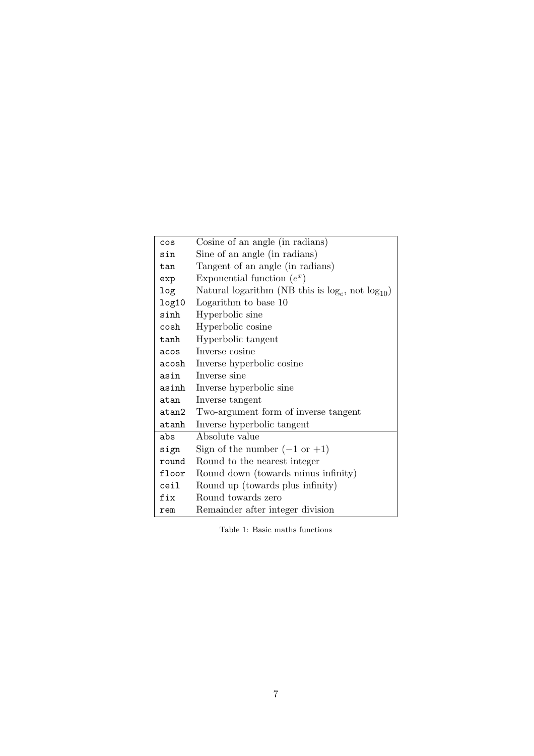| | |
|---|---|
| `cos` | Cosine of an angle (in radians) |
| `sin` | Sine of an angle (in radians) |
| `tan` | Tangent of an angle (in radians) |
| `exp` | Exponential function ($e^x$) |
| `log` | Natural logarithm (NB this is $\log_e$, not $\log_{10}$) |
| `log10` | Logarithm to base 10 |
| `sinh` | Hyperbolic sine |
| `cosh` | Hyperbolic cosine |
| `tanh` | Hyperbolic tangent |
| `acos` | Inverse cosine |
| `acosh` | Inverse hyperbolic cosine |
| `asin` | Inverse sine |
| `asinh` | Inverse hyperbolic sine |
| `atan` | Inverse tangent |
| `atan2` | Two-argument form of inverse tangent |
| `atanh` | Inverse hyperbolic tangent |
| `abs` | Absolute value |
| `sign` | Sign of the number ($-1$ or $+1$) |
| `round` | Round to the nearest integer |
| `floor` | Round down (towards minus infinity) |
| `ceil` | Round up (towards plus infinity) |
| `fix` | Round towards zero |
| `rem` | Remainder after integer division |

Table 1: Basic maths functions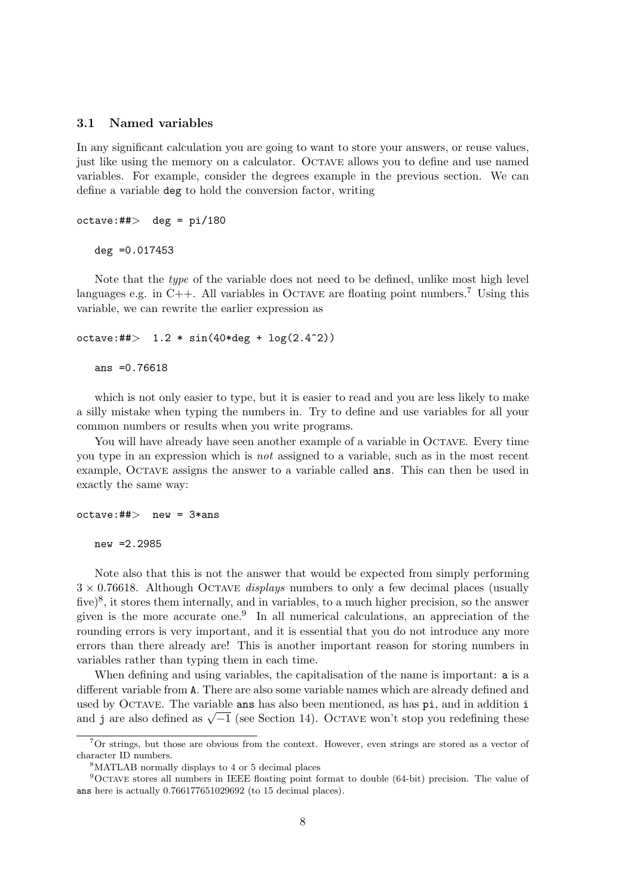### 3.1 Named variables

In any significant calculation you are going to want to store your answers, or reuse values, just like using the memory on a calculator. OCTAVE allows you to define and use named variables. For example, consider the degrees example in the previous section. We can define a variable `deg` to hold the conversion factor, writing

```
octave:##> deg = pi/180

   deg =0.017453
```

Note that the *type* of the variable does not need to be defined, unlike most high level languages e.g. in C++. All variables in OCTAVE are floating point numbers.[7] Using this variable, we can rewrite the earlier expression as

```
octave:##> 1.2 * sin(40*deg + log(2.4^2))

   ans =0.76618
```

which is not only easier to type, but it is easier to read and you are less likely to make a silly mistake when typing the numbers in. Try to define and use variables for all your common numbers or results when you write programs.

You will have already have seen another example of a variable in OCTAVE. Every time you type in an expression which is *not* assigned to a variable, such as in the most recent example, OCTAVE assigns the answer to a variable called `ans`. This can then be used in exactly the same way:

```
octave:##> new = 3*ans

   new =2.2985
```

Note also that this is not the answer that would be expected from simply performing $3 \times 0.76618$. Although OCTAVE *displays* numbers to only a few decimal places (usually five)[8], it stores them internally, and in variables, to a much higher precision, so the answer given is the more accurate one.[9] In all numerical calculations, an appreciation of the rounding errors is very important, and it is essential that you do not introduce any more errors than there already are! This is another important reason for storing numbers in variables rather than typing them in each time.

When defining and using variables, the capitalisation of the name is important: `a` is a different variable from `A`. There are also some variable names which are already defined and used by OCTAVE. The variable `ans` has also been mentioned, as has `pi`, and in addition `i` and `j` are also defined as $\sqrt{-1}$ (see Section 14). OCTAVE won't stop you redefining these

---

[7] Or strings, but those are obvious from the context. However, even strings are stored as a vector of character ID numbers.

[8] MATLAB normally displays to 4 or 5 decimal places

[9] OCTAVE stores all numbers in IEEE floating point format to double (64-bit) precision. The value of `ans` here is actually 0.766177651029692 (to 15 decimal places).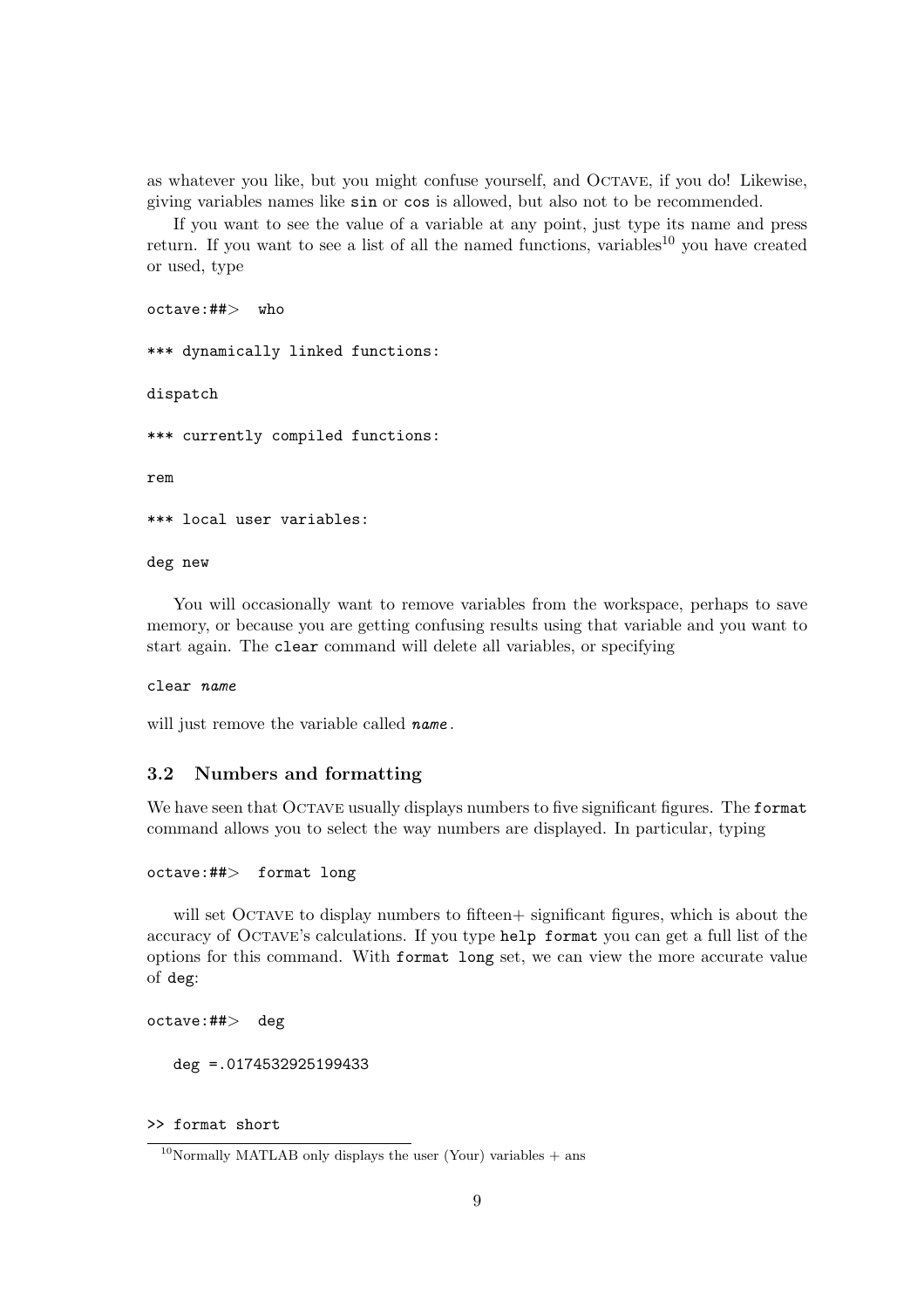as whatever you like, but you might confuse yourself, and Octave, if you do! Likewise, giving variables names like `sin` or `cos` is allowed, but also not to be recommended.

If you want to see the value of a variable at any point, just type its name and press return. If you want to see a list of all the named functions, variables[10] you have created or used, type

```
octave:##>  who

*** dynamically linked functions:

dispatch

*** currently compiled functions:

rem

*** local user variables:

deg new
```

You will occasionally want to remove variables from the workspace, perhaps to save memory, or because you are getting confusing results using that variable and you want to start again. The `clear` command will delete all variables, or specifying

```
clear name
```

will just remove the variable called ***name***.

### 3.2 Numbers and formatting

We have seen that Octave usually displays numbers to five significant figures. The `format` command allows you to select the way numbers are displayed. In particular, typing

```
octave:##>  format long
```

will set Octave to display numbers to fifteen+ significant figures, which is about the accuracy of Octave's calculations. If you type `help format` you can get a full list of the options for this command. With `format long` set, we can view the more accurate value of `deg`:

```
octave:##>  deg

   deg =.0174532925199433
```

```
>> format short
```

[10] Normally MATLAB only displays the user (Your) variables + ans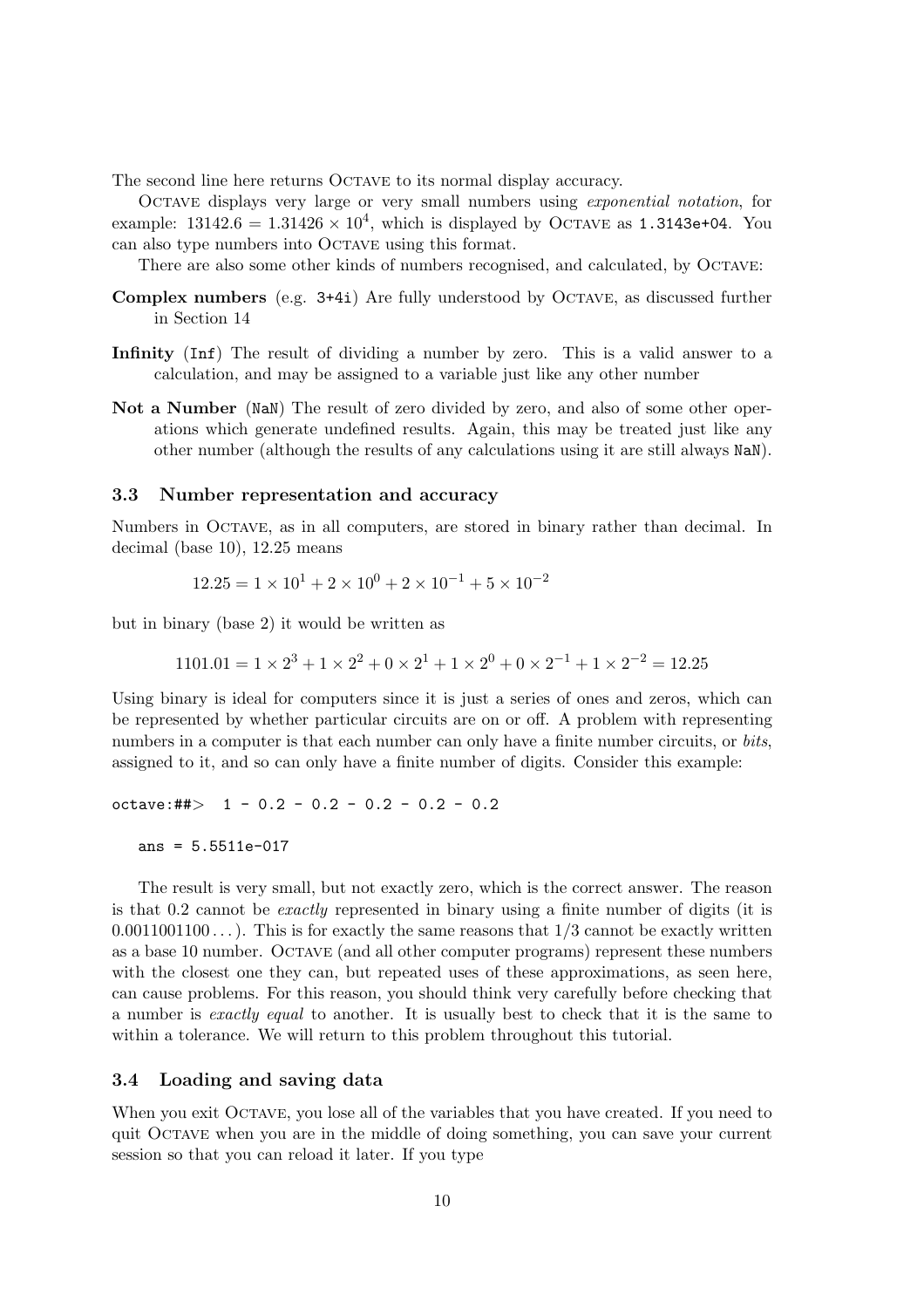The second line here returns Octave to its normal display accuracy.

Octave displays very large or very small numbers using *exponential notation*, for example: $13142.6 = 1.31426 \times 10^4$, which is displayed by Octave as `1.3143e+04`. You can also type numbers into Octave using this format.

There are also some other kinds of numbers recognised, and calculated, by Octave:

**Complex numbers** (e.g. `3+4i`) Are fully understood by Octave, as discussed further in Section 14

**Infinity** (`Inf`) The result of dividing a number by zero. This is a valid answer to a calculation, and may be assigned to a variable just like any other number

**Not a Number** (`NaN`) The result of zero divided by zero, and also of some other operations which generate undefined results. Again, this may be treated just like any other number (although the results of any calculations using it are still always `NaN`).

### 3.3 Number representation and accuracy

Numbers in Octave, as in all computers, are stored in binary rather than decimal. In decimal (base 10), 12.25 means

$$12.25 = 1 \times 10^1 + 2 \times 10^0 + 2 \times 10^{-1} + 5 \times 10^{-2}$$

but in binary (base 2) it would be written as

$$1101.01 = 1 \times 2^3 + 1 \times 2^2 + 0 \times 2^1 + 1 \times 2^0 + 0 \times 2^{-1} + 1 \times 2^{-2} = 12.25$$

Using binary is ideal for computers since it is just a series of ones and zeros, which can be represented by whether particular circuits are on or off. A problem with representing numbers in a computer is that each number can only have a finite number circuits, or *bits*, assigned to it, and so can only have a finite number of digits. Consider this example:

```
octave:##> 1 - 0.2 - 0.2 - 0.2 - 0.2 - 0.2

   ans = 5.5511e-017
```

The result is very small, but not exactly zero, which is the correct answer. The reason is that 0.2 cannot be *exactly* represented in binary using a finite number of digits (it is $0.0011001100\ldots$). This is for exactly the same reasons that $1/3$ cannot be exactly written as a base 10 number. Octave (and all other computer programs) represent these numbers with the closest one they can, but repeated uses of these approximations, as seen here, can cause problems. For this reason, you should think very carefully before checking that a number is *exactly equal* to another. It is usually best to check that it is the same to within a tolerance. We will return to this problem throughout this tutorial.

### 3.4 Loading and saving data

When you exit Octave, you lose all of the variables that you have created. If you need to quit Octave when you are in the middle of doing something, you can save your current session so that you can reload it later. If you type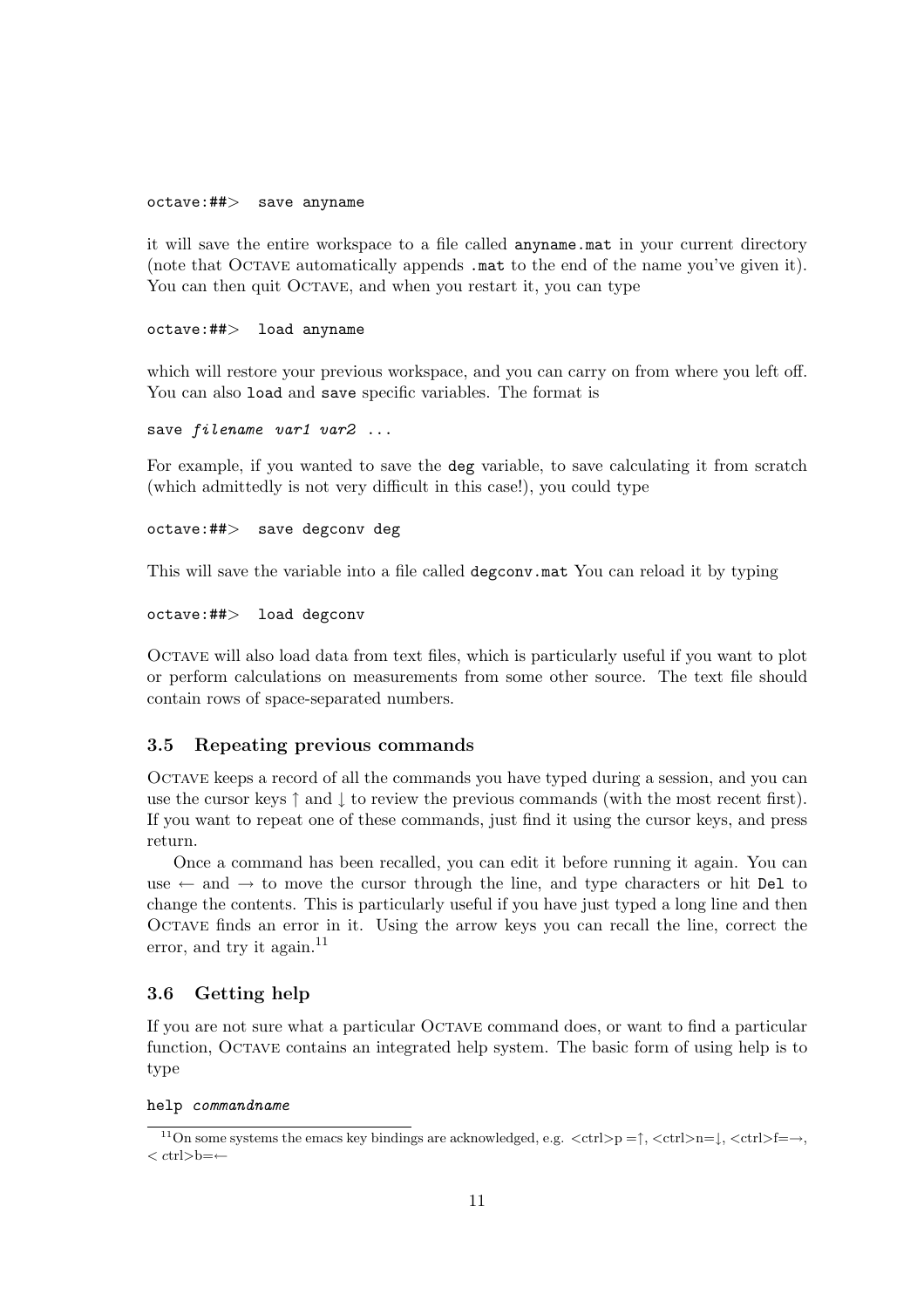```
octave:##>  save anyname
```

it will save the entire workspace to a file called `anyname.mat` in your current directory (note that OCTAVE automatically appends `.mat` to the end of the name you've given it). You can then quit OCTAVE, and when you restart it, you can type

```
octave:##>  load anyname
```

which will restore your previous workspace, and you can carry on from where you left off. You can also `load` and `save` specific variables. The format is

```
save filename var1 var2 ...
```

For example, if you wanted to save the `deg` variable, to save calculating it from scratch (which admittedly is not very difficult in this case!), you could type

```
octave:##>  save degconv deg
```

This will save the variable into a file called `degconv.mat` You can reload it by typing

```
octave:##>  load degconv
```

OCTAVE will also load data from text files, which is particularly useful if you want to plot or perform calculations on measurements from some other source. The text file should contain rows of space-separated numbers.

### 3.5 Repeating previous commands

OCTAVE keeps a record of all the commands you have typed during a session, and you can use the cursor keys ↑ and ↓ to review the previous commands (with the most recent first). If you want to repeat one of these commands, just find it using the cursor keys, and press return.

Once a command has been recalled, you can edit it before running it again. You can use ← and → to move the cursor through the line, and type characters or hit `Del` to change the contents. This is particularly useful if you have just typed a long line and then OCTAVE finds an error in it. Using the arrow keys you can recall the line, correct the error, and try it again.[11]

### 3.6 Getting help

If you are not sure what a particular OCTAVE command does, or want to find a particular function, OCTAVE contains an integrated help system. The basic form of using help is to type

```
help commandname
```

[11] On some systems the emacs key bindings are acknowledged, e.g. <ctrl>p =↑, <ctrl>n=↓, <ctrl>f=→, < ctrl>b=←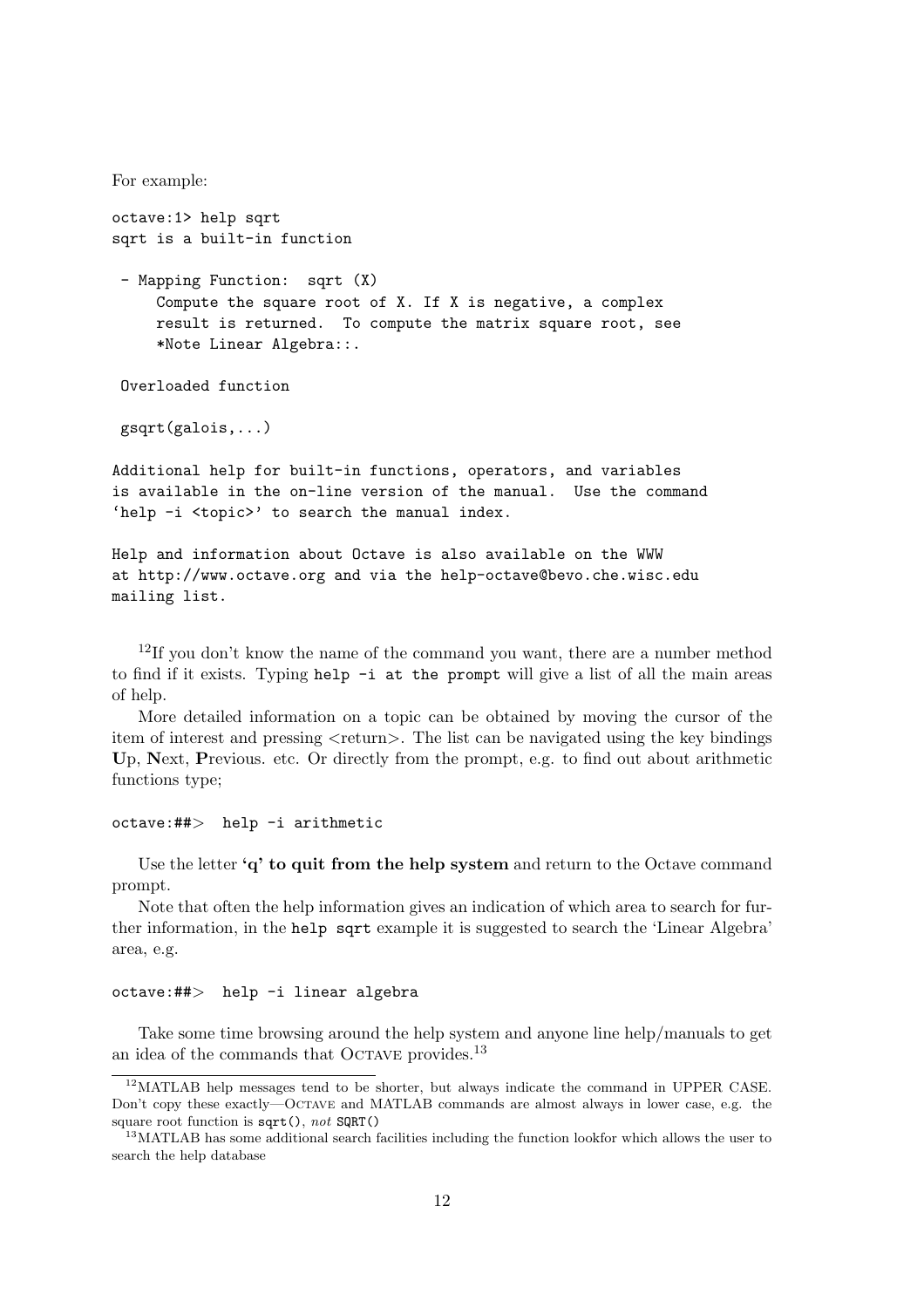For example:

```
octave:1> help sqrt
sqrt is a built-in function

 - Mapping Function:  sqrt (X)
     Compute the square root of X. If X is negative, a complex
     result is returned.  To compute the matrix square root, see
     *Note Linear Algebra::.

 Overloaded function

 gsqrt(galois,...)

Additional help for built-in functions, operators, and variables
is available in the on-line version of the manual.  Use the command
'help -i <topic>' to search the manual index.

Help and information about Octave is also available on the WWW
at http://www.octave.org and via the help-octave@bevo.che.wisc.edu
mailing list.
```

[12]If you don't know the name of the command you want, there are a number method to find if it exists. Typing `help -i at the prompt` will give a list of all the main areas of help.

More detailed information on a topic can be obtained by moving the cursor of the item of interest and pressing <return>. The list can be navigated using the key bindings **U**p, **N**ext, **P**revious. etc. Or directly from the prompt, e.g. to find out about arithmetic functions type;

```
octave:##>  help -i arithmetic
```

Use the letter **'q' to quit from the help system** and return to the Octave command prompt.

Note that often the help information gives an indication of which area to search for further information, in the `help sqrt` example it is suggested to search the 'Linear Algebra' area, e.g.

```
octave:##>  help -i linear algebra
```

Take some time browsing around the help system and anyone line help/manuals to get an idea of the commands that Octave provides.[13]

---

[12]MATLAB help messages tend to be shorter, but always indicate the command in UPPER CASE. Don't copy these exactly—Octave and MATLAB commands are almost always in lower case, e.g. the square root function is `sqrt()`, *not* `SQRT()`

[13]MATLAB has some additional search facilities including the function lookfor which allows the user to search the help database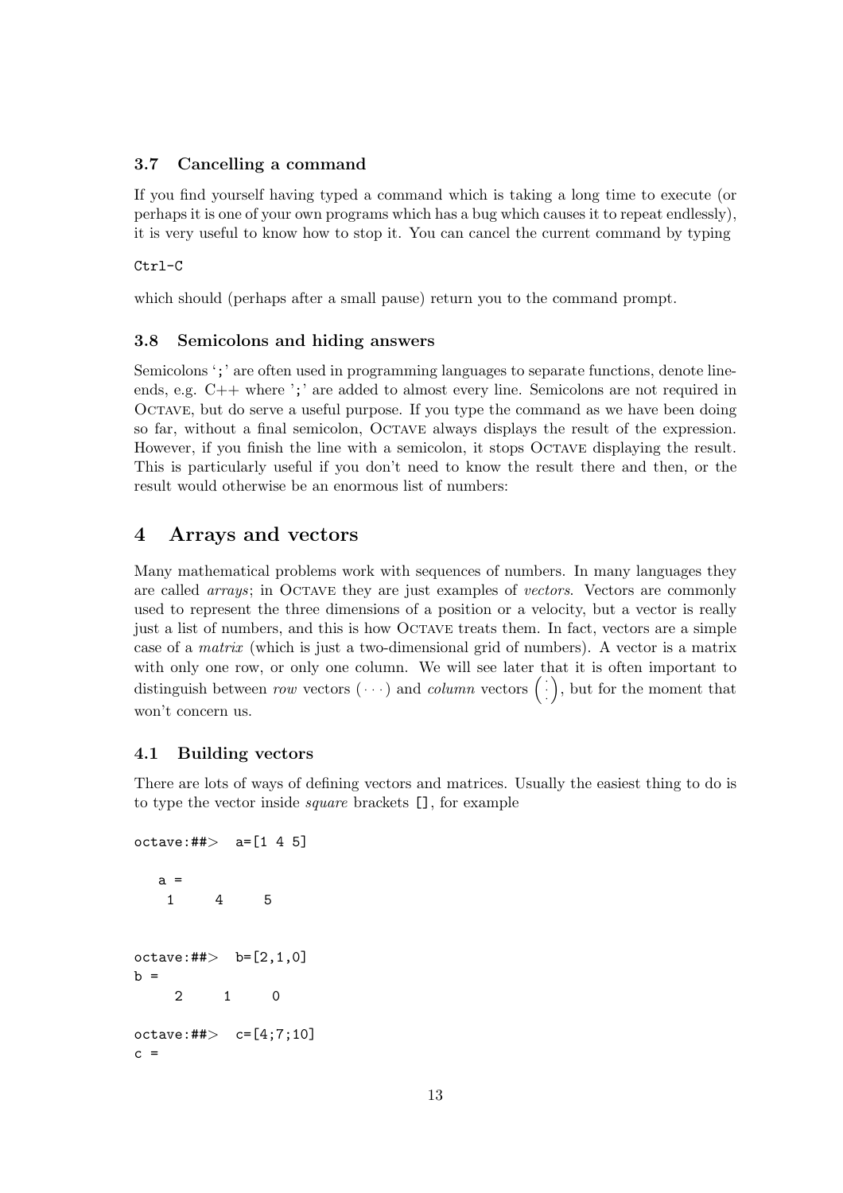### 3.7 Cancelling a command

If you find yourself having typed a command which is taking a long time to execute (or perhaps it is one of your own programs which has a bug which causes it to repeat endlessly), it is very useful to know how to stop it. You can cancel the current command by typing

```
Ctrl-C
```

which should (perhaps after a small pause) return you to the command prompt.

### 3.8 Semicolons and hiding answers

Semicolons '`;`' are often used in programming languages to separate functions, denote line-ends, e.g. C++ where '`;`' are added to almost every line. Semicolons are not required in OCTAVE, but do serve a useful purpose. If you type the command as we have been doing so far, without a final semicolon, OCTAVE always displays the result of the expression. However, if you finish the line with a semicolon, it stops OCTAVE displaying the result. This is particularly useful if you don't need to know the result there and then, or the result would otherwise be an enormous list of numbers:

## 4 Arrays and vectors

Many mathematical problems work with sequences of numbers. In many languages they are called *arrays*; in OCTAVE they are just examples of *vectors*. Vectors are commonly used to represent the three dimensions of a position or a velocity, but a vector is really just a list of numbers, and this is how OCTAVE treats them. In fact, vectors are a simple case of a *matrix* (which is just a two-dimensional grid of numbers). A vector is a matrix with only one row, or only one column. We will see later that it is often important to distinguish between *row* vectors $(\cdots)$ and *column* vectors $\begin{pmatrix} \vdots \end{pmatrix}$, but for the moment that won't concern us.

### 4.1 Building vectors

There are lots of ways of defining vectors and matrices. Usually the easiest thing to do is to type the vector inside *square* brackets `[]`, for example

```
octave:##>  a=[1 4 5]

   a =
    1     4     5


octave:##>  b=[2,1,0]
b =
     2     1     0

octave:##>  c=[4;7;10]
c =
```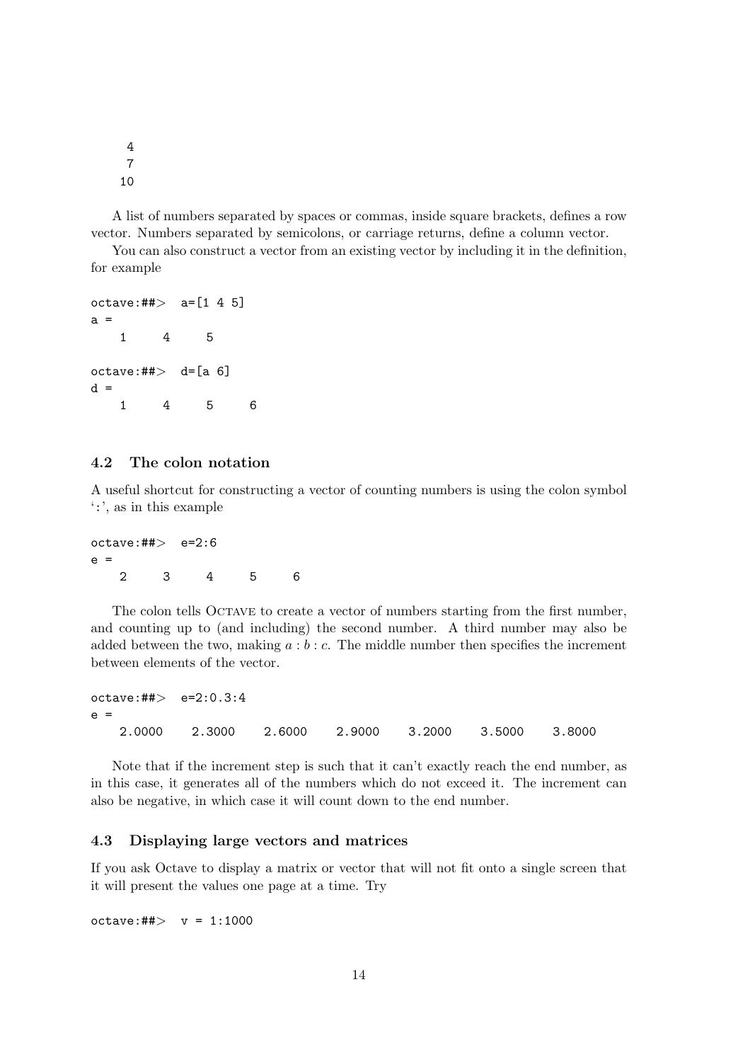```
     4
     7
    10
```

A list of numbers separated by spaces or commas, inside square brackets, defines a row vector. Numbers separated by semicolons, or carriage returns, define a column vector.

You can also construct a vector from an existing vector by including it in the definition, for example

```
octave:##>  a=[1 4 5]
a =
    1     4     5

octave:##>  d=[a 6]
d =
    1     4     5     6
```

### 4.2 The colon notation

A useful shortcut for constructing a vector of counting numbers is using the colon symbol ':', as in this example

```
octave:##>  e=2:6
e =
    2     3     4     5     6
```

The colon tells Octave to create a vector of numbers starting from the first number, and counting up to (and including) the second number. A third number may also be added between the two, making $a : b : c$. The middle number then specifies the increment between elements of the vector.

```
octave:##>  e=2:0.3:4
e =
    2.0000    2.3000    2.6000    2.9000    3.2000    3.5000    3.8000
```

Note that if the increment step is such that it can't exactly reach the end number, as in this case, it generates all of the numbers which do not exceed it. The increment can also be negative, in which case it will count down to the end number.

### 4.3 Displaying large vectors and matrices

If you ask Octave to display a matrix or vector that will not fit onto a single screen that it will present the values one page at a time. Try

```
octave:##>  v = 1:1000
```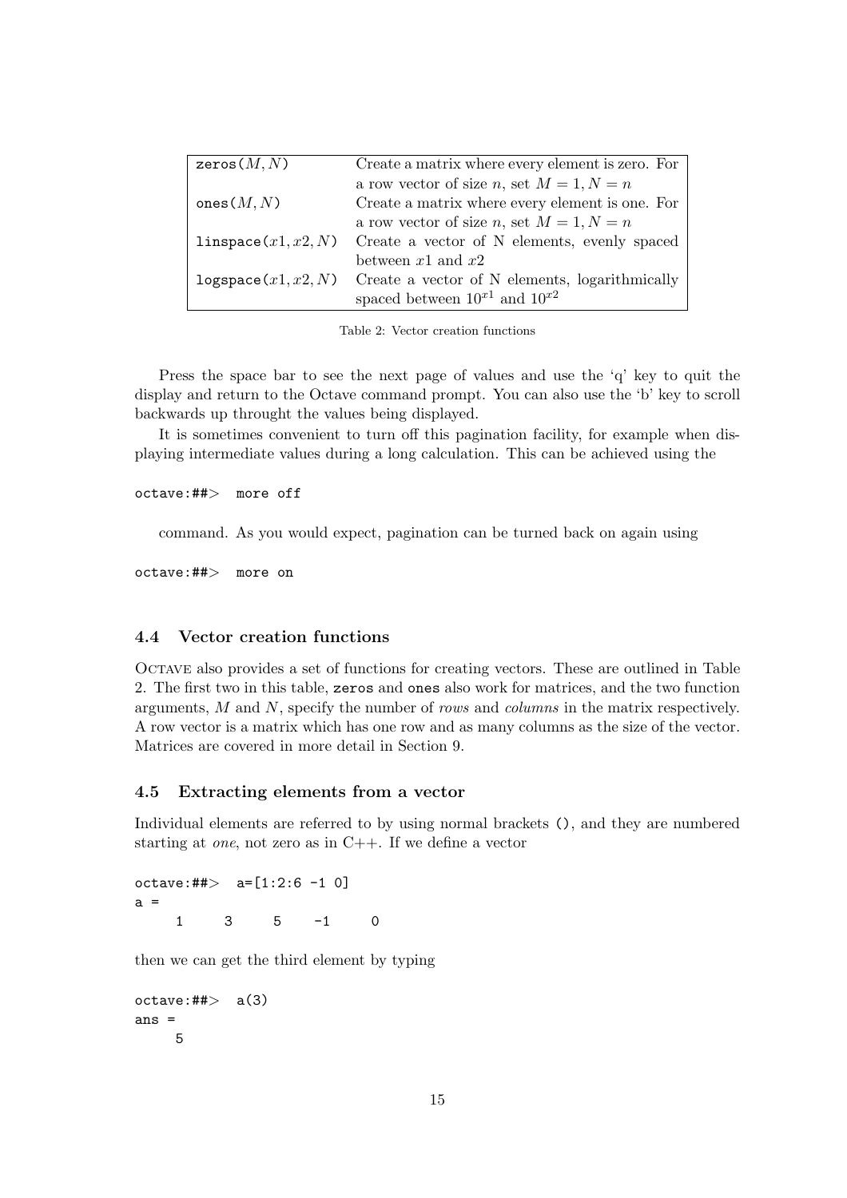| | |
|---|---|
| `zeros`($M, N$) | Create a matrix where every element is zero. For a row vector of size $n$, set $M = 1, N = n$ |
| `ones`($M, N$) | Create a matrix where every element is one. For a row vector of size $n$, set $M = 1, N = n$ |
| `linspace`($x1, x2, N$) | Create a vector of N elements, evenly spaced between $x1$ and $x2$ |
| `logspace`($x1, x2, N$) | Create a vector of N elements, logarithmically spaced between $10^{x1}$ and $10^{x2}$ |

Table 2: Vector creation functions

Press the space bar to see the next page of values and use the 'q' key to quit the display and return to the Octave command prompt. You can also use the 'b' key to scroll backwards up throught the values being displayed.

It is sometimes convenient to turn off this pagination facility, for example when displaying intermediate values during a long calculation. This can be achieved using the

```
octave:##> more off
```

command. As you would expect, pagination can be turned back on again using

```
octave:##> more on
```

### 4.4 Vector creation functions

Octave also provides a set of functions for creating vectors. These are outlined in Table 2. The first two in this table, `zeros` and `ones` also work for matrices, and the two function arguments, $M$ and $N$, specify the number of *rows* and *columns* in the matrix respectively. A row vector is a matrix which has one row and as many columns as the size of the vector. Matrices are covered in more detail in Section 9.

### 4.5 Extracting elements from a vector

Individual elements are referred to by using normal brackets `()`, and they are numbered starting at *one*, not zero as in C++. If we define a vector

```
octave:##> a=[1:2:6 -1 0]
a =
    1    3    5   -1    0
```

then we can get the third element by typing

```
octave:##> a(3)
ans =
    5
```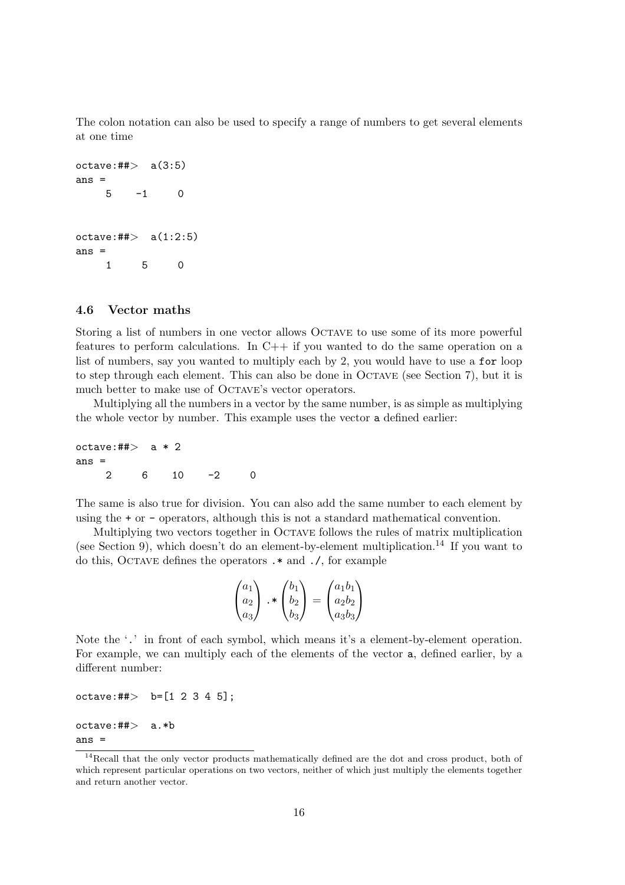The colon notation can also be used to specify a range of numbers to get several elements at one time

```
octave:##> a(3:5)
ans =
     5    -1     0
```

```
octave:##> a(1:2:5)
ans =
     1     5     0
```

### 4.6 Vector maths

Storing a list of numbers in one vector allows OCTAVE to use some of its more powerful features to perform calculations. In C++ if you wanted to do the same operation on a list of numbers, say you wanted to multiply each by 2, you would have to use a `for` loop to step through each element. This can also be done in OCTAVE (see Section 7), but it is much better to make use of OCTAVE's vector operators.

Multiplying all the numbers in a vector by the same number, is as simple as multiplying the whole vector by number. This example uses the vector `a` defined earlier:

```
octave:##> a * 2
ans =
     2     6    10    -2     0
```

The same is also true for division. You can also add the same number to each element by using the `+` or `-` operators, although this is not a standard mathematical convention.

Multiplying two vectors together in OCTAVE follows the rules of matrix multiplication (see Section 9), which doesn't do an element-by-element multiplication.[14] If you want to do this, OCTAVE defines the operators `.*` and `./`, for example

$$\begin{pmatrix} a_1 \\ a_2 \\ a_3 \end{pmatrix} \texttt{.*} \begin{pmatrix} b_1 \\ b_2 \\ b_3 \end{pmatrix} = \begin{pmatrix} a_1 b_1 \\ a_2 b_2 \\ a_3 b_3 \end{pmatrix}$$

Note the '`.`' in front of each symbol, which means it's a element-by-element operation. For example, we can multiply each of the elements of the vector `a`, defined earlier, by a different number:

```
octave:##> b=[1 2 3 4 5];

octave:##> a.*b
ans =
```

[14] Recall that the only vector products mathematically defined are the dot and cross product, both of which represent particular operations on two vectors, neither of which just multiply the elements together and return another vector.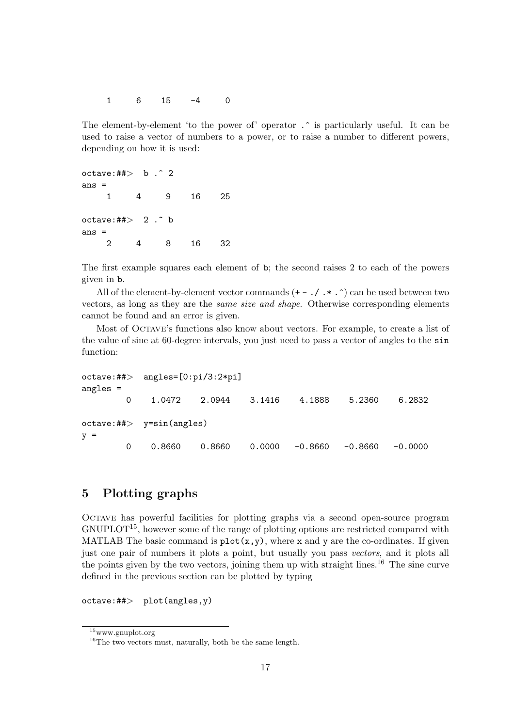```
     1     6    15    -4     0
```

The element-by-element 'to the power of' operator `.^` is particularly useful. It can be used to raise a vector of numbers to a power, or to raise a number to different powers, depending on how it is used:

```
octave:##>  b .^ 2
ans =
     1     4     9    16    25

octave:##>  2 .^ b
ans =
     2     4     8    16    32
```

The first example squares each element of `b`; the second raises 2 to each of the powers given in `b`.

All of the element-by-element vector commands (`+ - ./ .* .^`) can be used between two vectors, as long as they are the *same size and shape*. Otherwise corresponding elements cannot be found and an error is given.

Most of Octave's functions also know about vectors. For example, to create a list of the value of sine at 60-degree intervals, you just need to pass a vector of angles to the `sin` function:

```
octave:##>  angles=[0:pi/3:2*pi]
angles =
        0    1.0472    2.0944    3.1416    4.1888    5.2360    6.2832

octave:##>  y=sin(angles)
y =
        0    0.8660    0.8660    0.0000   -0.8660   -0.8660   -0.0000
```

## 5 Plotting graphs

Octave has powerful facilities for plotting graphs via a second open-source program GNUPLOT[15], however some of the range of plotting options are restricted compared with MATLAB The basic command is `plot(x,y)`, where `x` and `y` are the co-ordinates. If given just one pair of numbers it plots a point, but usually you pass *vectors*, and it plots all the points given by the two vectors, joining them up with straight lines.[16] The sine curve defined in the previous section can be plotted by typing

```
octave:##>  plot(angles,y)
```

[15] www.gnuplot.org

[16] The two vectors must, naturally, both be the same length.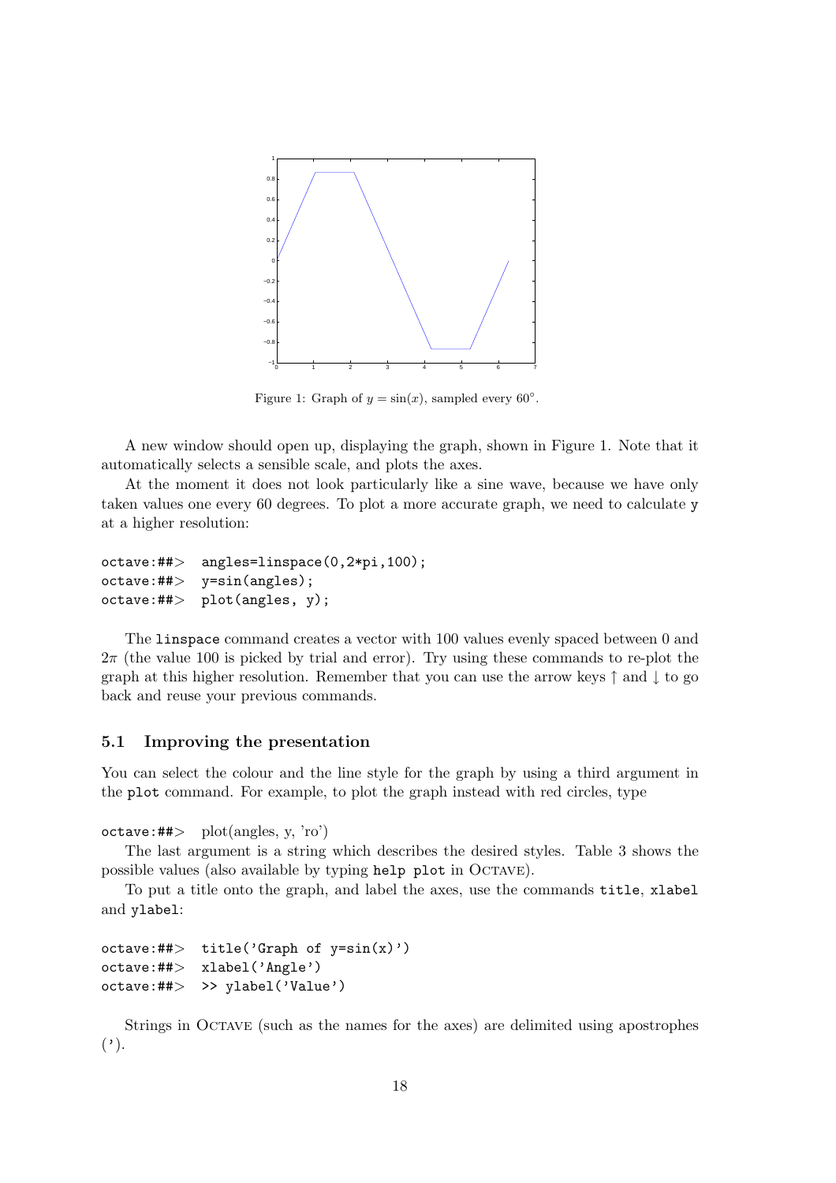Figure 1: Graph of $y = \sin(x)$, sampled every $60^{\circ}$.

A new window should open up, displaying the graph, shown in Figure 1. Note that it automatically selects a sensible scale, and plots the axes.

At the moment it does not look particularly like a sine wave, because we have only taken values one every 60 degrees. To plot a more accurate graph, we need to calculate `y` at a higher resolution:

```
octave:##>  angles=linspace(0,2*pi,100);
octave:##>  y=sin(angles);
octave:##>  plot(angles, y);
```

The `linspace` command creates a vector with 100 values evenly spaced between 0 and $2\pi$ (the value 100 is picked by trial and error). Try using these commands to re-plot the graph at this higher resolution. Remember that you can use the arrow keys ↑ and ↓ to go back and reuse your previous commands.

### 5.1 Improving the presentation

You can select the colour and the line style for the graph by using a third argument in the `plot` command. For example, to plot the graph instead with red circles, type

```
octave:##>  plot(angles, y, 'ro')
```

The last argument is a string which describes the desired styles. Table 3 shows the possible values (also available by typing `help plot` in Octave).

To put a title onto the graph, and label the axes, use the commands `title`, `xlabel` and `ylabel`:

```
octave:##>  title('Graph of y=sin(x)')
octave:##>  xlabel('Angle')
octave:##>  >> ylabel('Value')
```

Strings in Octave (such as the names for the axes) are delimited using apostrophes (').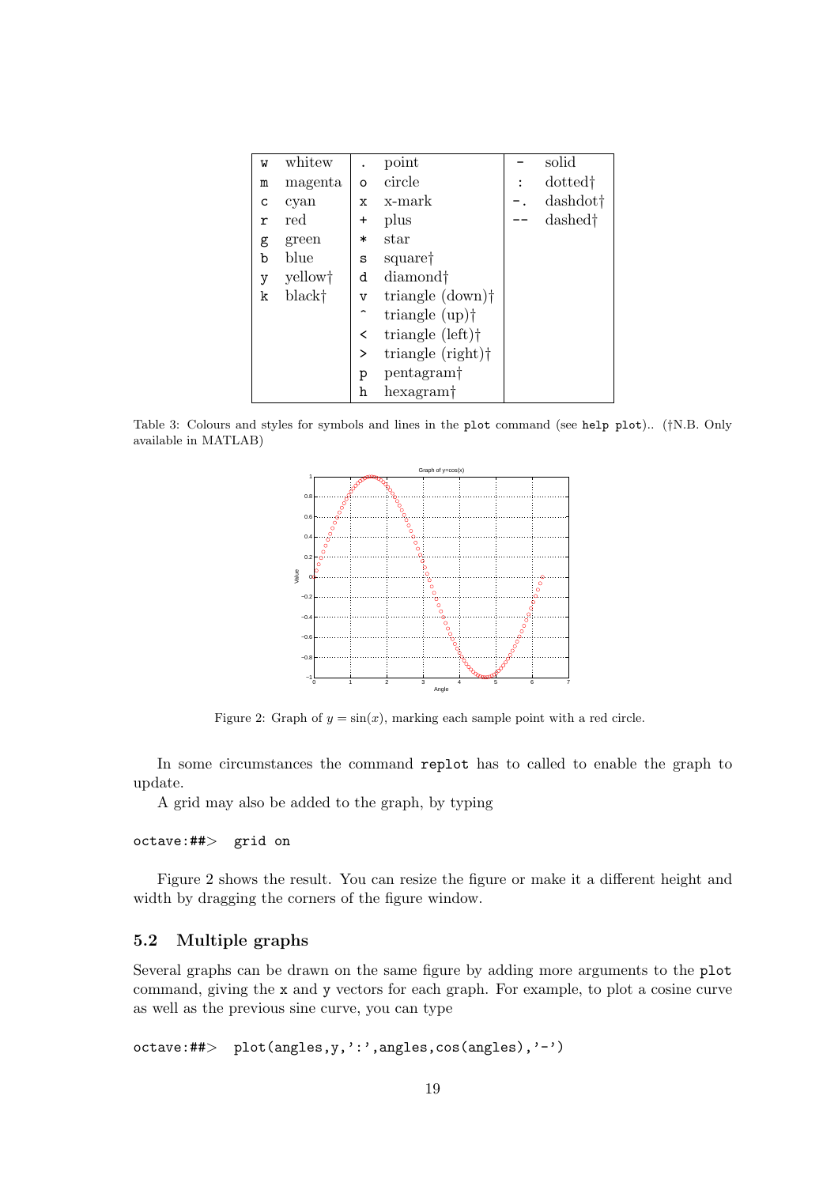| | | | | | |
|---|---|---|---|---|---|
| `w` | whitew | `.` | point | `-` | solid |
| `m` | magenta | `o` | circle | `:` | dotted† |
| `c` | cyan | `x` | x-mark | `-.` | dashdot† |
| `r` | red | `+` | plus | `--` | dashed† |
| `g` | green | `*` | star | | |
| `b` | blue | `s` | square† | | |
| `y` | yellow† | `d` | diamond† | | |
| `k` | black† | `v` | triangle (down)† | | |
| | | `^` | triangle (up)† | | |
| | | `<` | triangle (left)† | | |
| | | `>` | triangle (right)† | | |
| | | `p` | pentagram† | | |
| | | `h` | hexagram† | | |

Table 3: Colours and styles for symbols and lines in the `plot` command (see `help plot`).. (†N.B. Only available in MATLAB)

Figure 2: Graph of $y = \sin(x)$, marking each sample point with a red circle.

In some circumstances the command `replot` has to called to enable the graph to update.

A grid may also be added to the graph, by typing

```
octave:##> grid on
```

Figure 2 shows the result. You can resize the figure or make it a different height and width by dragging the corners of the figure window.

## 5.2 Multiple graphs

Several graphs can be drawn on the same figure by adding more arguments to the `plot` command, giving the `x` and `y` vectors for each graph. For example, to plot a cosine curve as well as the previous sine curve, you can type

```
octave:##> plot(angles,y,':',angles,cos(angles),'-')
```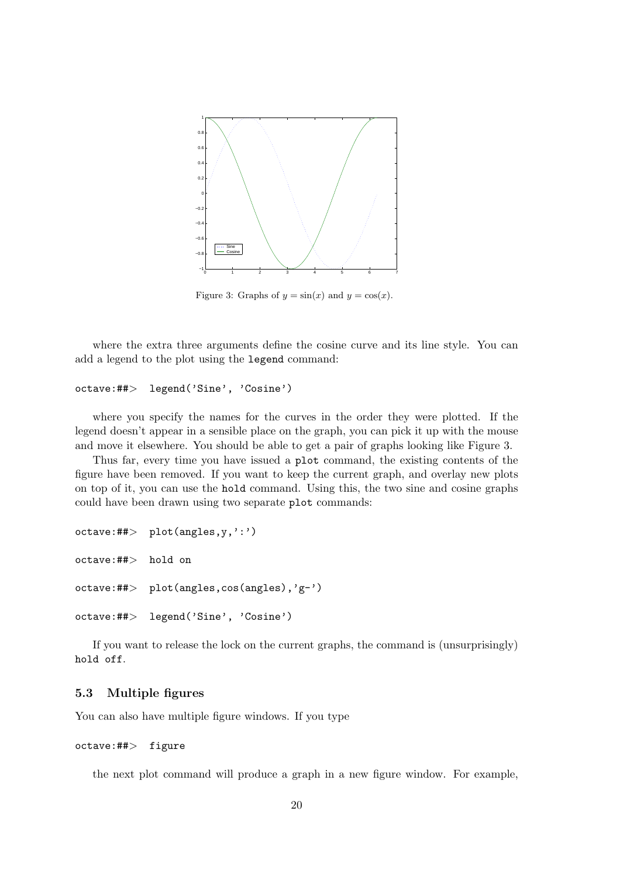Figure 3: Graphs of $y = \sin(x)$ and $y = \cos(x)$.

where the extra three arguments define the cosine curve and its line style. You can add a legend to the plot using the legend command:

```
octave:##>  legend('Sine', 'Cosine')
```

where you specify the names for the curves in the order they were plotted. If the legend doesn't appear in a sensible place on the graph, you can pick it up with the mouse and move it elsewhere. You should be able to get a pair of graphs looking like Figure 3.

Thus far, every time you have issued a plot command, the existing contents of the figure have been removed. If you want to keep the current graph, and overlay new plots on top of it, you can use the hold command. Using this, the two sine and cosine graphs could have been drawn using two separate plot commands:

```
octave:##>  plot(angles,y,':')

octave:##>  hold on

octave:##>  plot(angles,cos(angles),'g-')

octave:##>  legend('Sine', 'Cosine')
```

If you want to release the lock on the current graphs, the command is (unsurprisingly) hold off.

### 5.3 Multiple figures

You can also have multiple figure windows. If you type

```
octave:##>  figure
```

the next plot command will produce a graph in a new figure window. For example,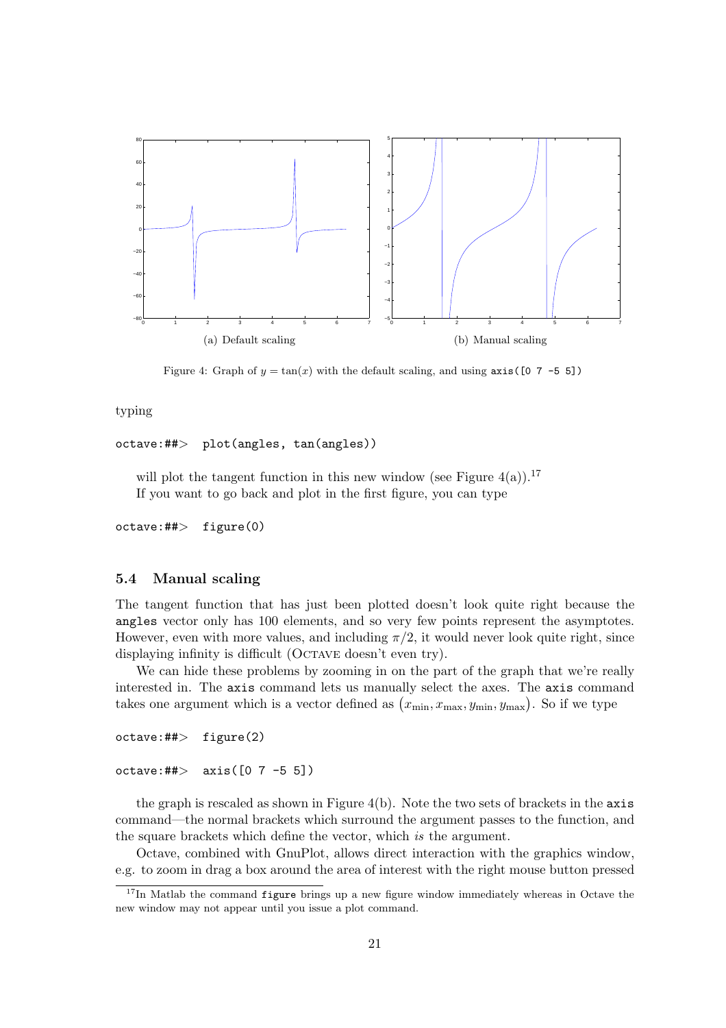(a) Default scaling

(b) Manual scaling

Figure 4: Graph of $y = \tan(x)$ with the default scaling, and using `axis([0 7 -5 5])`

typing

```
octave:##>  plot(angles, tan(angles))
```

will plot the tangent function in this new window (see Figure 4(a)).[17]

If you want to go back and plot in the first figure, you can type

```
octave:##>  figure(0)
```

### 5.4 Manual scaling

The tangent function that has just been plotted doesn't look quite right because the `angles` vector only has 100 elements, and so very few points represent the asymptotes. However, even with more values, and including $\pi/2$, it would never look quite right, since displaying infinity is difficult (OCTAVE doesn't even try).

We can hide these problems by zooming in on the part of the graph that we're really interested in. The `axis` command lets us manually select the axes. The `axis` command takes one argument which is a vector defined as $\left(x_{\min}, x_{\max}, y_{\min}, y_{\max}\right)$. So if we type

```
octave:##>  figure(2)

octave:##>  axis([0 7 -5 5])
```

the graph is rescaled as shown in Figure 4(b). Note the two sets of brackets in the `axis` command—the normal brackets which surround the argument passes to the function, and the square brackets which define the vector, which *is* the argument.

Octave, combined with GnuPlot, allows direct interaction with the graphics window, e.g. to zoom in drag a box around the area of interest with the right mouse button pressed

[17] In Matlab the command `figure` brings up a new figure window immediately whereas in Octave the new window may not appear until you issue a plot command.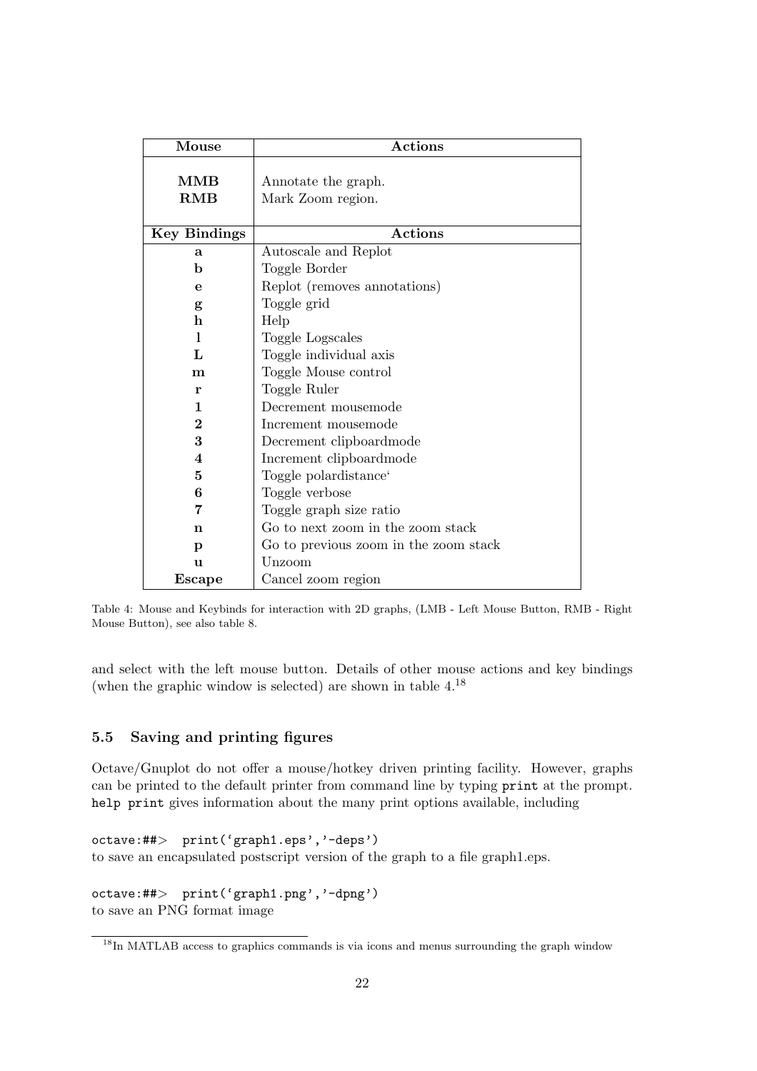| Mouse | Actions |
|---|---|
| **MMB** | Annotate the graph. |
| **RMB** | Mark Zoom region. |
| **Key Bindings** | **Actions** |
| **a** | Autoscale and Replot |
| **b** | Toggle Border |
| **e** | Replot (removes annotations) |
| **g** | Toggle grid |
| **h** | Help |
| **l** | Toggle Logscales |
| **L** | Toggle individual axis |
| **m** | Toggle Mouse control |
| **r** | Toggle Ruler |
| **1** | Decrement mousemode |
| **2** | Increment mousemode |
| **3** | Decrement clipboardmode |
| **4** | Increment clipboardmode |
| **5** | Toggle polardistance‘ |
| **6** | Toggle verbose |
| **7** | Toggle graph size ratio |
| **n** | Go to next zoom in the zoom stack |
| **p** | Go to previous zoom in the zoom stack |
| **u** | Unzoom |
| **Escape** | Cancel zoom region |

Table 4: Mouse and Keybinds for interaction with 2D graphs, (LMB - Left Mouse Button, RMB - Right Mouse Button), see also table 8.

and select with the left mouse button. Details of other mouse actions and key bindings (when the graphic window is selected) are shown in table 4.[18]

## 5.5 Saving and printing figures

Octave/Gnuplot do not offer a mouse/hotkey driven printing facility. However, graphs can be printed to the default printer from command line by typing `print` at the prompt. `help print` gives information about the many print options available, including

```
octave:##> print('graph1.eps','-deps')
```

to save an encapsulated postscript version of the graph to a file graph1.eps.

```
octave:##> print('graph1.png','-dpng')
```

to save an PNG format image

[18] In MATLAB access to graphics commands is via icons and menus surrounding the graph window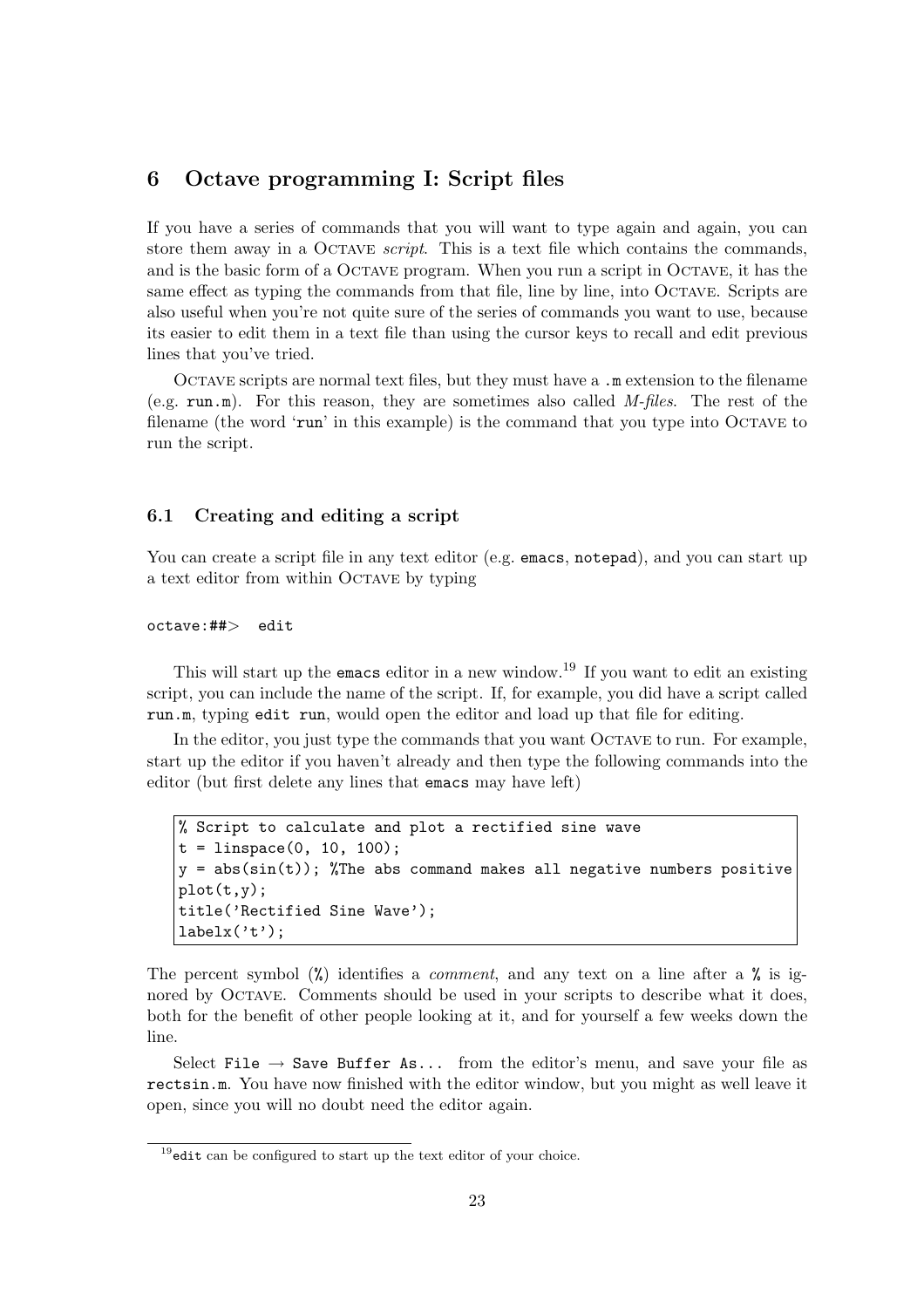## 6 Octave programming I: Script files

If you have a series of commands that you will want to type again and again, you can store them away in a OCTAVE *script*. This is a text file which contains the commands, and is the basic form of a OCTAVE program. When you run a script in OCTAVE, it has the same effect as typing the commands from that file, line by line, into OCTAVE. Scripts are also useful when you're not quite sure of the series of commands you want to use, because its easier to edit them in a text file than using the cursor keys to recall and edit previous lines that you've tried.

OCTAVE scripts are normal text files, but they must have a `.m` extension to the filename (e.g. `run.m`). For this reason, they are sometimes also called *M-files*. The rest of the filename (the word '`run`' in this example) is the command that you type into OCTAVE to run the script.

### 6.1 Creating and editing a script

You can create a script file in any text editor (e.g. `emacs`, `notepad`), and you can start up a text editor from within OCTAVE by typing

```
octave:##>  edit
```

This will start up the `emacs` editor in a new window.[19] If you want to edit an existing script, you can include the name of the script. If, for example, you did have a script called `run.m`, typing `edit run`, would open the editor and load up that file for editing.

In the editor, you just type the commands that you want OCTAVE to run. For example, start up the editor if you haven't already and then type the following commands into the editor (but first delete any lines that `emacs` may have left)

```
% Script to calculate and plot a rectified sine wave
t = linspace(0, 10, 100);
y = abs(sin(t)); %The abs command makes all negative numbers positive
plot(t,y);
title('Rectified Sine Wave');
labelx('t');
```

The percent symbol (`%`) identifies a *comment*, and any text on a line after a `%` is ignored by OCTAVE. Comments should be used in your scripts to describe what it does, both for the benefit of other people looking at it, and for yourself a few weeks down the line.

Select `File → Save Buffer As...` from the editor's menu, and save your file as `rectsin.m`. You have now finished with the editor window, but you might as well leave it open, since you will no doubt need the editor again.

---

[19] `edit` can be configured to start up the text editor of your choice.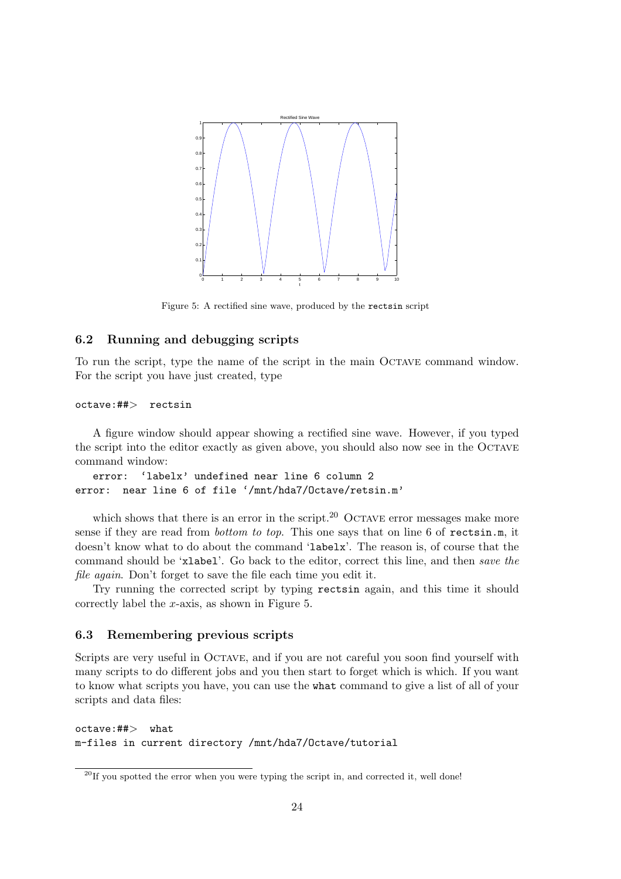Figure 5: A rectified sine wave, produced by the `rectsin` script

### 6.2 Running and debugging scripts

To run the script, type the name of the script in the main OCTAVE command window. For the script you have just created, type

```
octave:##> rectsin
```

A figure window should appear showing a rectified sine wave. However, if you typed the script into the editor exactly as given above, you should also now see in the OCTAVE command window:

```
   error:  'labelx' undefined near line 6 column 2
error:  near line 6 of file '/mnt/hda7/Octave/retsin.m'
```

which shows that there is an error in the script.[20] OCTAVE error messages make more sense if they are read from *bottom to top*. This one says that on line 6 of `rectsin.m`, it doesn't know what to do about the command '`labelx`'. The reason is, of course that the command should be '`xlabel`'. Go back to the editor, correct this line, and then *save the file again*. Don't forget to save the file each time you edit it.

Try running the corrected script by typing `rectsin` again, and this time it should correctly label the $x$-axis, as shown in Figure 5.

### 6.3 Remembering previous scripts

Scripts are very useful in OCTAVE, and if you are not careful you soon find yourself with many scripts to do different jobs and you then start to forget which is which. If you want to know what scripts you have, you can use the `what` command to give a list of all of your scripts and data files:

```
octave:##> what
m-files in current directory /mnt/hda7/Octave/tutorial
```

[20] If you spotted the error when you were typing the script in, and corrected it, well done!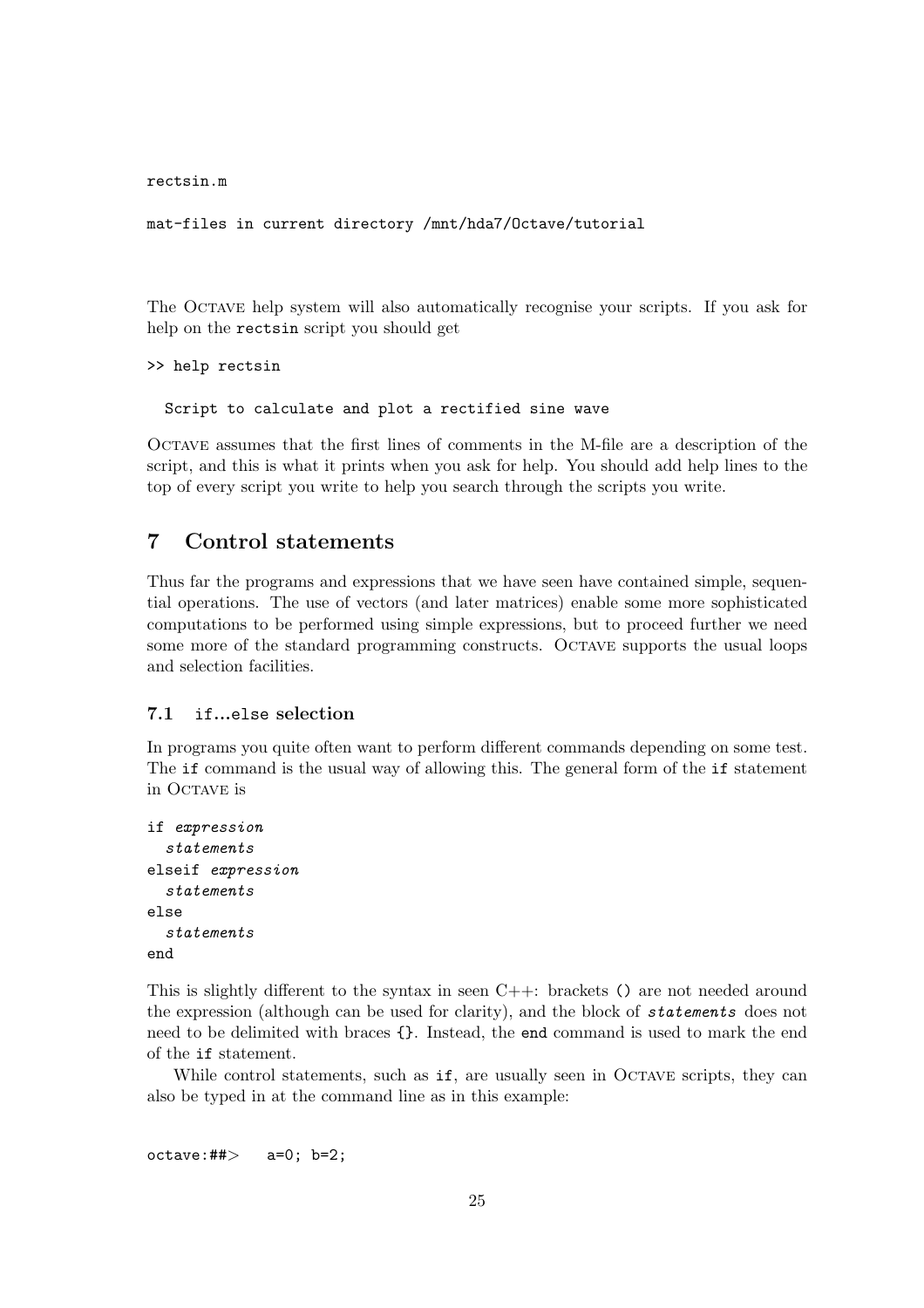```
rectsin.m

mat-files in current directory /mnt/hda7/Octave/tutorial
```

The OCTAVE help system will also automatically recognise your scripts. If you ask for help on the `rectsin` script you should get

```
>> help rectsin

  Script to calculate and plot a rectified sine wave
```

OCTAVE assumes that the first lines of comments in the M-file are a description of the script, and this is what it prints when you ask for help. You should add help lines to the top of every script you write to help you search through the scripts you write.

# 7 Control statements

Thus far the programs and expressions that we have seen have contained simple, sequential operations. The use of vectors (and later matrices) enable some more sophisticated computations to be performed using simple expressions, but to proceed further we need some more of the standard programming constructs. OCTAVE supports the usual loops and selection facilities.

## 7.1 `if...else` selection

In programs you quite often want to perform different commands depending on some test. The `if` command is the usual way of allowing this. The general form of the `if` statement in OCTAVE is

```
if expression
  statements
elseif expression
  statements
else
  statements
end
```

This is slightly different to the syntax in seen C++: brackets `()` are not needed around the expression (although can be used for clarity), and the block of *statements* does not need to be delimited with braces `{}`. Instead, the `end` command is used to mark the end of the `if` statement.

While control statements, such as `if`, are usually seen in OCTAVE scripts, they can also be typed in at the command line as in this example:

```
octave:##>   a=0; b=2;
```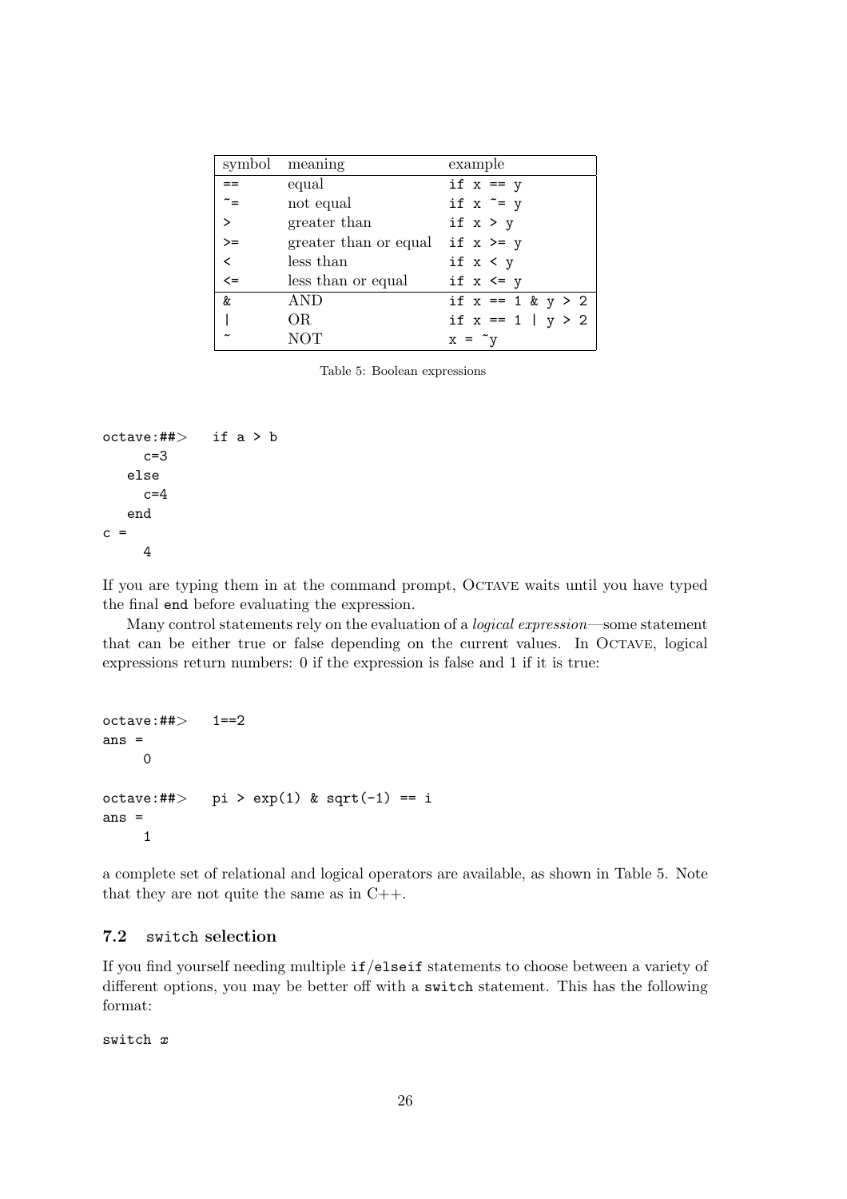| symbol | meaning | example |
|---|---|---|
| `==` | equal | `if x == y` |
| `~=` | not equal | `if x ~= y` |
| `>` | greater than | `if x > y` |
| `>=` | greater than or equal | `if x >= y` |
| `<` | less than | `if x < y` |
| `<=` | less than or equal | `if x <= y` |
| `&` | AND | `if x == 1 & y > 2` |
| `\|` | OR | `if x == 1 \| y > 2` |
| `~` | NOT | `x = ~y` |

Table 5: Boolean expressions

```
octave:##>   if a > b
     c=3
   else
     c=4
   end
c =
     4
```

If you are typing them in at the command prompt, OCTAVE waits until you have typed the final `end` before evaluating the expression.

Many control statements rely on the evaluation of a *logical expression*—some statement that can be either true or false depending on the current values. In OCTAVE, logical expressions return numbers: 0 if the expression is false and 1 if it is true:

```
octave:##>   1==2
ans =
     0

octave:##>   pi > exp(1) & sqrt(-1) == i
ans =
     1
```

a complete set of relational and logical operators are available, as shown in Table 5. Note that they are not quite the same as in C++.

### 7.2 `switch` selection

If you find yourself needing multiple `if`/`elseif` statements to choose between a variety of different options, you may be better off with a `switch` statement. This has the following format:

```
switch x
```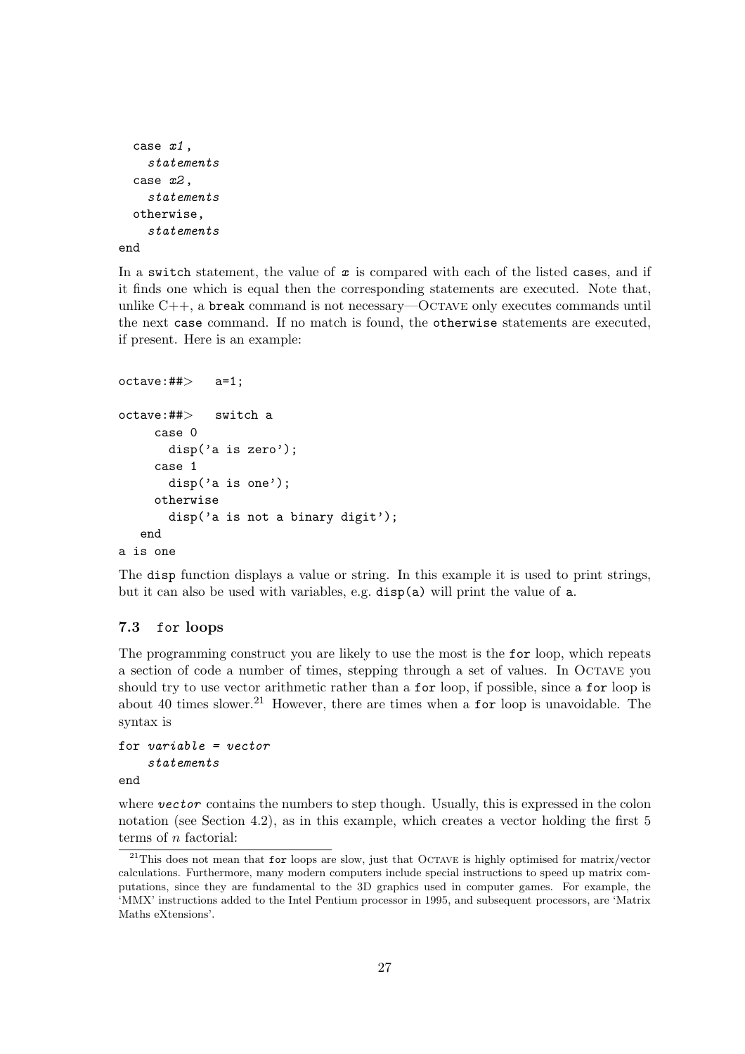```
  case x1,
    statements
  case x2,
    statements
  otherwise,
    statements
end
```

In a `switch` statement, the value of *x* is compared with each of the listed `case`s, and if it finds one which is equal then the corresponding statements are executed. Note that, unlike C++, a `break` command is not necessary—OCTAVE only executes commands until the next `case` command. If no match is found, the `otherwise` statements are executed, if present. Here is an example:

```
octave:##>   a=1;

octave:##>   switch a
     case 0
       disp('a is zero');
     case 1
       disp('a is one');
     otherwise
       disp('a is not a binary digit');
   end
a is one
```

The `disp` function displays a value or string. In this example it is used to print strings, but it can also be used with variables, e.g. `disp(a)` will print the value of `a`.

### 7.3 `for` loops

The programming construct you are likely to use the most is the `for` loop, which repeats a section of code a number of times, stepping through a set of values. In OCTAVE you should try to use vector arithmetic rather than a `for` loop, if possible, since a `for` loop is about 40 times slower.[21] However, there are times when a `for` loop is unavoidable. The syntax is

```
for variable = vector
    statements
end
```

where *vector* contains the numbers to step though. Usually, this is expressed in the colon notation (see Section 4.2), as in this example, which creates a vector holding the first 5 terms of $n$ factorial:

[21] This does not mean that `for` loops are slow, just that OCTAVE is highly optimised for matrix/vector calculations. Furthermore, many modern computers include special instructions to speed up matrix computations, since they are fundamental to the 3D graphics used in computer games. For example, the 'MMX' instructions added to the Intel Pentium processor in 1995, and subsequent processors, are 'Matrix Maths eXtensions'.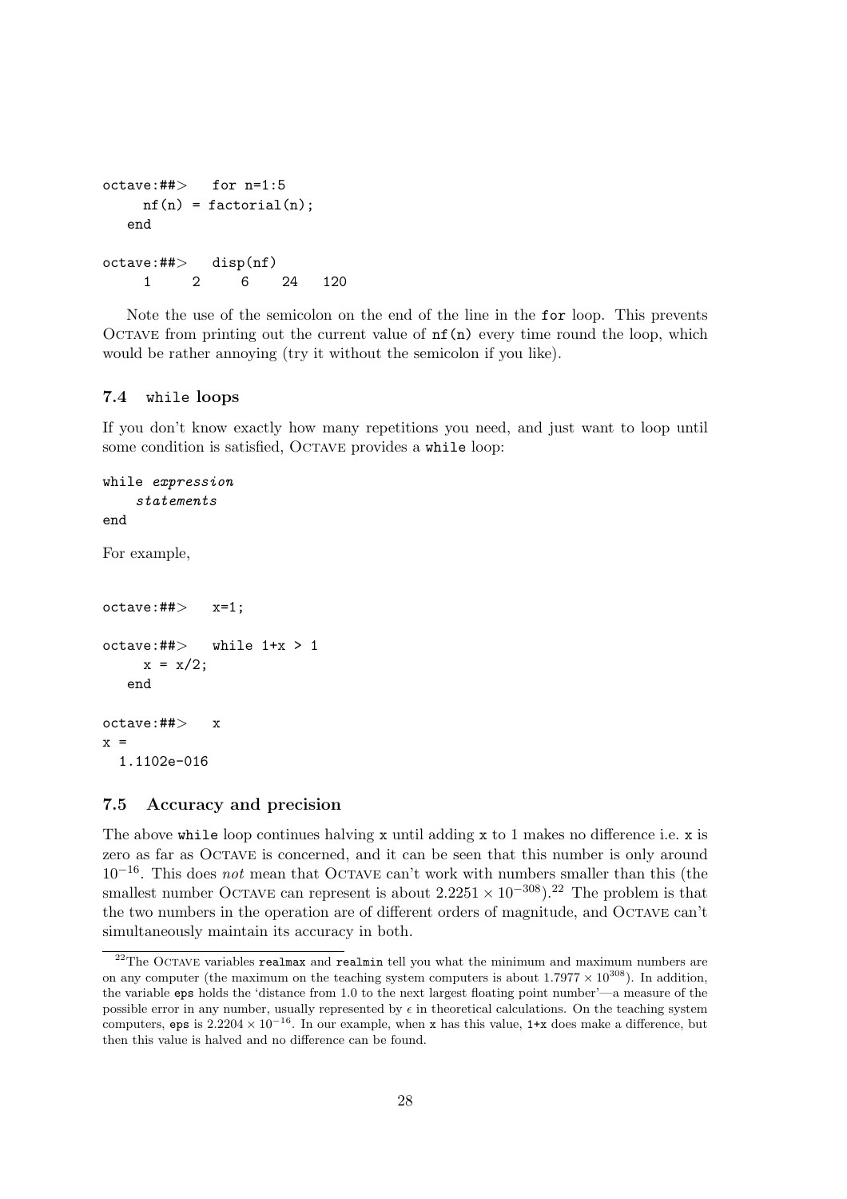```
octave:##>   for n=1:5
     nf(n) = factorial(n);
   end

octave:##>   disp(nf)
     1     2     6    24   120
```

Note the use of the semicolon on the end of the line in the `for` loop. This prevents OCTAVE from printing out the current value of `nf(n)` every time round the loop, which would be rather annoying (try it without the semicolon if you like).

### 7.4 `while` loops

If you don't know exactly how many repetitions you need, and just want to loop until some condition is satisfied, OCTAVE provides a `while` loop:

```
while expression
    statements
end
```

For example,

```
octave:##>   x=1;

octave:##>   while 1+x > 1
     x = x/2;
   end

octave:##>   x
x =
  1.1102e-016
```

### 7.5 Accuracy and precision

The above `while` loop continues halving `x` until adding `x` to 1 makes no difference i.e. `x` is zero as far as OCTAVE is concerned, and it can be seen that this number is only around $10^{-16}$. This does *not* mean that OCTAVE can't work with numbers smaller than this (the smallest number OCTAVE can represent is about $2.2251 \times 10^{-308}$).[22] The problem is that the two numbers in the operation are of different orders of magnitude, and OCTAVE can't simultaneously maintain its accuracy in both.

[22] The OCTAVE variables `realmax` and `realmin` tell you what the minimum and maximum numbers are on any computer (the maximum on the teaching system computers is about $1.7977 \times 10^{308}$). In addition, the variable `eps` holds the 'distance from 1.0 to the next largest floating point number'—a measure of the possible error in any number, usually represented by $\epsilon$ in theoretical calculations. On the teaching system computers, `eps` is $2.2204 \times 10^{-16}$. In our example, when `x` has this value, `1+x` does make a difference, but then this value is halved and no difference can be found.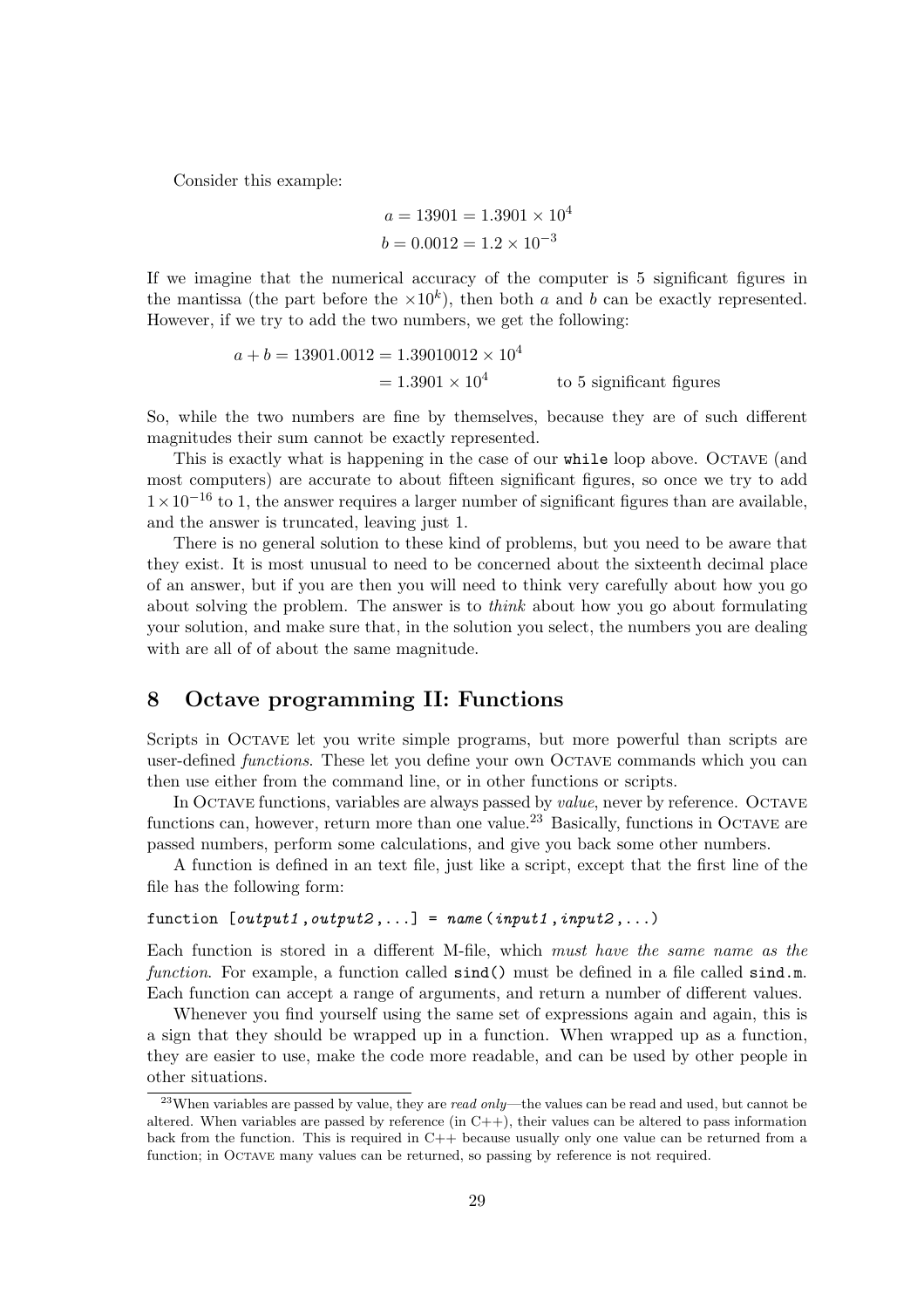Consider this example:

$$
\begin{aligned}
a &= 13901 = 1.3901 \times 10^4 \\
b &= 0.0012 = 1.2 \times 10^{-3}
\end{aligned}
$$

If we imagine that the numerical accuracy of the computer is 5 significant figures in the mantissa (the part before the $\times 10^k$), then both $a$ and $b$ can be exactly represented. However, if we try to add the two numbers, we get the following:

$$
\begin{aligned}
a + b = 13901.0012 &= 1.39010012 \times 10^4 \\
&= 1.3901 \times 10^4 \qquad \text{to 5 significant figures}
\end{aligned}
$$

So, while the two numbers are fine by themselves, because they are of such different magnitudes their sum cannot be exactly represented.

This is exactly what is happening in the case of our `while` loop above. Octave (and most computers) are accurate to about fifteen significant figures, so once we try to add $1 \times 10^{-16}$ to 1, the answer requires a larger number of significant figures than are available, and the answer is truncated, leaving just 1.

There is no general solution to these kind of problems, but you need to be aware that they exist. It is most unusual to need to be concerned about the sixteenth decimal place of an answer, but if you are then you will need to think very carefully about how you go about solving the problem. The answer is to *think* about how you go about formulating your solution, and make sure that, in the solution you select, the numbers you are dealing with are all of of about the same magnitude.

## 8 Octave programming II: Functions

Scripts in Octave let you write simple programs, but more powerful than scripts are user-defined *functions*. These let you define your own Octave commands which you can then use either from the command line, or in other functions or scripts.

In Octave functions, variables are always passed by *value*, never by reference. Octave functions can, however, return more than one value.[23] Basically, functions in Octave are passed numbers, perform some calculations, and give you back some other numbers.

A function is defined in an text file, just like a script, except that the first line of the file has the following form:

```
function [output1,output2,...] = name(input1,input2,...)
```

Each function is stored in a different M-file, which *must have the same name as the function*. For example, a function called `sind()` must be defined in a file called `sind.m`. Each function can accept a range of arguments, and return a number of different values.

Whenever you find yourself using the same set of expressions again and again, this is a sign that they should be wrapped up in a function. When wrapped up as a function, they are easier to use, make the code more readable, and can be used by other people in other situations.

[23] When variables are passed by value, they are *read only*—the values can be read and used, but cannot be altered. When variables are passed by reference (in C++), their values can be altered to pass information back from the function. This is required in C++ because usually only one value can be returned from a function; in Octave many values can be returned, so passing by reference is not required.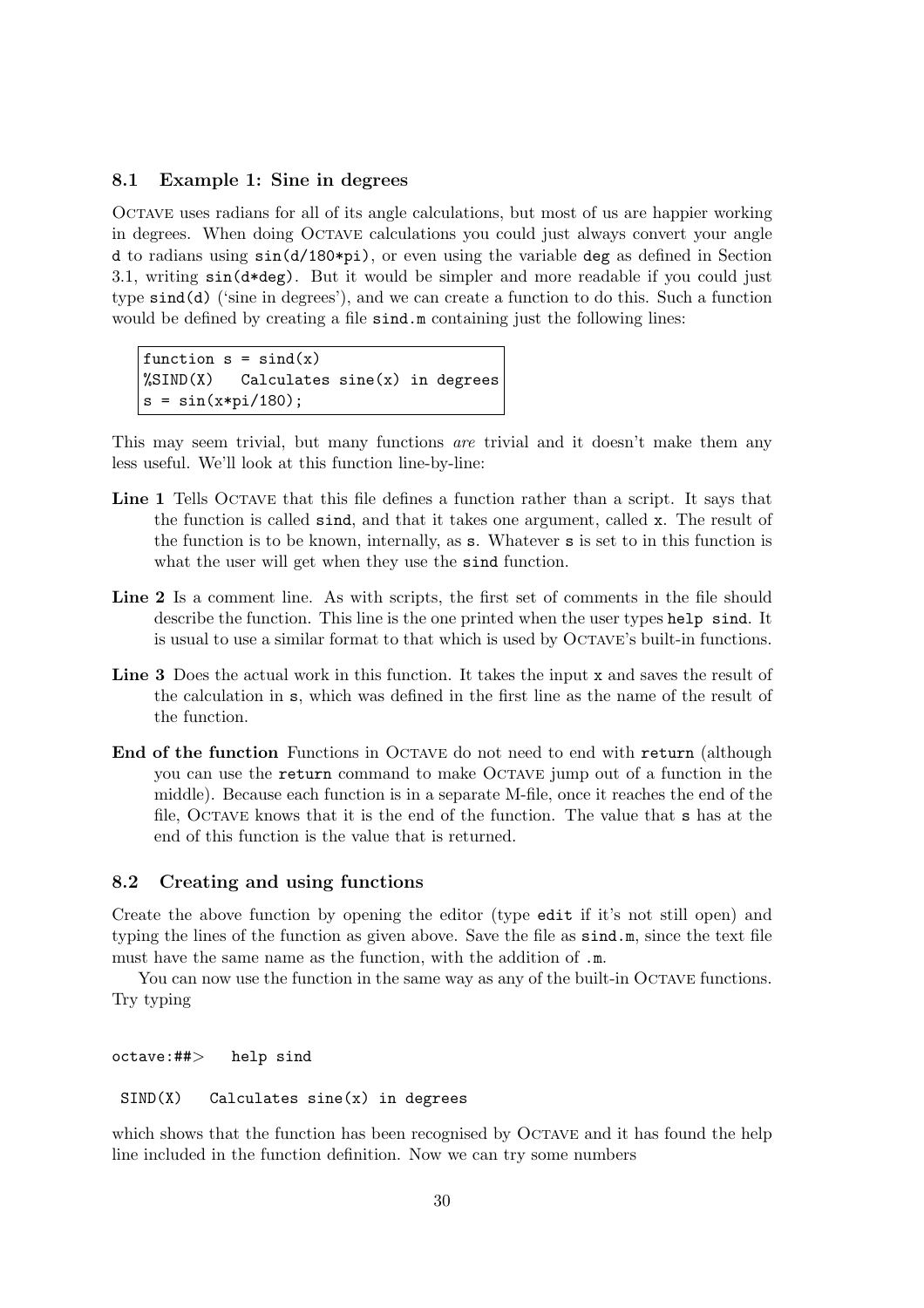### 8.1 Example 1: Sine in degrees

Octave uses radians for all of its angle calculations, but most of us are happier working in degrees. When doing Octave calculations you could just always convert your angle `d` to radians using `sin(d/180*pi)`, or even using the variable `deg` as defined in Section 3.1, writing `sin(d*deg)`. But it would be simpler and more readable if you could just type `sind(d)` ('sine in degrees'), and we can create a function to do this. Such a function would be defined by creating a file `sind.m` containing just the following lines:

```
function s = sind(x)
%SIND(X)   Calculates sine(x) in degrees
s = sin(x*pi/180);
```

This may seem trivial, but many functions *are* trivial and it doesn't make them any less useful. We'll look at this function line-by-line:

**Line 1** Tells Octave that this file defines a function rather than a script. It says that the function is called `sind`, and that it takes one argument, called `x`. The result of the function is to be known, internally, as `s`. Whatever `s` is set to in this function is what the user will get when they use the `sind` function.

**Line 2** Is a comment line. As with scripts, the first set of comments in the file should describe the function. This line is the one printed when the user types `help sind`. It is usual to use a similar format to that which is used by Octave's built-in functions.

**Line 3** Does the actual work in this function. It takes the input `x` and saves the result of the calculation in `s`, which was defined in the first line as the name of the result of the function.

**End of the function** Functions in Octave do not need to end with `return` (although you can use the `return` command to make Octave jump out of a function in the middle). Because each function is in a separate M-file, once it reaches the end of the file, Octave knows that it is the end of the function. The value that `s` has at the end of this function is the value that is returned.

### 8.2 Creating and using functions

Create the above function by opening the editor (type `edit` if it's not still open) and typing the lines of the function as given above. Save the file as `sind.m`, since the text file must have the same name as the function, with the addition of `.m`.

You can now use the function in the same way as any of the built-in Octave functions. Try typing

```
octave:##>   help sind

 SIND(X)   Calculates sine(x) in degrees
```

which shows that the function has been recognised by Octave and it has found the help line included in the function definition. Now we can try some numbers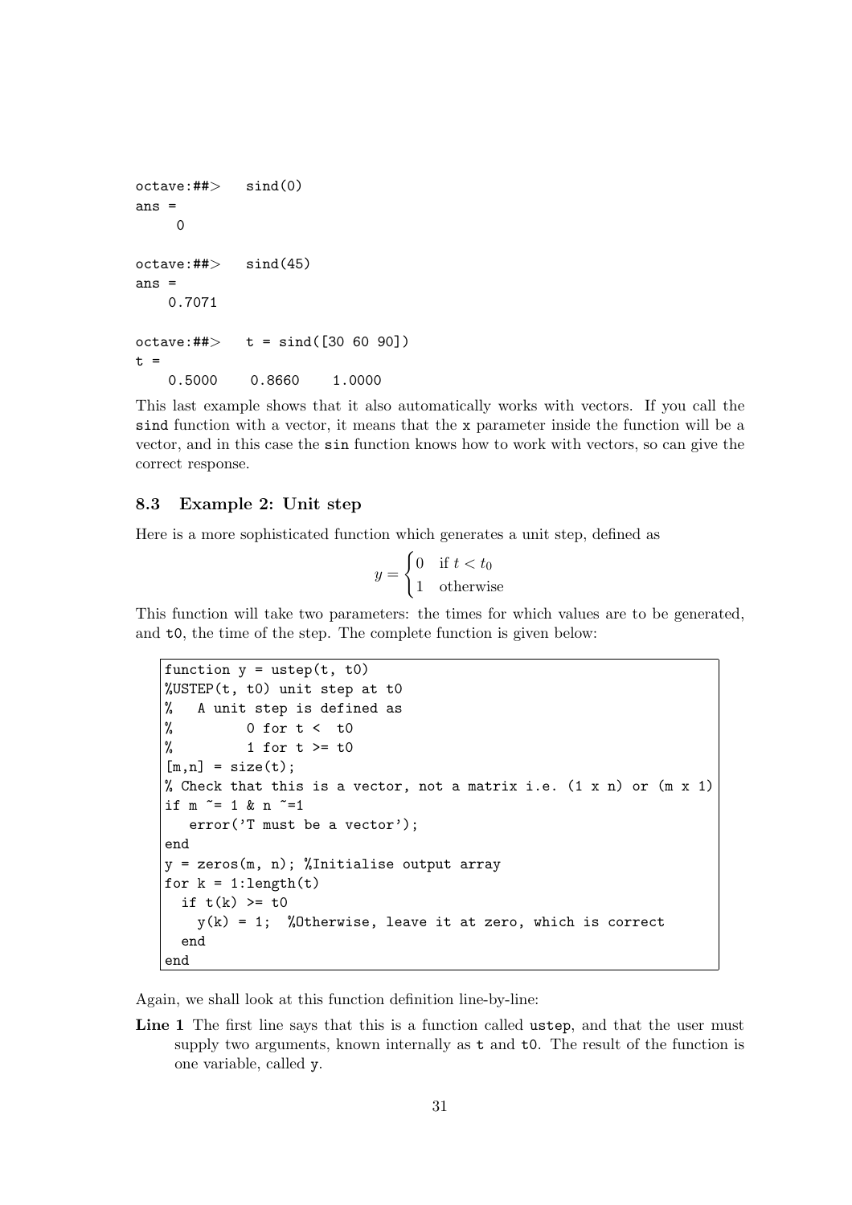```
octave:##>   sind(0)
ans =
     0

octave:##>   sind(45)
ans =
    0.7071

octave:##>   t = sind([30 60 90])
t =
    0.5000    0.8660    1.0000
```

This last example shows that it also automatically works with vectors. If you call the `sind` function with a vector, it means that the `x` parameter inside the function will be a vector, and in this case the `sin` function knows how to work with vectors, so can give the correct response.

### 8.3 Example 2: Unit step

Here is a more sophisticated function which generates a unit step, defined as

$$y = \begin{cases} 0 & \text{if } t < t_0 \\ 1 & \text{otherwise} \end{cases}$$

This function will take two parameters: the times for which values are to be generated, and `t0`, the time of the step. The complete function is given below:

```
function y = ustep(t, t0)
%USTEP(t, t0) unit step at t0
%   A unit step is defined as
%         0 for t <  t0
%         1 for t >= t0
[m,n] = size(t);
% Check that this is a vector, not a matrix i.e. (1 x n) or (m x 1)
if m ~= 1 & n ~=1
   error('T must be a vector');
end
y = zeros(m, n); %Initialise output array
for k = 1:length(t)
  if t(k) >= t0
    y(k) = 1;  %Otherwise, leave it at zero, which is correct
  end
end
```

Again, we shall look at this function definition line-by-line:

**Line 1** The first line says that this is a function called `ustep`, and that the user must supply two arguments, known internally as `t` and `t0`. The result of the function is one variable, called `y`.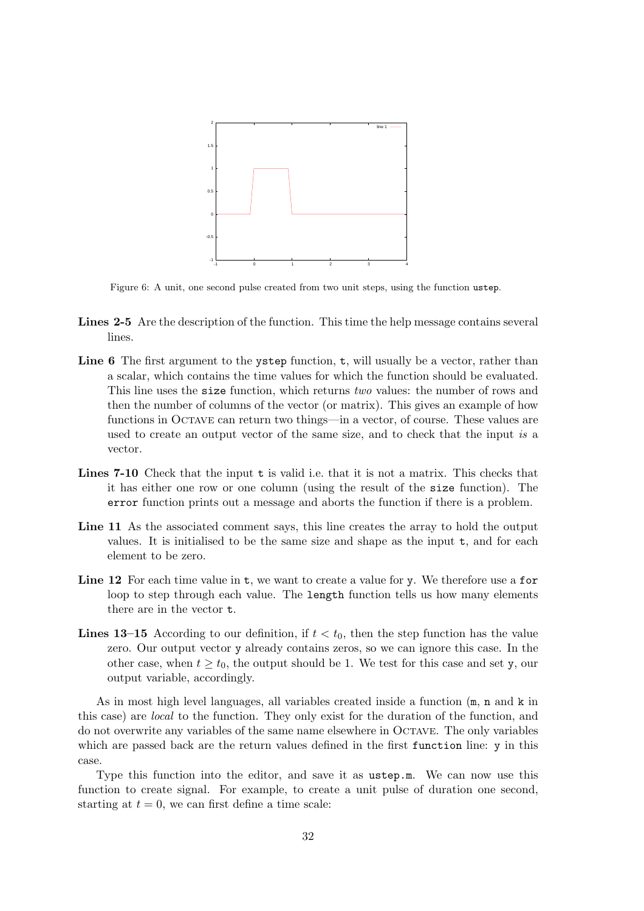Figure 6: A unit, one second pulse created from two unit steps, using the function `ustep`.

**Lines 2-5** Are the description of the function. This time the help message contains several lines.

**Line 6** The first argument to the `ystep` function, `t`, will usually be a vector, rather than a scalar, which contains the time values for which the function should be evaluated. This line uses the `size` function, which returns *two* values: the number of rows and then the number of columns of the vector (or matrix). This gives an example of how functions in OCTAVE can return two things—in a vector, of course. These values are used to create an output vector of the same size, and to check that the input *is* a vector.

**Lines 7-10** Check that the input `t` is valid i.e. that it is not a matrix. This checks that it has either one row or one column (using the result of the `size` function). The `error` function prints out a message and aborts the function if there is a problem.

**Line 11** As the associated comment says, this line creates the array to hold the output values. It is initialised to be the same size and shape as the input `t`, and for each element to be zero.

**Line 12** For each time value in `t`, we want to create a value for `y`. We therefore use a `for` loop to step through each value. The `length` function tells us how many elements there are in the vector `t`.

**Lines 13–15** According to our definition, if $t < t_0$, then the step function has the value zero. Our output vector `y` already contains zeros, so we can ignore this case. In the other case, when $t \geq t_0$, the output should be 1. We test for this case and set `y`, our output variable, accordingly.

As in most high level languages, all variables created inside a function (`m`, `n` and `k` in this case) are *local* to the function. They only exist for the duration of the function, and do not overwrite any variables of the same name elsewhere in OCTAVE. The only variables which are passed back are the return values defined in the first `function` line: `y` in this case.

Type this function into the editor, and save it as `ustep.m`. We can now use this function to create signal. For example, to create a unit pulse of duration one second, starting at $t = 0$, we can first define a time scale: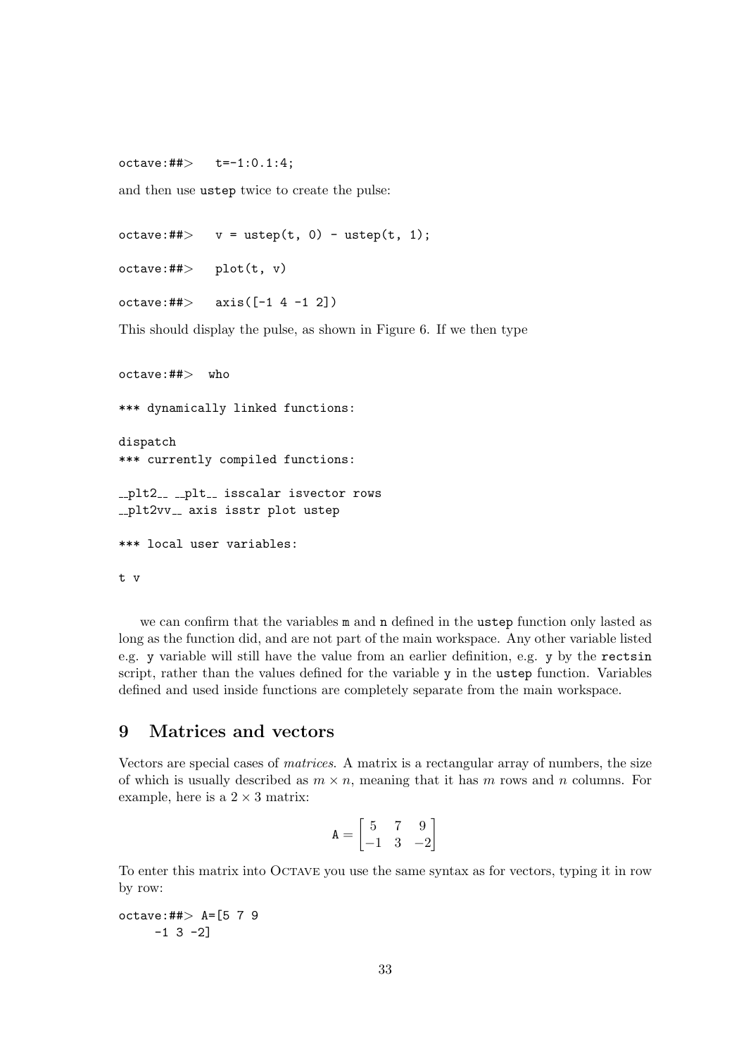```
octave:##>   t=-1:0.1:4;
```

and then use ustep twice to create the pulse:

```
octave:##>   v = ustep(t, 0) - ustep(t, 1);

octave:##>   plot(t, v)

octave:##>   axis([-1 4 -1 2])
```

This should display the pulse, as shown in Figure 6. If we then type

```
octave:##>  who

*** dynamically linked functions:

dispatch
*** currently compiled functions:

__plt2__ __plt__ isscalar isvector rows
__plt2vv__ axis isstr plot ustep

*** local user variables:

t v
```

we can confirm that the variables m and n defined in the ustep function only lasted as long as the function did, and are not part of the main workspace. Any other variable listed e.g. y variable will still have the value from an earlier definition, e.g. y by the rectsin script, rather than the values defined for the variable y in the ustep function. Variables defined and used inside functions are completely separate from the main workspace.

## 9 Matrices and vectors

Vectors are special cases of *matrices*. A matrix is a rectangular array of numbers, the size of which is usually described as $m \times n$, meaning that it has $m$ rows and $n$ columns. For example, here is a $2 \times 3$ matrix:

$$\mathtt{A} = \begin{bmatrix} 5 & 7 & 9 \\ -1 & 3 & -2 \end{bmatrix}$$

To enter this matrix into Octave you use the same syntax as for vectors, typing it in row by row:

```
octave:##> A=[5 7 9
     -1 3 -2]
```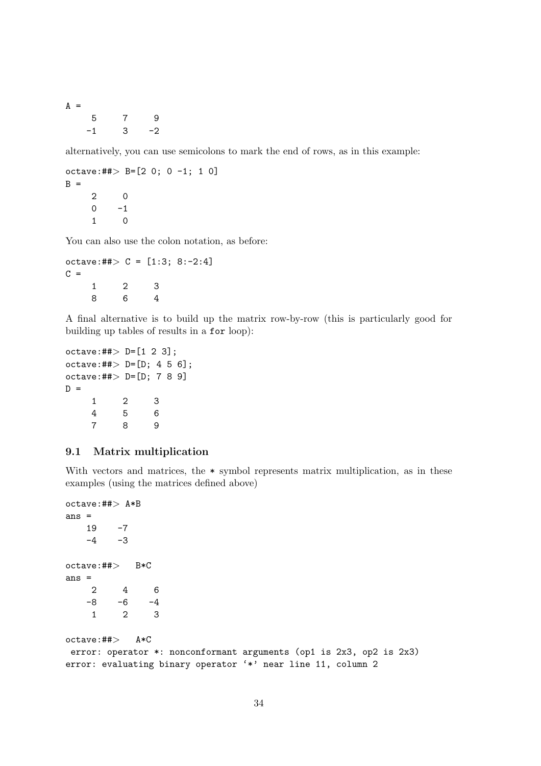```
A =
     5     7     9
    -1     3    -2
```

alternatively, you can use semicolons to mark the end of rows, as in this example:

```
octave:##> B=[2 0; 0 -1; 1 0]
B =
     2     0
     0    -1
     1     0
```

You can also use the colon notation, as before:

```
octave:##> C = [1:3; 8:-2:4]
C =
     1     2     3
     8     6     4
```

A final alternative is to build up the matrix row-by-row (this is particularly good for building up tables of results in a `for` loop):

```
octave:##> D=[1 2 3];
octave:##> D=[D; 4 5 6];
octave:##> D=[D; 7 8 9]
D =
     1     2     3
     4     5     6
     7     8     9
```

### 9.1 Matrix multiplication

With vectors and matrices, the `*` symbol represents matrix multiplication, as in these examples (using the matrices defined above)

```
octave:##> A*B
ans =
    19    -7
    -4    -3

octave:##>   B*C
ans =
     2     4     6
    -8    -6    -4
     1     2     3

octave:##>   A*C
 error: operator *: nonconformant arguments (op1 is 2x3, op2 is 2x3)
error: evaluating binary operator '*' near line 11, column 2
```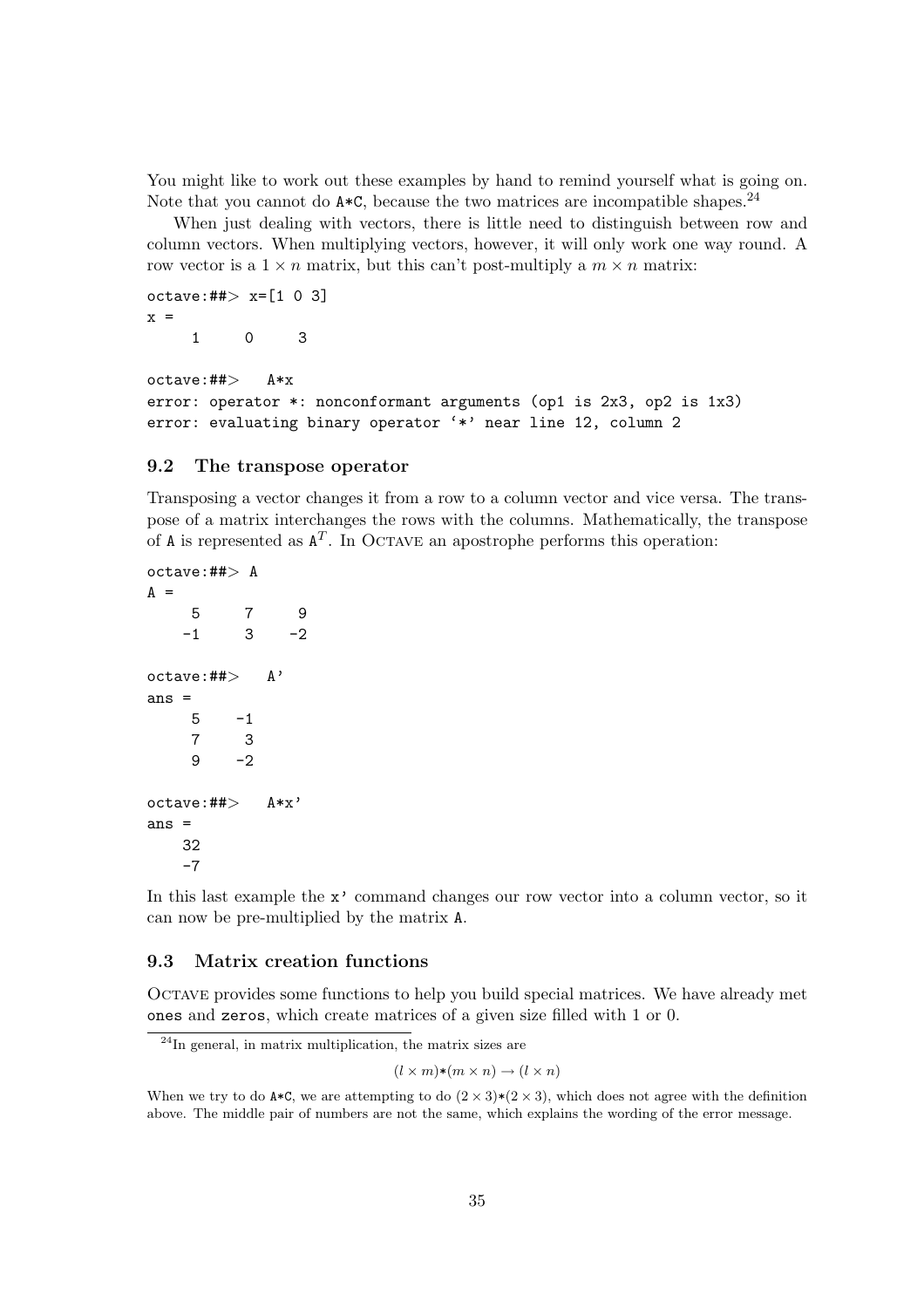You might like to work out these examples by hand to remind yourself what is going on. Note that you cannot do `A*C`, because the two matrices are incompatible shapes.[24]

When just dealing with vectors, there is little need to distinguish between row and column vectors. When multiplying vectors, however, it will only work one way round. A row vector is a $1 \times n$ matrix, but this can't post-multiply a $m \times n$ matrix:

```
octave:##> x=[1 0 3]
x =
     1     0     3

octave:##>   A*x
error: operator *: nonconformant arguments (op1 is 2x3, op2 is 1x3)
error: evaluating binary operator '*' near line 12, column 2
```

### 9.2 The transpose operator

Transposing a vector changes it from a row to a column vector and vice versa. The transpose of a matrix interchanges the rows with the columns. Mathematically, the transpose of `A` is represented as $A^T$. In OCTAVE an apostrophe performs this operation:

```
octave:##> A
A =
     5     7     9
    -1     3    -2

octave:##>   A'
ans =
     5    -1
     7     3
     9    -2

octave:##>   A*x'
ans =
    32
    -7
```

In this last example the `x'` command changes our row vector into a column vector, so it can now be pre-multiplied by the matrix `A`.

### 9.3 Matrix creation functions

OCTAVE provides some functions to help you build special matrices. We have already met `ones` and `zeros`, which create matrices of a given size filled with 1 or 0.

---

[24] In general, in matrix multiplication, the matrix sizes are

$$(l \times m)*(m \times n) \rightarrow (l \times n)$$

When we try to do `A*C`, we are attempting to do $(2 \times 3)*(2 \times 3)$, which does not agree with the definition above. The middle pair of numbers are not the same, which explains the wording of the error message.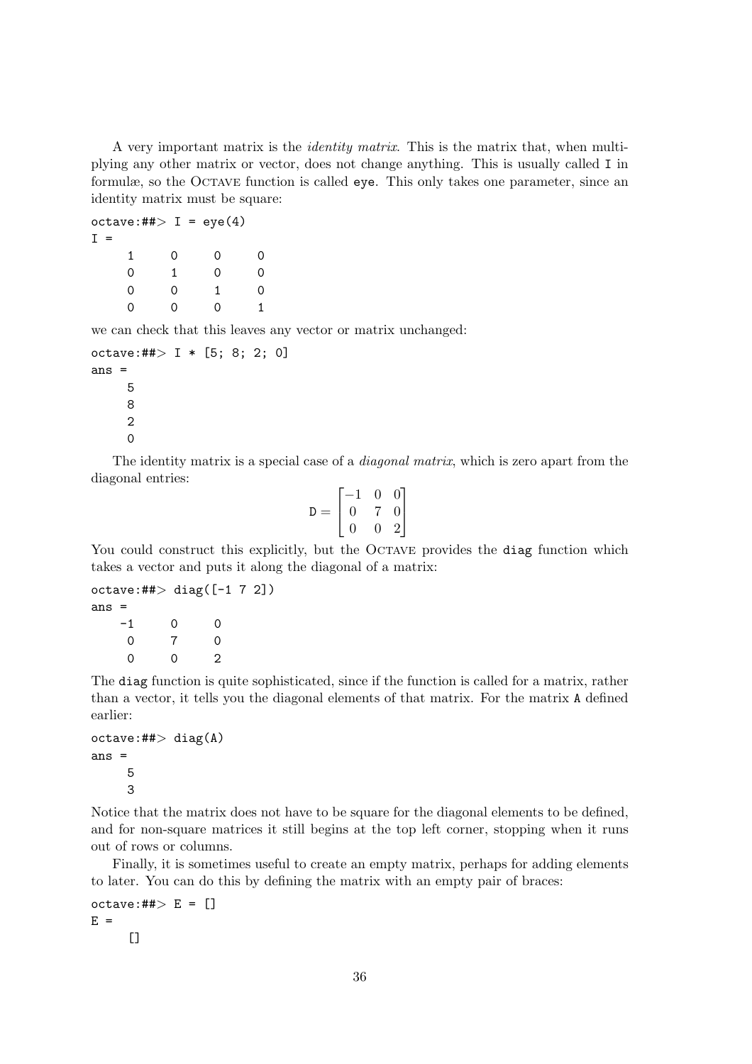A very important matrix is the *identity matrix*. This is the matrix that, when multiplying any other matrix or vector, does not change anything. This is usually called `I` in formulæ, so the OCTAVE function is called `eye`. This only takes one parameter, since an identity matrix must be square:

```
octave:##> I = eye(4)
I =
     1     0     0     0
     0     1     0     0
     0     0     1     0
     0     0     0     1
```

we can check that this leaves any vector or matrix unchanged:

```
octave:##> I * [5; 8; 2; 0]
ans =
     5
     8
     2
     0
```

The identity matrix is a special case of a *diagonal matrix*, which is zero apart from the diagonal entries:

$$\mathtt{D} = \begin{bmatrix} -1 & 0 & 0 \\ 0 & 7 & 0 \\ 0 & 0 & 2 \end{bmatrix}$$

You could construct this explicitly, but the OCTAVE provides the `diag` function which takes a vector and puts it along the diagonal of a matrix:

```
octave:##> diag([-1 7 2])
ans =
    -1     0     0
     0     7     0
     0     0     2
```

The `diag` function is quite sophisticated, since if the function is called for a matrix, rather than a vector, it tells you the diagonal elements of that matrix. For the matrix `A` defined earlier:

```
octave:##> diag(A)
ans =
     5
     3
```

Notice that the matrix does not have to be square for the diagonal elements to be defined, and for non-square matrices it still begins at the top left corner, stopping when it runs out of rows or columns.

Finally, it is sometimes useful to create an empty matrix, perhaps for adding elements to later. You can do this by defining the matrix with an empty pair of braces:

```
octave:##> E = []
E =
     []
```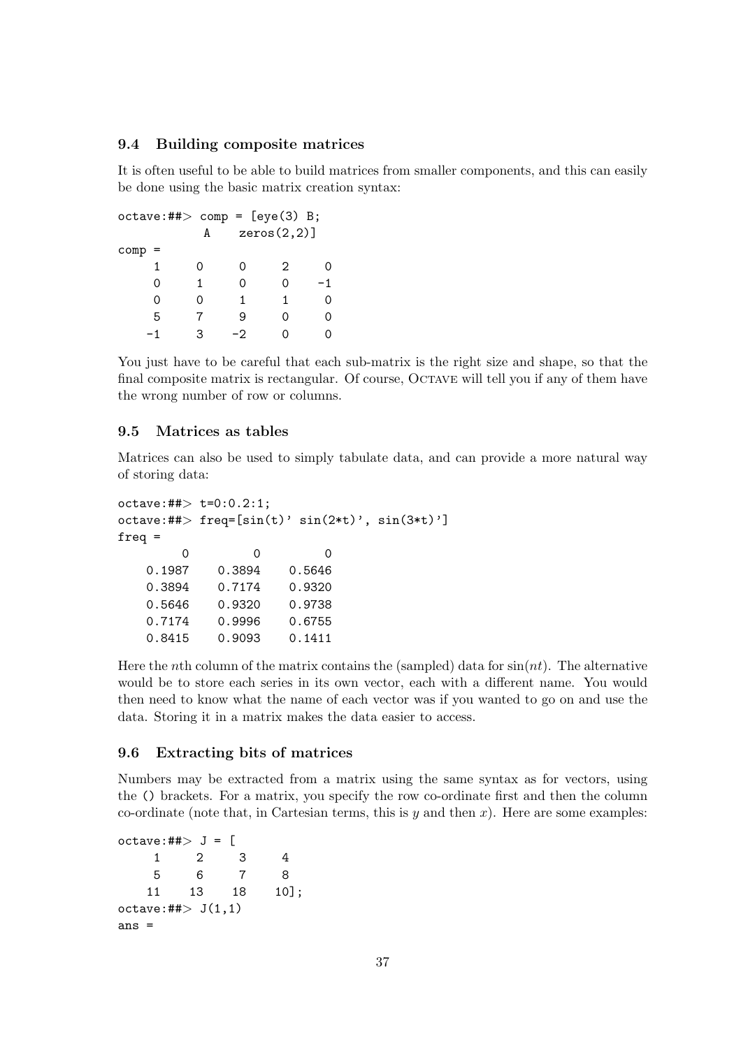### 9.4 Building composite matrices

It is often useful to be able to build matrices from smaller components, and this can easily be done using the basic matrix creation syntax:

```
octave:##> comp = [eye(3) B;
           A    zeros(2,2)]
comp =
     1     0     0     2     0
     0     1     0     0    -1
     0     0     1     1     0
     5     7     9     0     0
    -1     3    -2     0     0
```

You just have to be careful that each sub-matrix is the right size and shape, so that the final composite matrix is rectangular. Of course, Octave will tell you if any of them have the wrong number of row or columns.

### 9.5 Matrices as tables

Matrices can also be used to simply tabulate data, and can provide a more natural way of storing data:

```
octave:##> t=0:0.2:1;
octave:##> freq=[sin(t)' sin(2*t)', sin(3*t)']
freq =
         0         0         0
    0.1987    0.3894    0.5646
    0.3894    0.7174    0.9320
    0.5646    0.9320    0.9738
    0.7174    0.9996    0.6755
    0.8415    0.9093    0.1411
```

Here the $n$th column of the matrix contains the (sampled) data for $\sin(nt)$. The alternative would be to store each series in its own vector, each with a different name. You would then need to know what the name of each vector was if you wanted to go on and use the data. Storing it in a matrix makes the data easier to access.

### 9.6 Extracting bits of matrices

Numbers may be extracted from a matrix using the same syntax as for vectors, using the () brackets. For a matrix, you specify the row co-ordinate first and then the column co-ordinate (note that, in Cartesian terms, this is $y$ and then $x$). Here are some examples:

```
octave:##> J = [
     1     2     3     4
     5     6     7     8
    11    13    18    10];
octave:##> J(1,1)
ans =
```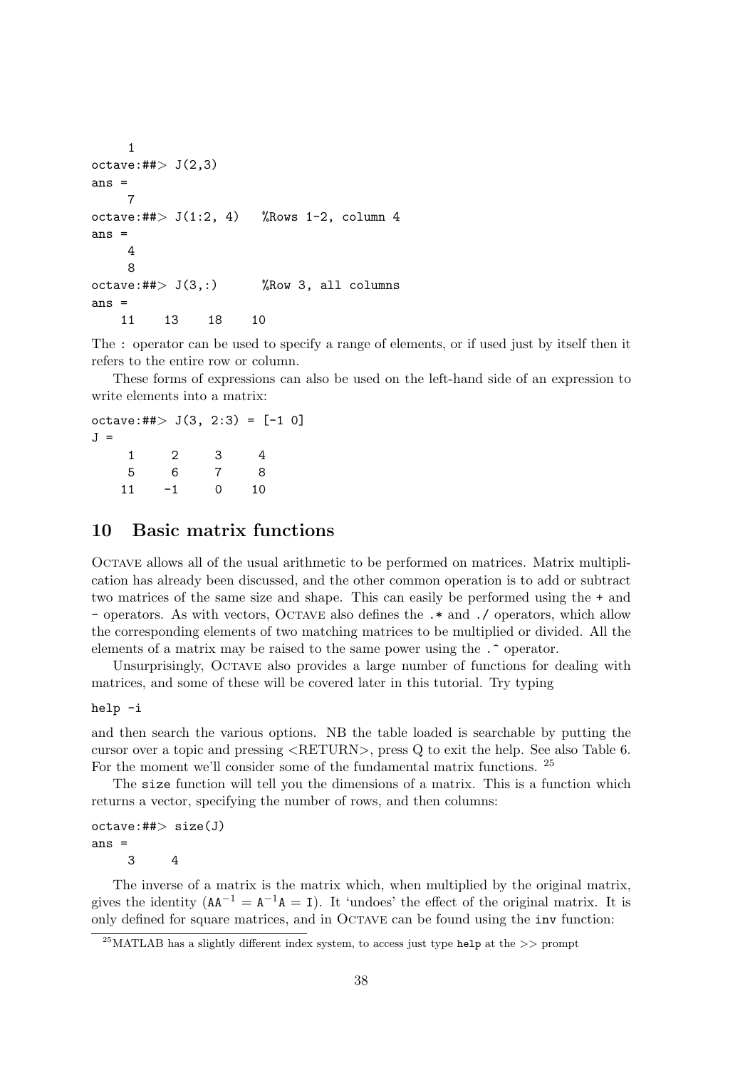```
     1
octave:##> J(2,3)
ans =
     7
octave:##> J(1:2, 4)   %Rows 1-2, column 4
ans =
     4
     8
octave:##> J(3,:)      %Row 3, all columns
ans =
    11    13    18    10
```

The : operator can be used to specify a range of elements, or if used just by itself then it refers to the entire row or column.

These forms of expressions can also be used on the left-hand side of an expression to write elements into a matrix:

```
octave:##> J(3, 2:3) = [-1 0]
J =
     1     2     3     4
     5     6     7     8
    11    -1     0    10
```

## 10 Basic matrix functions

Octave allows all of the usual arithmetic to be performed on matrices. Matrix multiplication has already been discussed, and the other common operation is to add or subtract two matrices of the same size and shape. This can easily be performed using the + and - operators. As with vectors, Octave also defines the .* and ./ operators, which allow the corresponding elements of two matching matrices to be multiplied or divided. All the elements of a matrix may be raised to the same power using the .^ operator.

Unsurprisingly, Octave also provides a large number of functions for dealing with matrices, and some of these will be covered later in this tutorial. Try typing

```
help -i
```

and then search the various options. NB the table loaded is searchable by putting the cursor over a topic and pressing <RETURN>, press Q to exit the help. See also Table 6. For the moment we'll consider some of the fundamental matrix functions. [25]

The `size` function will tell you the dimensions of a matrix. This is a function which returns a vector, specifying the number of rows, and then columns:

```
octave:##> size(J)
ans =
     3     4
```

The inverse of a matrix is the matrix which, when multiplied by the original matrix, gives the identity ($AA^{-1} = A^{-1}A = I$). It 'undoes' the effect of the original matrix. It is only defined for square matrices, and in Octave can be found using the `inv` function:

[25] MATLAB has a slightly different index system, to access just type `help` at the >> prompt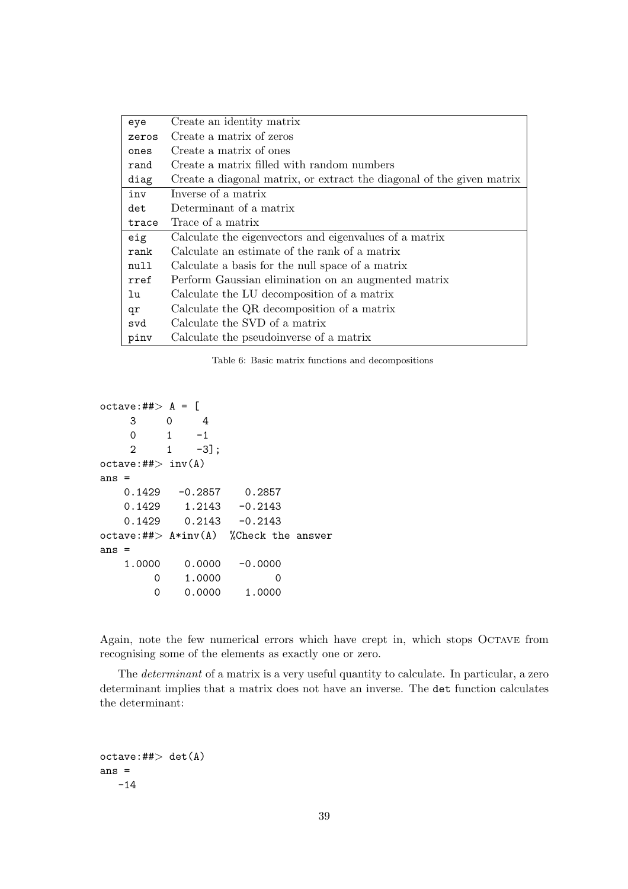| | |
|---|---|
| `eye` | Create an identity matrix |
| `zeros` | Create a matrix of zeros |
| `ones` | Create a matrix of ones |
| `rand` | Create a matrix filled with random numbers |
| `diag` | Create a diagonal matrix, or extract the diagonal of the given matrix |
| `inv` | Inverse of a matrix |
| `det` | Determinant of a matrix |
| `trace` | Trace of a matrix |
| `eig` | Calculate the eigenvectors and eigenvalues of a matrix |
| `rank` | Calculate an estimate of the rank of a matrix |
| `null` | Calculate a basis for the null space of a matrix |
| `rref` | Perform Gaussian elimination on an augmented matrix |
| `lu` | Calculate the LU decomposition of a matrix |
| `qr` | Calculate the QR decomposition of a matrix |
| `svd` | Calculate the SVD of a matrix |
| `pinv` | Calculate the pseudoinverse of a matrix |

Table 6: Basic matrix functions and decompositions

```
octave:##> A = [
    3     0     4
    0     1    -1
    2     1    -3];
octave:##> inv(A)
ans =
   0.1429   -0.2857    0.2857
   0.1429    1.2143   -0.2143
   0.1429    0.2143   -0.2143
octave:##> A*inv(A)  %Check the answer
ans =
   1.0000    0.0000   -0.0000
        0    1.0000         0
        0    0.0000    1.0000
```

Again, note the few numerical errors which have crept in, which stops Octave from recognising some of the elements as exactly one or zero.

The *determinant* of a matrix is a very useful quantity to calculate. In particular, a zero determinant implies that a matrix does not have an inverse. The `det` function calculates the determinant:

```
octave:##> det(A)
ans =
  -14
```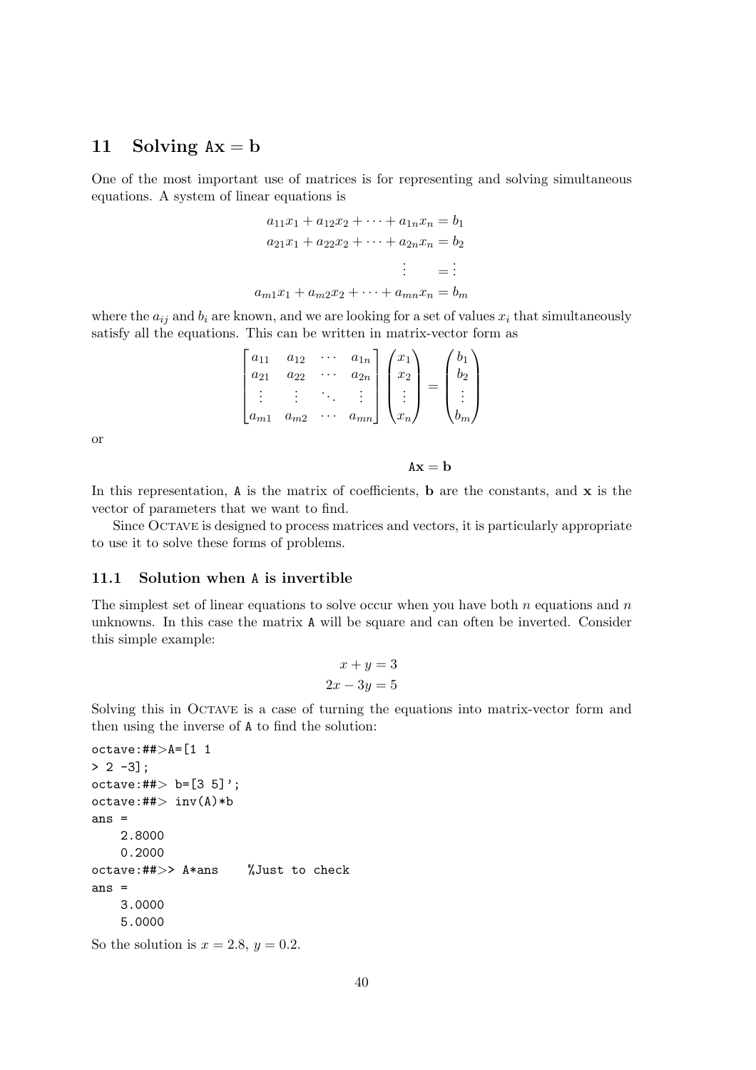## 11 Solving $\mathtt{A}\mathbf{x} = \mathbf{b}$

One of the most important use of matrices is for representing and solving simultaneous equations. A system of linear equations is

$$
\begin{aligned}
a_{11}x_1 + a_{12}x_2 + \cdots + a_{1n}x_n &= b_1 \\
a_{21}x_1 + a_{22}x_2 + \cdots + a_{2n}x_n &= b_2 \\
\vdots \quad &= \vdots \\
a_{m1}x_1 + a_{m2}x_2 + \cdots + a_{mn}x_n &= b_m
\end{aligned}
$$

where the $a_{ij}$ and $b_i$ are known, and we are looking for a set of values $x_i$ that simultaneously satisfy all the equations. This can be written in matrix-vector form as

$$
\begin{bmatrix}
a_{11} & a_{12} & \cdots & a_{1n} \\
a_{21} & a_{22} & \cdots & a_{2n} \\
\vdots & \vdots & \ddots & \vdots \\
a_{m1} & a_{m2} & \cdots & a_{mn}
\end{bmatrix}
\begin{pmatrix} x_1 \\ x_2 \\ \vdots \\ x_n \end{pmatrix}
=
\begin{pmatrix} b_1 \\ b_2 \\ \vdots \\ b_m \end{pmatrix}
$$

or

$$\mathtt{A}\mathbf{x} = \mathbf{b}$$

In this representation, A is the matrix of coefficients, **b** are the constants, and **x** is the vector of parameters that we want to find.

Since Octave is designed to process matrices and vectors, it is particularly appropriate to use it to solve these forms of problems.

### 11.1 Solution when A is invertible

The simplest set of linear equations to solve occur when you have both $n$ equations and $n$ unknowns. In this case the matrix A will be square and can often be inverted. Consider this simple example:

$$
\begin{aligned}
x + y &= 3 \\
2x - 3y &= 5
\end{aligned}
$$

Solving this in Octave is a case of turning the equations into matrix-vector form and then using the inverse of A to find the solution:

```
octave:##>A=[1 1
> 2 -3];
octave:##> b=[3 5]';
octave:##> inv(A)*b
ans =
    2.8000
    0.2000
octave:##>> A*ans    %Just to check
ans =
    3.0000
    5.0000
```

So the solution is $x = 2.8$, $y = 0.2$.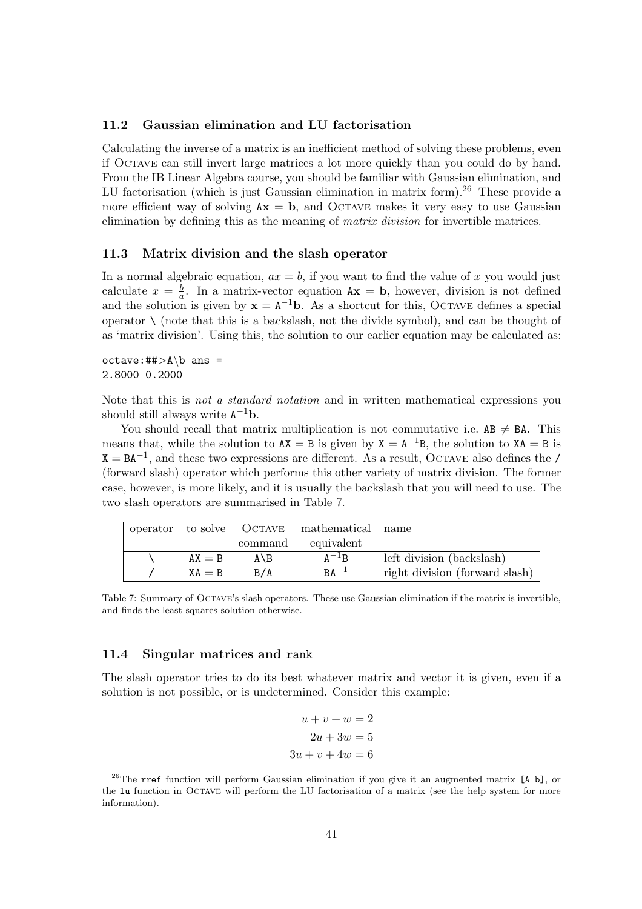### 11.2 Gaussian elimination and LU factorisation

Calculating the inverse of a matrix is an inefficient method of solving these problems, even if OCTAVE can still invert large matrices a lot more quickly than you could do by hand. From the IB Linear Algebra course, you should be familiar with Gaussian elimination, and LU factorisation (which is just Gaussian elimination in matrix form).[26] These provide a more efficient way of solving $\mathtt{A}\mathbf{x} = \mathbf{b}$, and OCTAVE makes it very easy to use Gaussian elimination by defining this as the meaning of *matrix division* for invertible matrices.

### 11.3 Matrix division and the slash operator

In a normal algebraic equation, $ax = b$, if you want to find the value of $x$ you would just calculate $x = \frac{b}{a}$. In a matrix-vector equation $\mathtt{A}\mathbf{x} = \mathbf{b}$, however, division is not defined and the solution is given by $\mathbf{x} = \mathtt{A}^{-1}\mathbf{b}$. As a shortcut for this, OCTAVE defines a special operator `\` (note that this is a backslash, not the divide symbol), and can be thought of as 'matrix division'. Using this, the solution to our earlier equation may be calculated as:

```
octave:##>A\b ans =
2.8000 0.2000
```

Note that this is *not a standard notation* and in written mathematical expressions you should still always write $\mathtt{A}^{-1}\mathbf{b}$.

You should recall that matrix multiplication is not commutative i.e. $\mathtt{AB} \neq \mathtt{BA}$. This means that, while the solution to $\mathtt{AX} = \mathtt{B}$ is given by $\mathtt{X} = \mathtt{A}^{-1}\mathtt{B}$, the solution to $\mathtt{XA} = \mathtt{B}$ is $\mathtt{X} = \mathtt{BA}^{-1}$, and these two expressions are different. As a result, OCTAVE also defines the `/` (forward slash) operator which performs this other variety of matrix division. The former case, however, is more likely, and it is usually the backslash that you will need to use. The two slash operators are summarised in Table 7.

| operator | to solve | OCTAVE command | mathematical equivalent | name |
|---|---|---|---|---|
| `\` | $\mathtt{AX} = \mathtt{B}$ | `A\B` | $\mathtt{A}^{-1}\mathtt{B}$ | left division (backslash) |
| `/` | $\mathtt{XA} = \mathtt{B}$ | `B/A` | $\mathtt{BA}^{-1}$ | right division (forward slash) |

Table 7: Summary of OCTAVE's slash operators. These use Gaussian elimination if the matrix is invertible, and finds the least squares solution otherwise.

### 11.4 Singular matrices and `rank`

The slash operator tries to do its best whatever matrix and vector it is given, even if a solution is not possible, or is undetermined. Consider this example:

$$u + v + w = 2$$
$$2u + 3w = 5$$
$$3u + v + 4w = 6$$

[26] The `rref` function will perform Gaussian elimination if you give it an augmented matrix `[A b]`, or the `lu` function in OCTAVE will perform the LU factorisation of a matrix (see the help system for more information).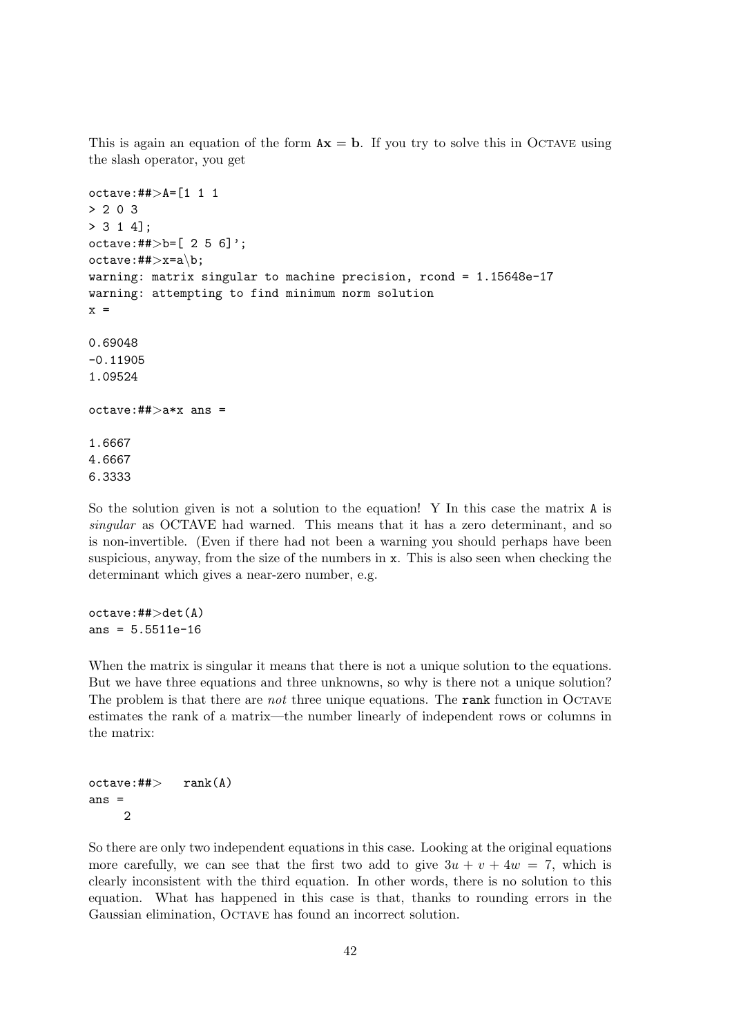This is again an equation of the form $\mathtt{A}\mathbf{x} = \mathbf{b}$. If you try to solve this in OCTAVE using the slash operator, you get

```
octave:##>A=[1 1 1
> 2 0 3
> 3 1 4];
octave:##>b=[ 2 5 6]';
octave:##>x=a\b;
warning: matrix singular to machine precision, rcond = 1.15648e-17
warning: attempting to find minimum norm solution
x =

0.69048
-0.11905
1.09524

octave:##>a*x ans =

1.6667
4.6667
6.3333
```

So the solution given is not a solution to the equation! Y In this case the matrix `A` is *singular* as OCTAVE had warned. This means that it has a zero determinant, and so is non-invertible. (Even if there had not been a warning you should perhaps have been suspicious, anyway, from the size of the numbers in `x`. This is also seen when checking the determinant which gives a near-zero number, e.g.

```
octave:##>det(A)
ans = 5.5511e-16
```

When the matrix is singular it means that there is not a unique solution to the equations. But we have three equations and three unknowns, so why is there not a unique solution? The problem is that there are *not* three unique equations. The `rank` function in OCTAVE estimates the rank of a matrix—the number linearly of independent rows or columns in the matrix:

```
octave:##>   rank(A)
ans =
     2
```

So there are only two independent equations in this case. Looking at the original equations more carefully, we can see that the first two add to give $3u + v + 4w = 7$, which is clearly inconsistent with the third equation. In other words, there is no solution to this equation. What has happened in this case is that, thanks to rounding errors in the Gaussian elimination, OCTAVE has found an incorrect solution.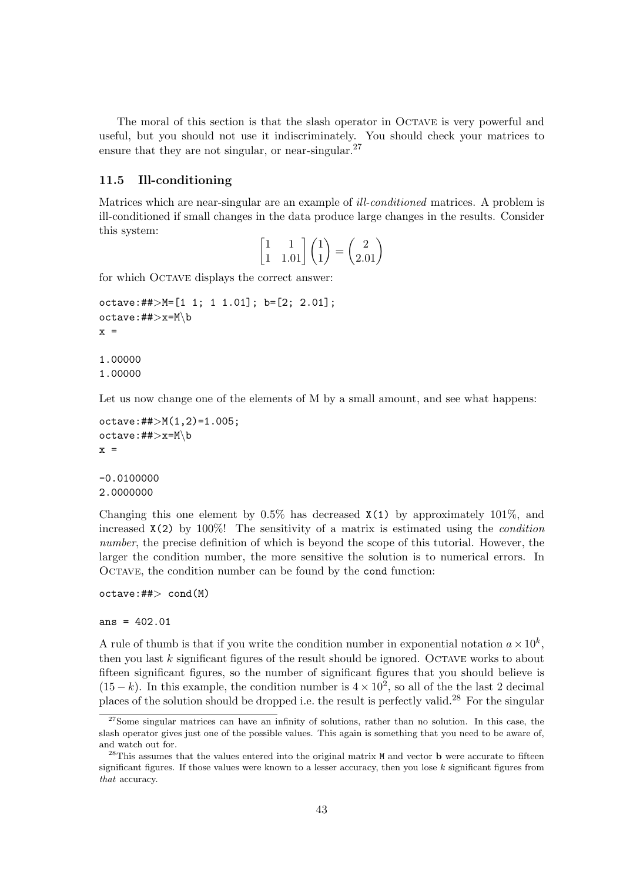The moral of this section is that the slash operator in OCTAVE is very powerful and useful, but you should not use it indiscriminately. You should check your matrices to ensure that they are not singular, or near-singular.[27]

### 11.5 Ill-conditioning

Matrices which are near-singular are an example of *ill-conditioned* matrices. A problem is ill-conditioned if small changes in the data produce large changes in the results. Consider this system:

$$\begin{bmatrix} 1 & 1 \\ 1 & 1.01 \end{bmatrix} \begin{pmatrix} 1 \\ 1 \end{pmatrix} = \begin{pmatrix} 2 \\ 2.01 \end{pmatrix}$$

for which OCTAVE displays the correct answer:

```
octave:##>M=[1 1; 1 1.01]; b=[2; 2.01];
octave:##>x=M\b
x =

1.00000
1.00000
```

Let us now change one of the elements of M by a small amount, and see what happens:

```
octave:##>M(1,2)=1.005;
octave:##>x=M\b
x =

-0.0100000
2.0000000
```

Changing this one element by 0.5% has decreased `X(1)` by approximately 101%, and increased `X(2)` by 100%! The sensitivity of a matrix is estimated using the *condition number*, the precise definition of which is beyond the scope of this tutorial. However, the larger the condition number, the more sensitive the solution is to numerical errors. In OCTAVE, the condition number can be found by the `cond` function:

```
octave:##> cond(M)

ans = 402.01
```

A rule of thumb is that if you write the condition number in exponential notation $a \times 10^k$, then you last $k$ significant figures of the result should be ignored. OCTAVE works to about fifteen significant figures, so the number of significant figures that you should believe is $(15 - k)$. In this example, the condition number is $4 \times 10^2$, so all of the the last 2 decimal places of the solution should be dropped i.e. the result is perfectly valid.[28] For the singular

[27] Some singular matrices can have an infinity of solutions, rather than no solution. In this case, the slash operator gives just one of the possible values. This again is something that you need to be aware of, and watch out for.

[28] This assumes that the values entered into the original matrix M and vector **b** were accurate to fifteen significant figures. If those values were known to a lesser accuracy, then you lose $k$ significant figures from *that* accuracy.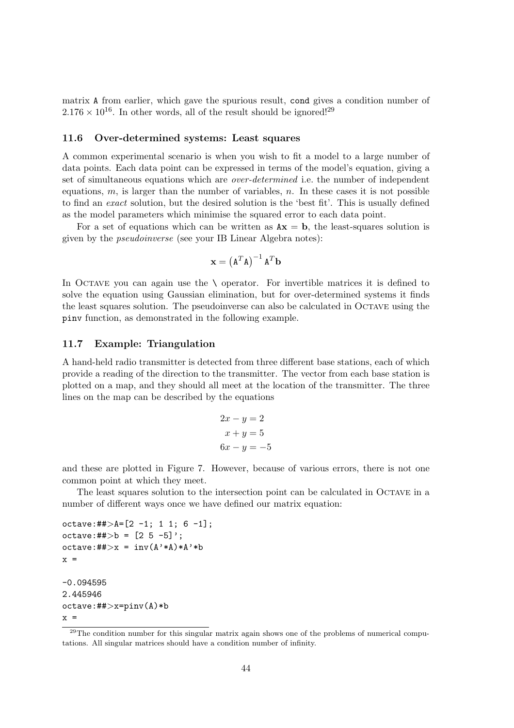matrix `A` from earlier, which gave the spurious result, `cond` gives a condition number of $2.176 \times 10^{16}$. In other words, all of the result should be ignored![29]

### 11.6 Over-determined systems: Least squares

A common experimental scenario is when you wish to fit a model to a large number of data points. Each data point can be expressed in terms of the model's equation, giving a set of simultaneous equations which are *over-determined* i.e. the number of independent equations, $m$, is larger than the number of variables, $n$. In these cases it is not possible to find an *exact* solution, but the desired solution is the 'best fit'. This is usually defined as the model parameters which minimise the squared error to each data point.

For a set of equations which can be written as $\mathtt{A}\mathbf{x} = \mathbf{b}$, the least-squares solution is given by the *pseudoinverse* (see your IB Linear Algebra notes):

$$\mathbf{x} = \left(\mathtt{A}^T\mathtt{A}\right)^{-1}\mathtt{A}^T\mathbf{b}$$

In Octave you can again use the `\` operator. For invertible matrices it is defined to solve the equation using Gaussian elimination, but for over-determined systems it finds the least squares solution. The pseudoinverse can also be calculated in Octave using the `pinv` function, as demonstrated in the following example.

### 11.7 Example: Triangulation

A hand-held radio transmitter is detected from three different base stations, each of which provide a reading of the direction to the transmitter. The vector from each base station is plotted on a map, and they should all meet at the location of the transmitter. The three lines on the map can be described by the equations

$$\begin{aligned} 2x - y &= 2 \\ x + y &= 5 \\ 6x - y &= -5 \end{aligned}$$

and these are plotted in Figure 7. However, because of various errors, there is not one common point at which they meet.

The least squares solution to the intersection point can be calculated in Octave in a number of different ways once we have defined our matrix equation:

```
octave:##>A=[2 -1; 1 1; 6 -1];
octave:##>b = [2 5 -5]';
octave:##>x = inv(A'*A)*A'*b
x =

-0.094595
2.445946
octave:##>x=pinv(A)*b
x =
```

[29] The condition number for this singular matrix again shows one of the problems of numerical computations. All singular matrices should have a condition number of infinity.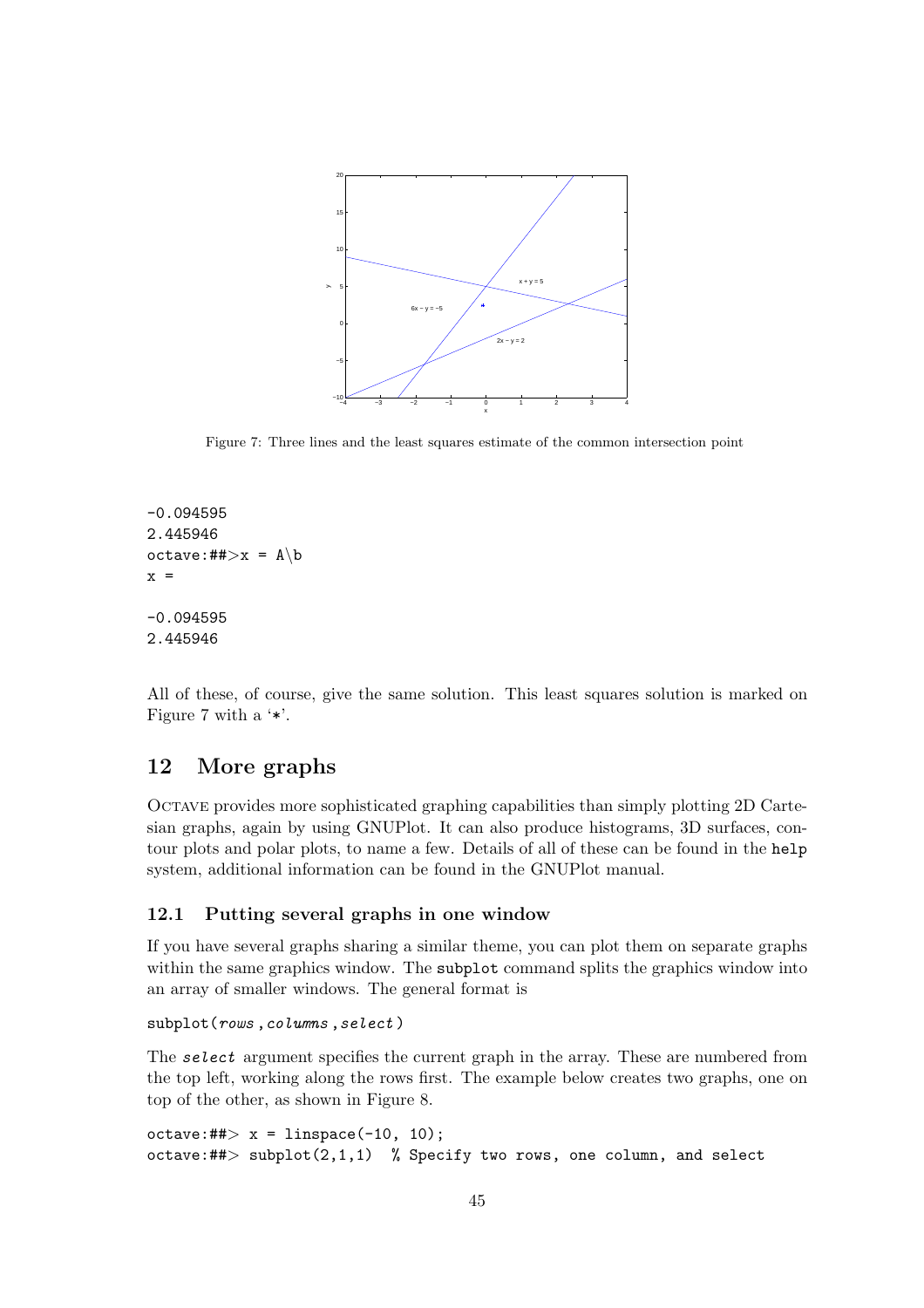Figure 7: Three lines and the least squares estimate of the common intersection point

```
-0.094595
2.445946
octave:##>x = A\b
x =

-0.094595
2.445946
```

All of these, of course, give the same solution. This least squares solution is marked on Figure 7 with a '*'.

## 12 More graphs

OCTAVE provides more sophisticated graphing capabilities than simply plotting 2D Cartesian graphs, again by using GNUPlot. It can also produce histograms, 3D surfaces, contour plots and polar plots, to name a few. Details of all of these can be found in the `help` system, additional information can be found in the GNUPlot manual.

### 12.1 Putting several graphs in one window

If you have several graphs sharing a similar theme, you can plot them on separate graphs within the same graphics window. The `subplot` command splits the graphics window into an array of smaller windows. The general format is

```
subplot(rows,columns,select)
```

The *select* argument specifies the current graph in the array. These are numbered from the top left, working along the rows first. The example below creates two graphs, one on top of the other, as shown in Figure 8.

```
octave:##> x = linspace(-10, 10);
octave:##> subplot(2,1,1)  % Specify two rows, one column, and select
```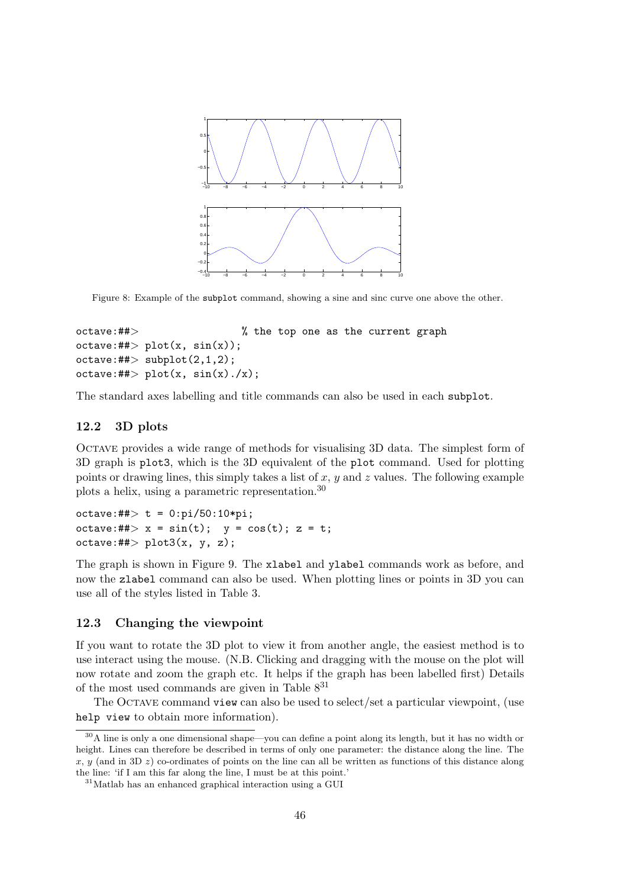Figure 8: Example of the subplot command, showing a sine and sinc curve one above the other.

```
octave:##>                  % the top one as the current graph
octave:##> plot(x, sin(x));
octave:##> subplot(2,1,2);
octave:##> plot(x, sin(x)./x);
```

The standard axes labelling and title commands can also be used in each subplot.

### 12.2 3D plots

Octave provides a wide range of methods for visualising 3D data. The simplest form of 3D graph is plot3, which is the 3D equivalent of the plot command. Used for plotting points or drawing lines, this simply takes a list of $x$, $y$ and $z$ values. The following example plots a helix, using a parametric representation.[30]

```
octave:##> t = 0:pi/50:10*pi;
octave:##> x = sin(t);  y = cos(t); z = t;
octave:##> plot3(x, y, z);
```

The graph is shown in Figure 9. The xlabel and ylabel commands work as before, and now the zlabel command can also be used. When plotting lines or points in 3D you can use all of the styles listed in Table 3.

### 12.3 Changing the viewpoint

If you want to rotate the 3D plot to view it from another angle, the easiest method is to use interact using the mouse. (N.B. Clicking and dragging with the mouse on the plot will now rotate and zoom the graph etc. It helps if the graph has been labelled first) Details of the most used commands are given in Table 8[31]

The Octave command view can also be used to select/set a particular viewpoint, (use help view to obtain more information).

---

[30] A line is only a one dimensional shape—you can define a point along its length, but it has no width or height. Lines can therefore be described in terms of only one parameter: the distance along the line. The $x$, $y$ (and in 3D $z$) co-ordinates of points on the line can all be written as functions of this distance along the line: 'if I am this far along the line, I must be at this point.'

[31] Matlab has an enhanced graphical interaction using a GUI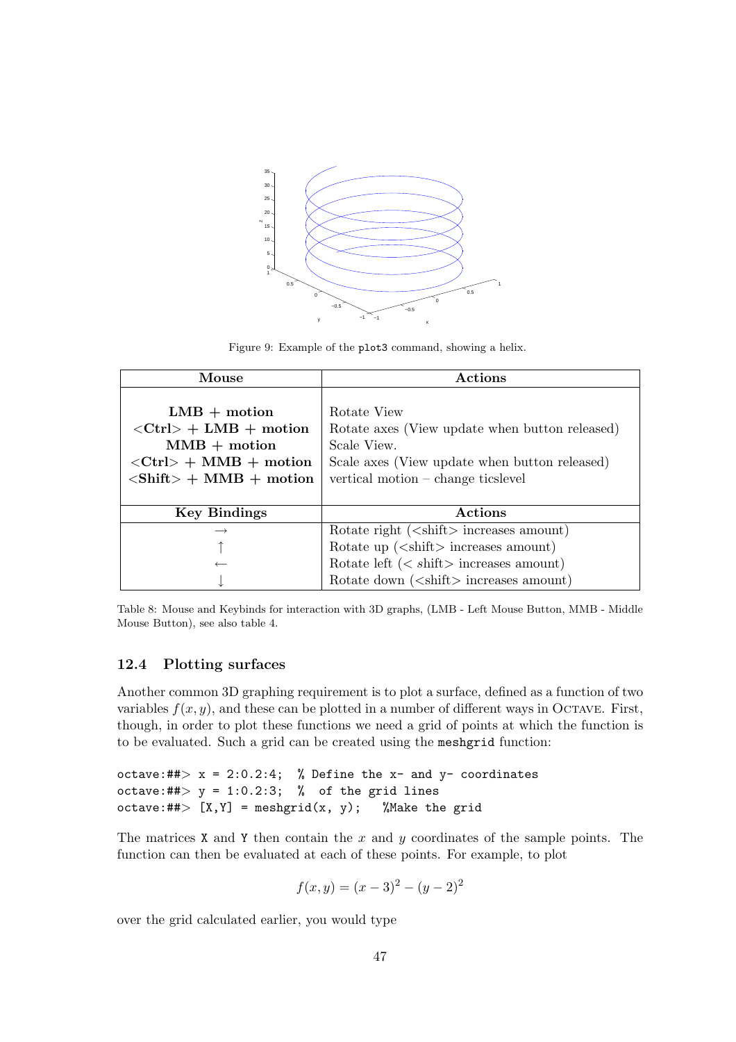Figure 9: Example of the `plot3` command, showing a helix.

| Mouse | Actions |
|---|---|
| **LMB + motion** | Rotate View |
| **<Ctrl> + LMB + motion** | Rotate axes (View update when button released) |
| **MMB + motion** | Scale View. |
| **<Ctrl> + MMB + motion** | Scale axes (View update when button released) |
| **<Shift> + MMB + motion** | vertical motion – change ticslevel |
| **Key Bindings** | **Actions** |
| → | Rotate right (<shift> increases amount) |
| ↑ | Rotate up (<shift> increases amount) |
| ← | Rotate left (< shift> increases amount) |
| ↓ | Rotate down (<shift> increases amount) |

Table 8: Mouse and Keybinds for interaction with 3D graphs, (LMB - Left Mouse Button, MMB - Middle Mouse Button), see also table 4.

### 12.4 Plotting surfaces

Another common 3D graphing requirement is to plot a surface, defined as a function of two variables $f(x, y)$, and these can be plotted in a number of different ways in Octave. First, though, in order to plot these functions we need a grid of points at which the function is to be evaluated. Such a grid can be created using the `meshgrid` function:

```
octave:##> x = 2:0.2:4;  % Define the x- and y- coordinates
octave:##> y = 1:0.2:3;  %  of the grid lines
octave:##> [X,Y] = meshgrid(x, y);   %Make the grid
```

The matrices `X` and `Y` then contain the $x$ and $y$ coordinates of the sample points. The function can then be evaluated at each of these points. For example, to plot

$$f(x, y) = (x - 3)^2 - (y - 2)^2$$

over the grid calculated earlier, you would type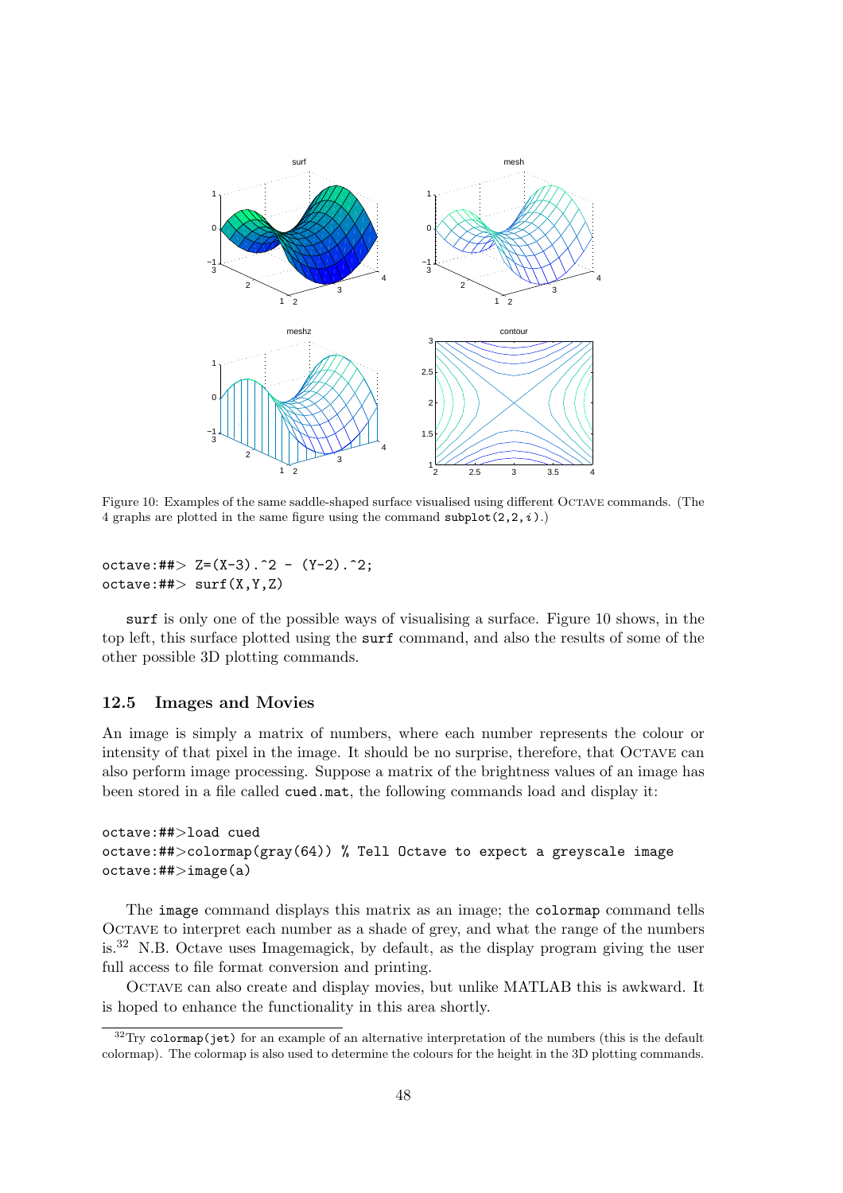Figure 10: Examples of the same saddle-shaped surface visualised using different Octave commands. (The 4 graphs are plotted in the same figure using the command `subplot(2,2,i)`.)

```
octave:##> Z=(X-3).^2 - (Y-2).^2;
octave:##> surf(X,Y,Z)
```

`surf` is only one of the possible ways of visualising a surface. Figure 10 shows, in the top left, this surface plotted using the `surf` command, and also the results of some of the other possible 3D plotting commands.

### 12.5 Images and Movies

An image is simply a matrix of numbers, where each number represents the colour or intensity of that pixel in the image. It should be no surprise, therefore, that Octave can also perform image processing. Suppose a matrix of the brightness values of an image has been stored in a file called `cued.mat`, the following commands load and display it:

```
octave:##>load cued
octave:##>colormap(gray(64)) % Tell Octave to expect a greyscale image
octave:##>image(a)
```

The `image` command displays this matrix as an image; the `colormap` command tells Octave to interpret each number as a shade of grey, and what the range of the numbers is.[32] N.B. Octave uses Imagemagick, by default, as the display program giving the user full access to file format conversion and printing.

Octave can also create and display movies, but unlike MATLAB this is awkward. It is hoped to enhance the functionality in this area shortly.

[32] Try `colormap(jet)` for an example of an alternative interpretation of the numbers (this is the default colormap). The colormap is also used to determine the colours for the height in the 3D plotting commands.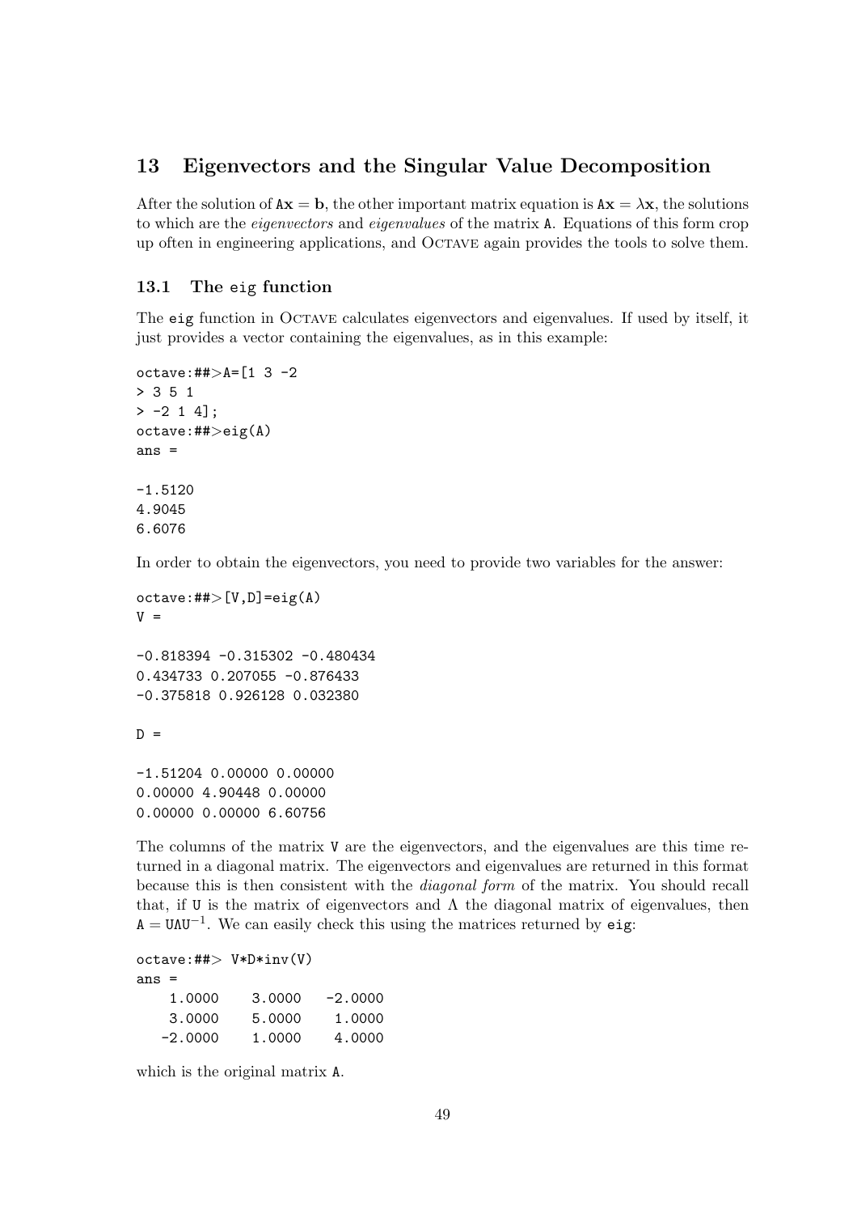## 13 Eigenvectors and the Singular Value Decomposition

After the solution of $\mathtt{A}\mathbf{x} = \mathbf{b}$, the other important matrix equation is $\mathtt{A}\mathbf{x} = \lambda\mathbf{x}$, the solutions to which are the *eigenvectors* and *eigenvalues* of the matrix A. Equations of this form crop up often in engineering applications, and OCTAVE again provides the tools to solve them.

### 13.1 The eig function

The eig function in OCTAVE calculates eigenvectors and eigenvalues. If used by itself, it just provides a vector containing the eigenvalues, as in this example:

```
octave:##>A=[1 3 -2
> 3 5 1
> -2 1 4];
octave:##>eig(A)
ans =

-1.5120
4.9045
6.6076
```

In order to obtain the eigenvectors, you need to provide two variables for the answer:

```
octave:##>[V,D]=eig(A)
V =

-0.818394 -0.315302 -0.480434
0.434733 0.207055 -0.876433
-0.375818 0.926128 0.032380

D =

-1.51204 0.00000 0.00000
0.00000 4.90448 0.00000
0.00000 0.00000 6.60756
```

The columns of the matrix V are the eigenvectors, and the eigenvalues are this time returned in a diagonal matrix. The eigenvectors and eigenvalues are returned in this format because this is then consistent with the *diagonal form* of the matrix. You should recall that, if U is the matrix of eigenvectors and $\Lambda$ the diagonal matrix of eigenvalues, then $\mathtt{A} = \mathtt{U}\Lambda\mathtt{U}^{-1}$. We can easily check this using the matrices returned by eig:

```
octave:##> V*D*inv(V)
ans =
    1.0000    3.0000   -2.0000
    3.0000    5.0000    1.0000
   -2.0000    1.0000    4.0000
```

which is the original matrix A.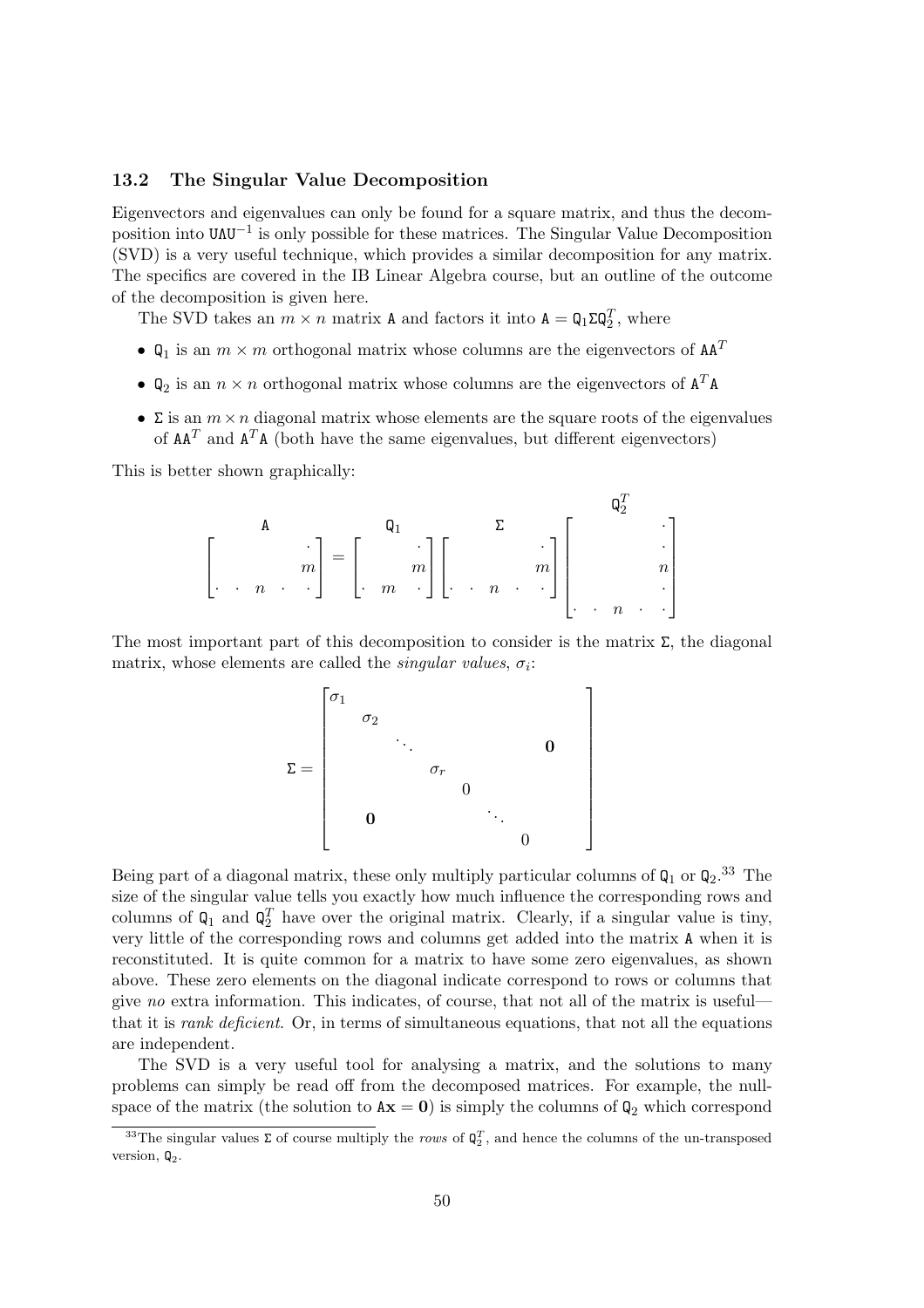### 13.2 The Singular Value Decomposition

Eigenvectors and eigenvalues can only be found for a square matrix, and thus the decomposition into $\mathtt{U}\Lambda\mathtt{U}^{-1}$ is only possible for these matrices. The Singular Value Decomposition (SVD) is a very useful technique, which provides a similar decomposition for any matrix. The specifics are covered in the IB Linear Algebra course, but an outline of the outcome of the decomposition is given here.

The SVD takes an $m \times n$ matrix $\mathtt{A}$ and factors it into $\mathtt{A} = \mathtt{Q}_1\Sigma\mathtt{Q}_2^T$, where

- $\mathtt{Q}_1$ is an $m \times m$ orthogonal matrix whose columns are the eigenvectors of $\mathtt{AA}^T$
- $\mathtt{Q}_2$ is an $n \times n$ orthogonal matrix whose columns are the eigenvectors of $\mathtt{A}^T\mathtt{A}$
- $\Sigma$ is an $m \times n$ diagonal matrix whose elements are the square roots of the eigenvalues of $\mathtt{AA}^T$ and $\mathtt{A}^T\mathtt{A}$ (both have the same eigenvalues, but different eigenvectors)

This is better shown graphically:

$$\underset{\mathtt{A}}{\begin{bmatrix} & & & & \cdot \\ & & & & m \\ \cdot & \cdot & n & \cdot & \cdot \end{bmatrix}} = \underset{\mathtt{Q}_1}{\begin{bmatrix} & & \cdot \\ & & m \\ \cdot & m & \cdot \end{bmatrix}} \underset{\Sigma}{\begin{bmatrix} & & & & \cdot \\ & & & & m \\ \cdot & \cdot & n & \cdot & \cdot \end{bmatrix}} \overset{\mathtt{Q}_2^T}{\begin{bmatrix} & & & & \cdot \\ & & & & \cdot \\ & & & & n \\ & & & & \cdot \\ \cdot & \cdot & n & \cdot & \cdot \end{bmatrix}}$$

The most important part of this decomposition to consider is the matrix $\Sigma$, the diagonal matrix, whose elements are called the *singular values*, $\sigma_i$:

$$\Sigma = \begin{bmatrix} \sigma_1 & & & & & & \\ & \sigma_2 & & & & & \\ & & \ddots & & & \mathbf{0} & \\ & & & \sigma_r & & & \\ & & & & 0 & & \\ & \mathbf{0} & & & & \ddots & \\ & & & & & & 0 \end{bmatrix}$$

Being part of a diagonal matrix, these only multiply particular columns of $\mathtt{Q}_1$ or $\mathtt{Q}_2$.[33] The size of the singular value tells you exactly how much influence the corresponding rows and columns of $\mathtt{Q}_1$ and $\mathtt{Q}_2^T$ have over the original matrix. Clearly, if a singular value is tiny, very little of the corresponding rows and columns get added into the matrix $\mathtt{A}$ when it is reconstituted. It is quite common for a matrix to have some zero eigenvalues, as shown above. These zero elements on the diagonal indicate correspond to rows or columns that give *no* extra information. This indicates, of course, that not all of the matrix is useful—that it is *rank deficient*. Or, in terms of simultaneous equations, that not all the equations are independent.

The SVD is a very useful tool for analysing a matrix, and the solutions to many problems can simply be read off from the decomposed matrices. For example, the null-space of the matrix (the solution to $\mathtt{A}\mathbf{x} = \mathbf{0}$) is simply the columns of $\mathtt{Q}_2$ which correspond

[33] The singular values $\Sigma$ of course multiply the *rows* of $\mathtt{Q}_2^T$, and hence the columns of the un-transposed version, $\mathtt{Q}_2$.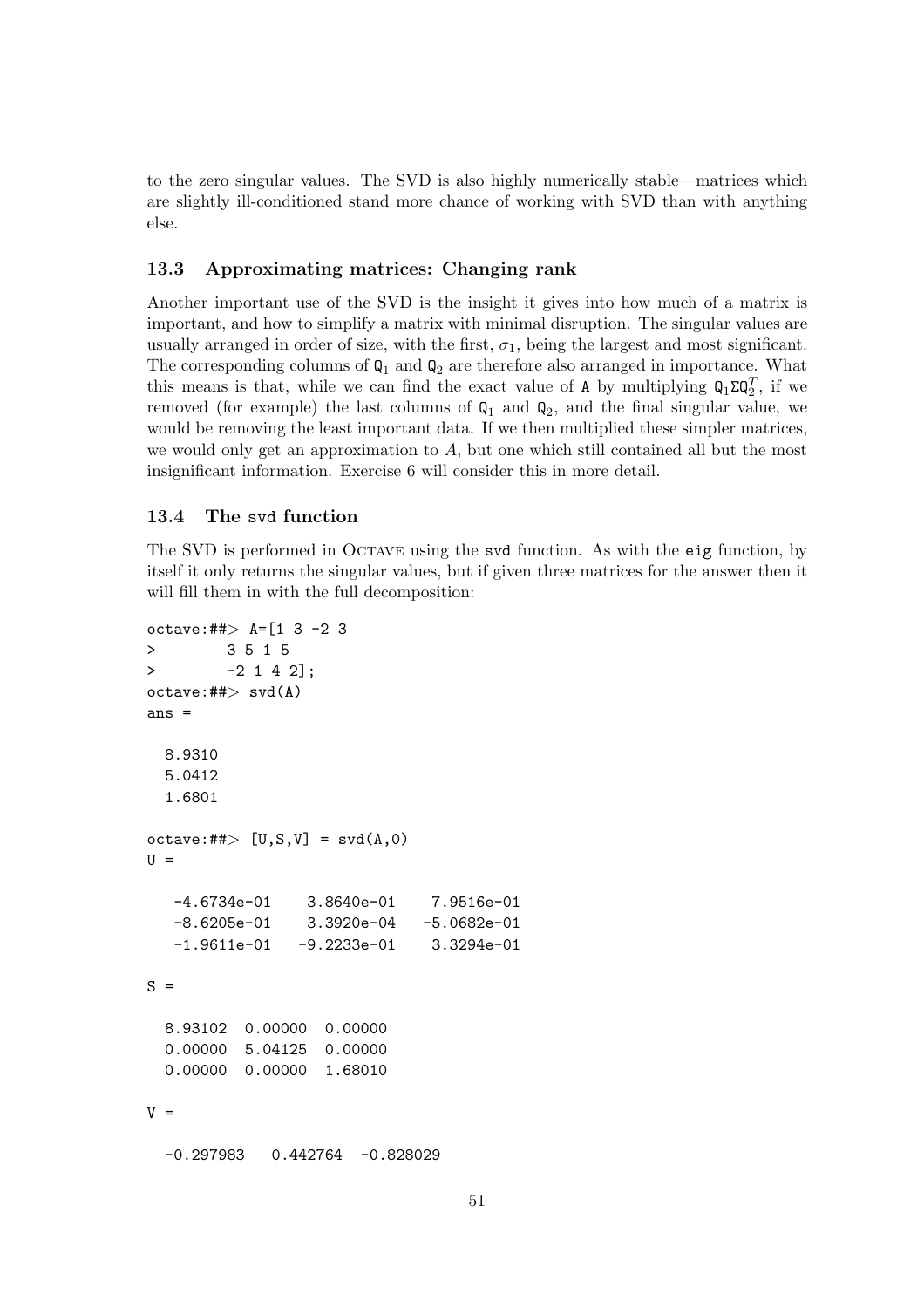to the zero singular values. The SVD is also highly numerically stable—matrices which are slightly ill-conditioned stand more chance of working with SVD than with anything else.

### 13.3 Approximating matrices: Changing rank

Another important use of the SVD is the insight it gives into how much of a matrix is important, and how to simplify a matrix with minimal disruption. The singular values are usually arranged in order of size, with the first, $\sigma_1$, being the largest and most significant. The corresponding columns of $Q_1$ and $Q_2$ are therefore also arranged in importance. What this means is that, while we can find the exact value of A by multiplying $Q_1 \Sigma Q_2^T$, if we removed (for example) the last columns of $Q_1$ and $Q_2$, and the final singular value, we would be removing the least important data. If we then multiplied these simpler matrices, we would only get an approximation to $A$, but one which still contained all but the most insignificant information. Exercise 6 will consider this in more detail.

### 13.4 The svd function

The SVD is performed in Octave using the `svd` function. As with the `eig` function, by itself it only returns the singular values, but if given three matrices for the answer then it will fill them in with the full decomposition:

```
octave:##> A=[1 3 -2 3
>        3 5 1 5
>        -2 1 4 2];
octave:##> svd(A)
ans =

  8.9310
  5.0412
  1.6801

octave:##> [U,S,V] = svd(A,0)
U =

   -4.6734e-01    3.8640e-01    7.9516e-01
   -8.6205e-01    3.3920e-04   -5.0682e-01
   -1.9611e-01   -9.2233e-01    3.3294e-01

S =

  8.93102  0.00000  0.00000
  0.00000  5.04125  0.00000
  0.00000  0.00000  1.68010

V =

  -0.297983   0.442764  -0.828029
```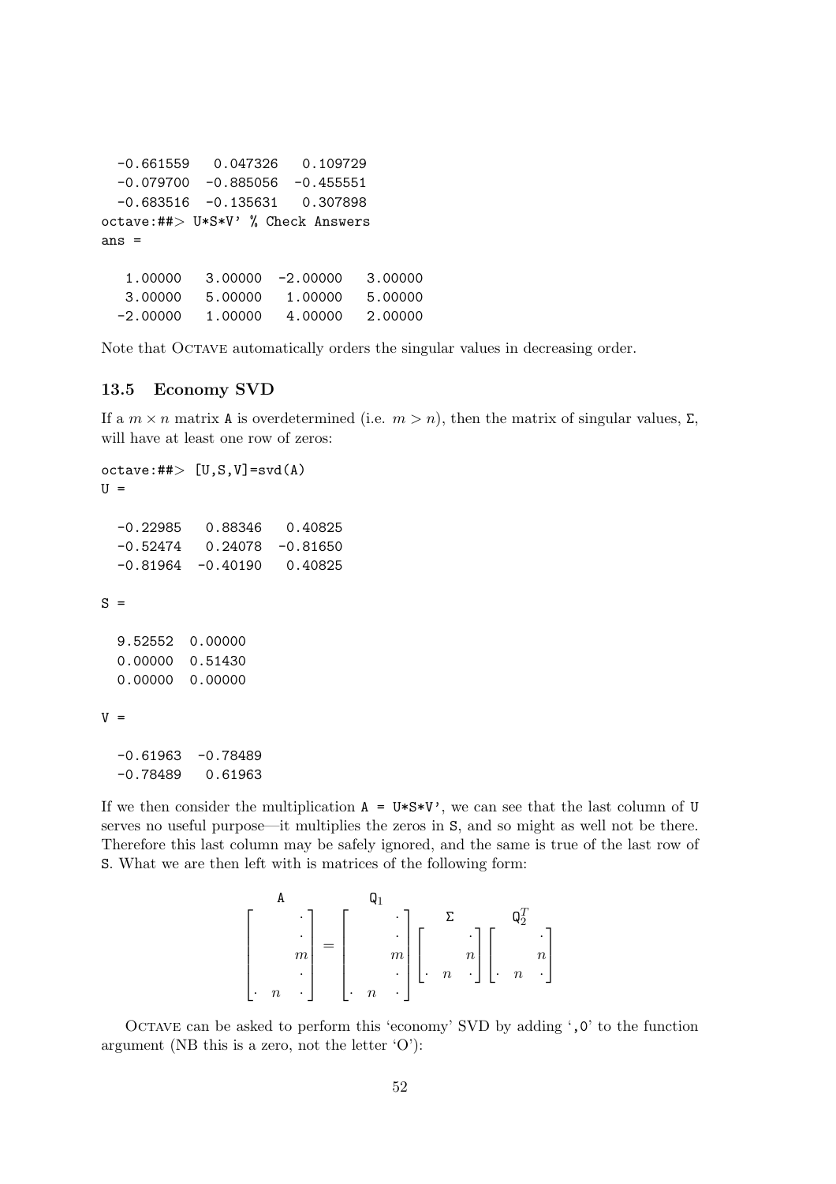```
  -0.661559   0.047326   0.109729
  -0.079700  -0.885056  -0.455551
  -0.683516  -0.135631   0.307898
octave:##> U*S*V' % Check Answers
ans =

   1.00000   3.00000  -2.00000   3.00000
   3.00000   5.00000   1.00000   5.00000
  -2.00000   1.00000   4.00000   2.00000
```

Note that OCTAVE automatically orders the singular values in decreasing order.

### 13.5 Economy SVD

If a $m \times n$ matrix A is overdetermined (i.e. $m > n$), then the matrix of singular values, Σ, will have at least one row of zeros:

```
octave:##> [U,S,V]=svd(A)
U =

  -0.22985   0.88346   0.40825
  -0.52474   0.24078  -0.81650
  -0.81964  -0.40190   0.40825

S =

  9.52552  0.00000
  0.00000  0.51430
  0.00000  0.00000

V =

  -0.61963  -0.78489
  -0.78489   0.61963
```

If we then consider the multiplication `A = U*S*V'`, we can see that the last column of U serves no useful purpose—it multiplies the zeros in S, and so might as well not be there. Therefore this last column may be safely ignored, and the same is true of the last row of S. What we are then left with is matrices of the following form:

$$\overset{\mathtt{A}}{\begin{bmatrix} & & \cdot \\ & & \cdot \\ & & m \\ & & \cdot \\ \cdot & n & \cdot \end{bmatrix}} = \overset{\mathtt{Q}_1}{\begin{bmatrix} & & \cdot \\ & & \cdot \\ & & m \\ & & \cdot \\ \cdot & n & \cdot \end{bmatrix}} \overset{\Sigma}{\begin{bmatrix} & & \cdot \\ & & n \\ \cdot & n & \cdot \end{bmatrix}} \overset{\mathtt{Q}_2^T}{\begin{bmatrix} & & \cdot \\ & & n \\ \cdot & n & \cdot \end{bmatrix}}$$

OCTAVE can be asked to perform this 'economy' SVD by adding '`,0`' to the function argument (NB this is a zero, not the letter 'O'):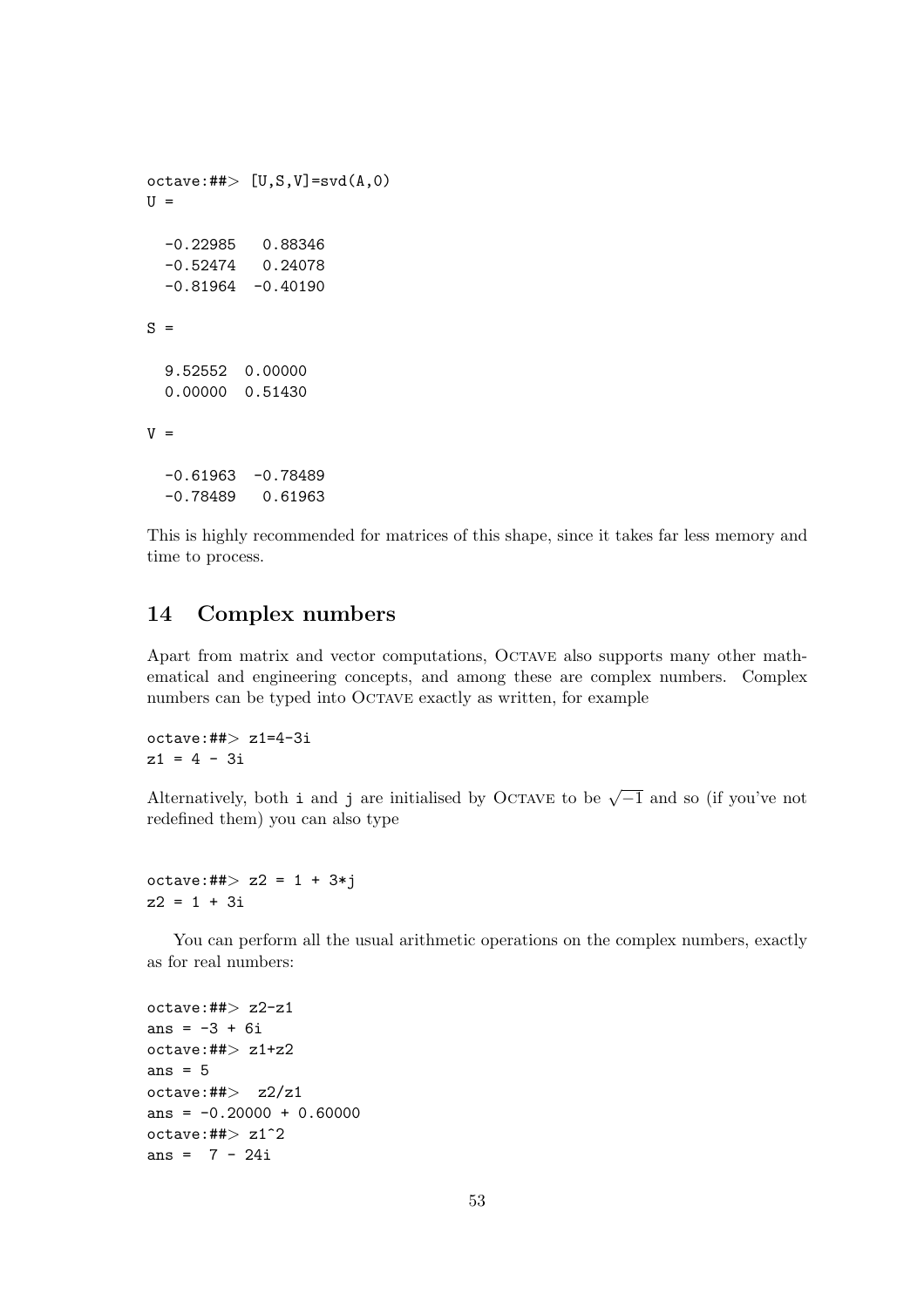```
octave:##> [U,S,V]=svd(A,0)
U =

  -0.22985   0.88346
  -0.52474   0.24078
  -0.81964  -0.40190

S =

  9.52552  0.00000
  0.00000  0.51430

V =

  -0.61963  -0.78489
  -0.78489   0.61963
```

This is highly recommended for matrices of this shape, since it takes far less memory and time to process.

## 14 Complex numbers

Apart from matrix and vector computations, OCTAVE also supports many other mathematical and engineering concepts, and among these are complex numbers. Complex numbers can be typed into OCTAVE exactly as written, for example

```
octave:##> z1=4-3i
z1 = 4 - 3i
```

Alternatively, both i and j are initialised by OCTAVE to be $\sqrt{-1}$ and so (if you've not redefined them) you can also type

```
octave:##> z2 = 1 + 3*j
z2 = 1 + 3i
```

You can perform all the usual arithmetic operations on the complex numbers, exactly as for real numbers:

```
octave:##> z2-z1
ans = -3 + 6i
octave:##> z1+z2
ans = 5
octave:##>  z2/z1
ans = -0.20000 + 0.60000
octave:##> z1^2
ans =  7 - 24i
```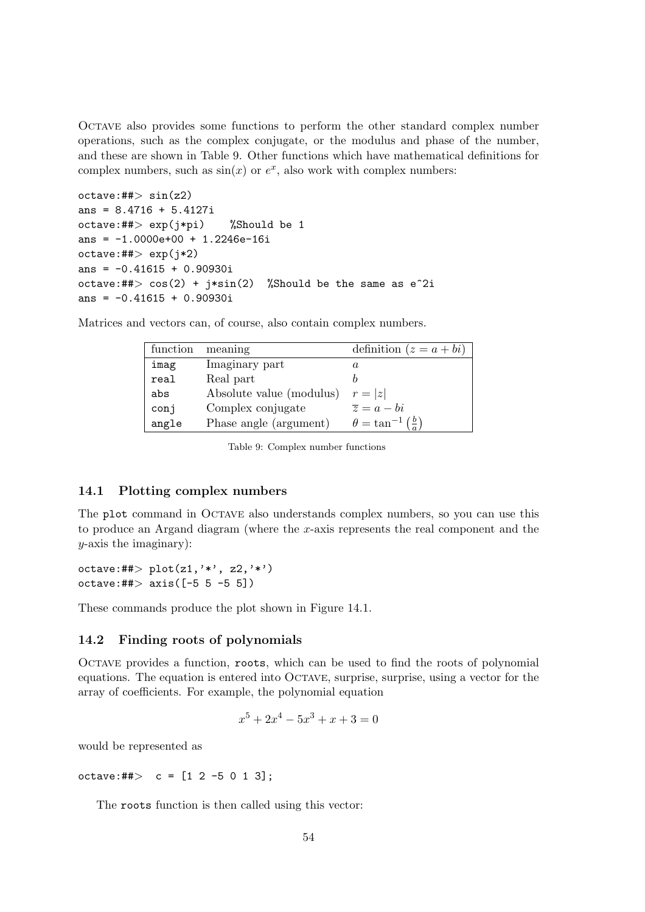Octave also provides some functions to perform the other standard complex number operations, such as the complex conjugate, or the modulus and phase of the number, and these are shown in Table 9. Other functions which have mathematical definitions for complex numbers, such as $\sin(x)$ or $e^x$, also work with complex numbers:

```
octave:##> sin(z2)
ans = 8.4716 + 5.4127i
octave:##> exp(j*pi)    %Should be 1
ans = -1.0000e+00 + 1.2246e-16i
octave:##> exp(j*2)
ans = -0.41615 + 0.90930i
octave:##> cos(2) + j*sin(2)  %Should be the same as e^2i
ans = -0.41615 + 0.90930i
```

Matrices and vectors can, of course, also contain complex numbers.

| function | meaning | definition ($z = a + bi$) |
|---|---|---|
| `imag` | Imaginary part | $a$ |
| `real` | Real part | $b$ |
| `abs` | Absolute value (modulus) | $r = \|z\|$ |
| `conj` | Complex conjugate | $\overline{z} = a - bi$ |
| `angle` | Phase angle (argument) | $\theta = \tan^{-1}\left(\frac{b}{a}\right)$ |

Table 9: Complex number functions

### 14.1 Plotting complex numbers

The `plot` command in Octave also understands complex numbers, so you can use this to produce an Argand diagram (where the $x$-axis represents the real component and the $y$-axis the imaginary):

```
octave:##> plot(z1,'*', z2,'*')
octave:##> axis([-5 5 -5 5])
```

These commands produce the plot shown in Figure 14.1.

### 14.2 Finding roots of polynomials

Octave provides a function, `roots`, which can be used to find the roots of polynomial equations. The equation is entered into Octave, surprise, surprise, using a vector for the array of coefficients. For example, the polynomial equation

$$x^5 + 2x^4 - 5x^3 + x + 3 = 0$$

would be represented as

```
octave:##>  c = [1 2 -5 0 1 3];
```

The `roots` function is then called using this vector: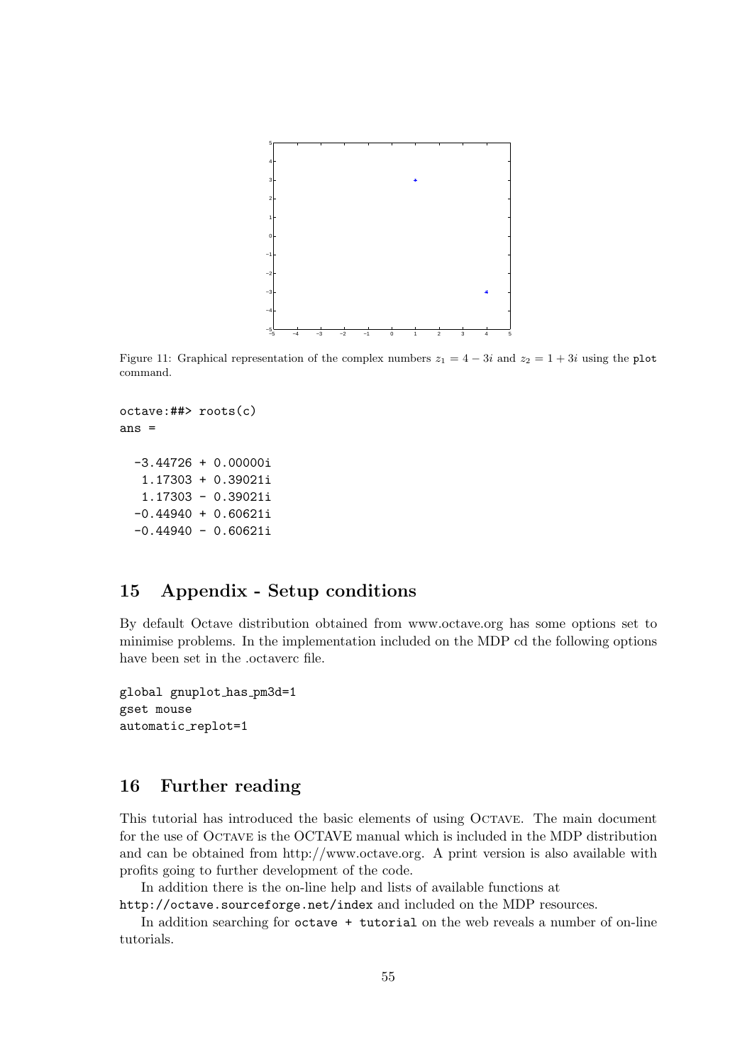Figure 11: Graphical representation of the complex numbers $z_1 = 4 - 3i$ and $z_2 = 1 + 3i$ using the `plot` command.

```
octave:##> roots(c)
ans =

  -3.44726 + 0.00000i
   1.17303 + 0.39021i
   1.17303 - 0.39021i
  -0.44940 + 0.60621i
  -0.44940 - 0.60621i
```

## 15 Appendix - Setup conditions

By default Octave distribution obtained from www.octave.org has some options set to minimise problems. In the implementation included on the MDP cd the following options have been set in the .octaverc file.

```
global gnuplot_has_pm3d=1
gset mouse
automatic_replot=1
```

## 16 Further reading

This tutorial has introduced the basic elements of using OCTAVE. The main document for the use of OCTAVE is the OCTAVE manual which is included in the MDP distribution and can be obtained from http://www.octave.org. A print version is also available with profits going to further development of the code.

In addition there is the on-line help and lists of available functions at `http://octave.sourceforge.net/index` and included on the MDP resources.

In addition searching for `octave + tutorial` on the web reveals a number of on-line tutorials.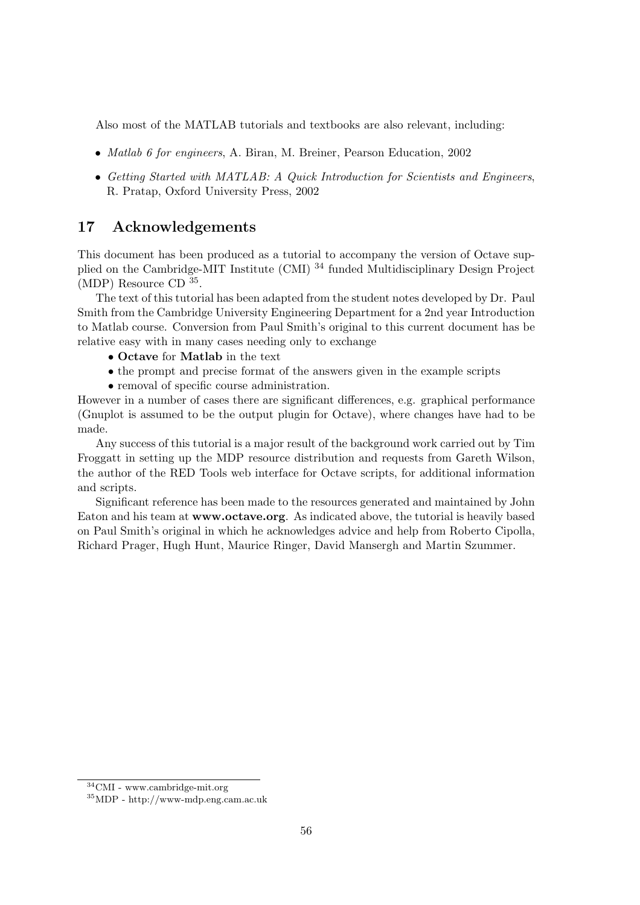Also most of the MATLAB tutorials and textbooks are also relevant, including:

- *Matlab 6 for engineers*, A. Biran, M. Breiner, Pearson Education, 2002
- *Getting Started with MATLAB: A Quick Introduction for Scientists and Engineers*, R. Pratap, Oxford University Press, 2002

## 17 Acknowledgements

This document has been produced as a tutorial to accompany the version of Octave supplied on the Cambridge-MIT Institute (CMI) [34] funded Multidisciplinary Design Project (MDP) Resource CD [35].

The text of this tutorial has been adapted from the student notes developed by Dr. Paul Smith from the Cambridge University Engineering Department for a 2nd year Introduction to Matlab course. Conversion from Paul Smith's original to this current document has be relative easy with in many cases needing only to exchange

- **Octave** for **Matlab** in the text
- the prompt and precise format of the answers given in the example scripts
- removal of specific course administration.

However in a number of cases there are significant differences, e.g. graphical performance (Gnuplot is assumed to be the output plugin for Octave), where changes have had to be made.

Any success of this tutorial is a major result of the background work carried out by Tim Froggatt in setting up the MDP resource distribution and requests from Gareth Wilson, the author of the RED Tools web interface for Octave scripts, for additional information and scripts.

Significant reference has been made to the resources generated and maintained by John Eaton and his team at **www.octave.org**. As indicated above, the tutorial is heavily based on Paul Smith's original in which he acknowledges advice and help from Roberto Cipolla, Richard Prager, Hugh Hunt, Maurice Ringer, David Mansergh and Martin Szummer.

[34] CMI - www.cambridge-mit.org

[35] MDP - http://www-mdp.eng.cam.ac.uk